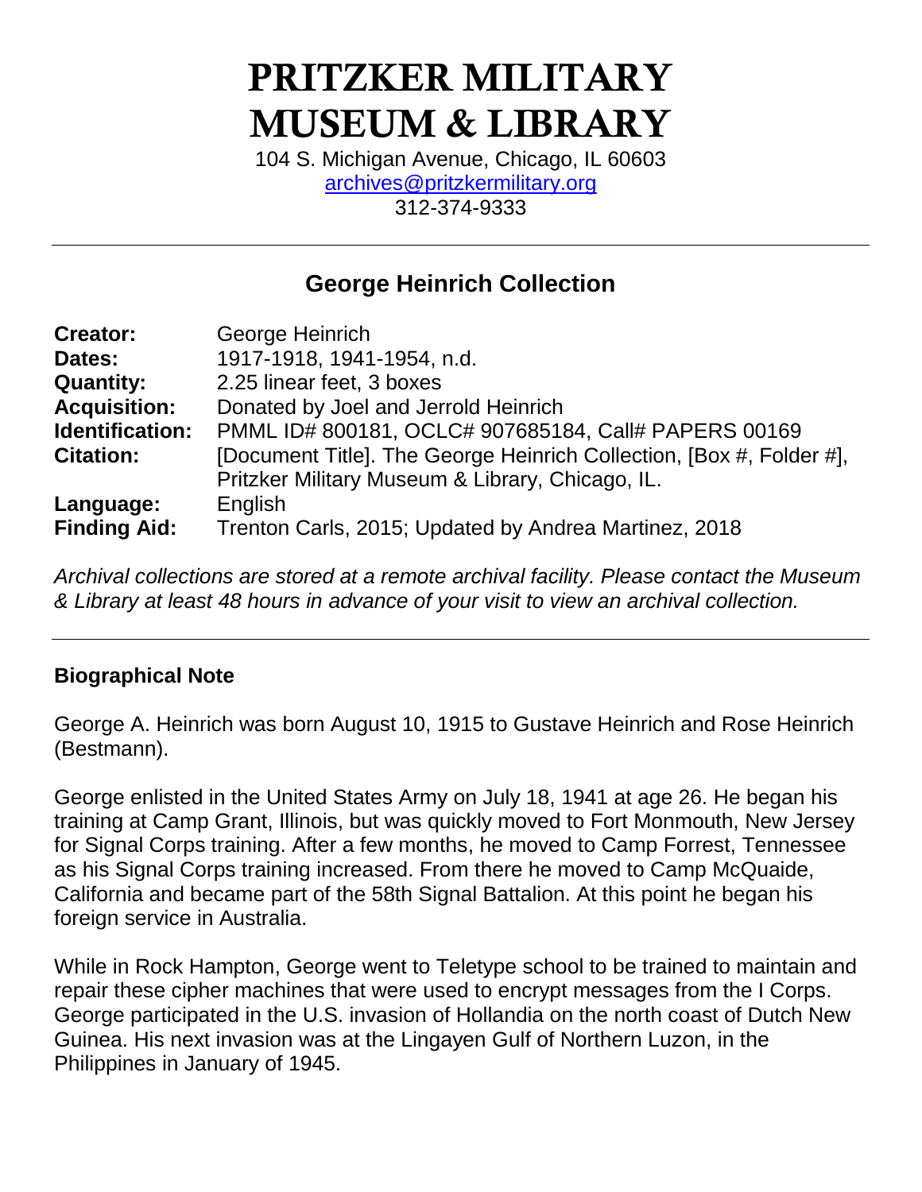# PRITZKER MILITARY MUSEUM & LIBRARY

104 S. Michigan Avenue, Chicago, IL 60603
archives@pritzkermilitary.org
312-374-9333

---

## George Heinrich Collection

| | |
|---|---|
| **Creator:** | George Heinrich |
| **Dates:** | 1917-1918, 1941-1954, n.d. |
| **Quantity:** | 2.25 linear feet, 3 boxes |
| **Acquisition:** | Donated by Joel and Jerrold Heinrich |
| **Identification:** | PMML ID# 800181, OCLC# 907685184, Call# PAPERS 00169 |
| **Citation:** | [Document Title]. The George Heinrich Collection, [Box #, Folder #], Pritzker Military Museum & Library, Chicago, IL. |
| **Language:** | English |
| **Finding Aid:** | Trenton Carls, 2015; Updated by Andrea Martinez, 2018 |

*Archival collections are stored at a remote archival facility. Please contact the Museum & Library at least 48 hours in advance of your visit to view an archival collection.*

---

### Biographical Note

George A. Heinrich was born August 10, 1915 to Gustave Heinrich and Rose Heinrich (Bestmann).

George enlisted in the United States Army on July 18, 1941 at age 26. He began his training at Camp Grant, Illinois, but was quickly moved to Fort Monmouth, New Jersey for Signal Corps training. After a few months, he moved to Camp Forrest, Tennessee as his Signal Corps training increased. From there he moved to Camp McQuaide, California and became part of the 58th Signal Battalion. At this point he began his foreign service in Australia.

While in Rock Hampton, George went to Teletype school to be trained to maintain and repair these cipher machines that were used to encrypt messages from the I Corps. George participated in the U.S. invasion of Hollandia on the north coast of Dutch New Guinea. His next invasion was at the Lingayen Gulf of Northern Luzon, in the Philippines in January of 1945.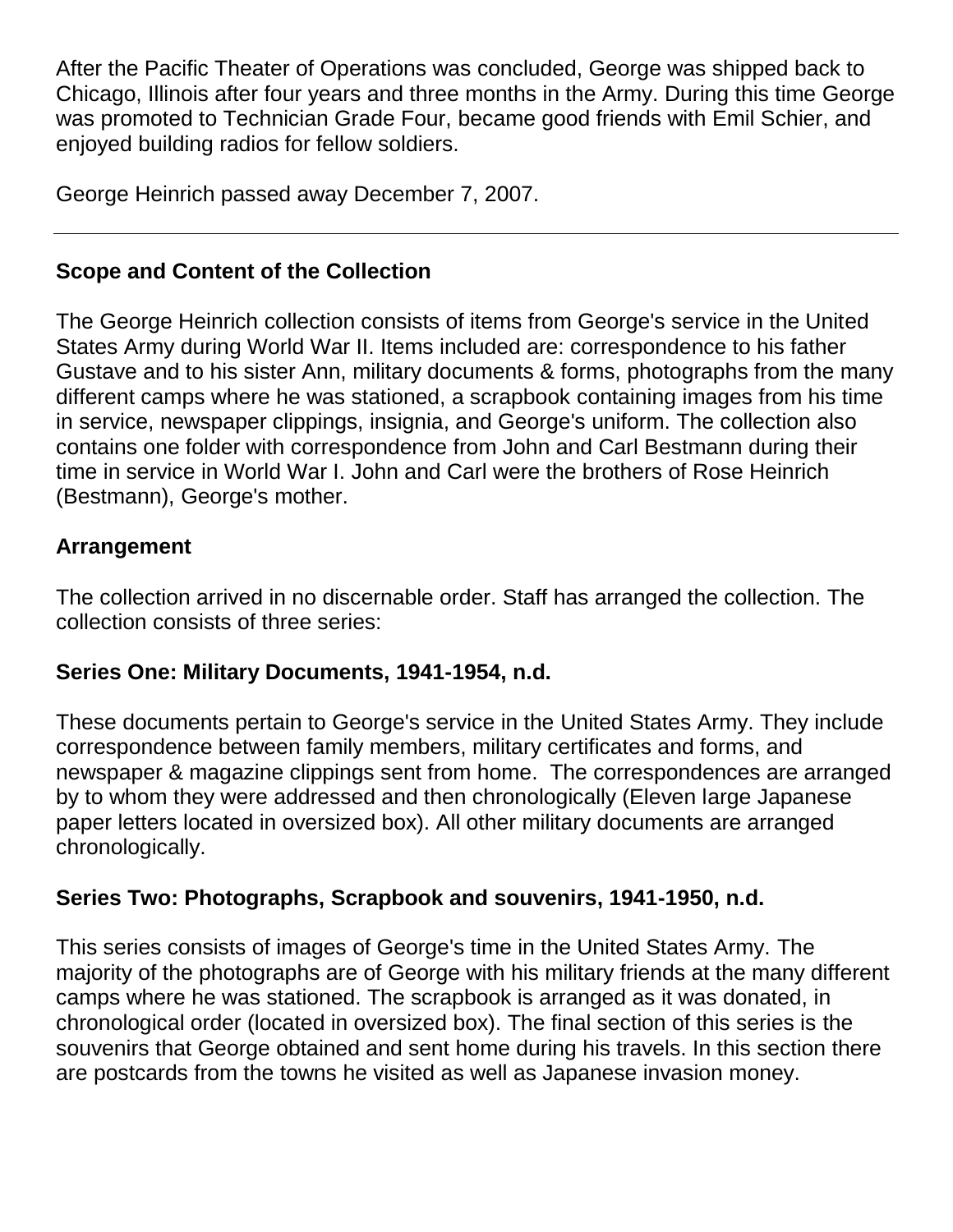After the Pacific Theater of Operations was concluded, George was shipped back to Chicago, Illinois after four years and three months in the Army. During this time George was promoted to Technician Grade Four, became good friends with Emil Schier, and enjoyed building radios for fellow soldiers.

George Heinrich passed away December 7, 2007.

---

## Scope and Content of the Collection

The George Heinrich collection consists of items from George's service in the United States Army during World War II. Items included are: correspondence to his father Gustave and to his sister Ann, military documents & forms, photographs from the many different camps where he was stationed, a scrapbook containing images from his time in service, newspaper clippings, insignia, and George's uniform. The collection also contains one folder with correspondence from John and Carl Bestmann during their time in service in World War I. John and Carl were the brothers of Rose Heinrich (Bestmann), George's mother.

## Arrangement

The collection arrived in no discernable order. Staff has arranged the collection. The collection consists of three series:

### Series One: Military Documents, 1941-1954, n.d.

These documents pertain to George's service in the United States Army. They include correspondence between family members, military certificates and forms, and newspaper & magazine clippings sent from home. The correspondences are arranged by to whom they were addressed and then chronologically (Eleven large Japanese paper letters located in oversized box). All other military documents are arranged chronologically.

### Series Two: Photographs, Scrapbook and souvenirs, 1941-1950, n.d.

This series consists of images of George's time in the United States Army. The majority of the photographs are of George with his military friends at the many different camps where he was stationed. The scrapbook is arranged as it was donated, in chronological order (located in oversized box). The final section of this series is the souvenirs that George obtained and sent home during his travels. In this section there are postcards from the towns he visited as well as Japanese invasion money.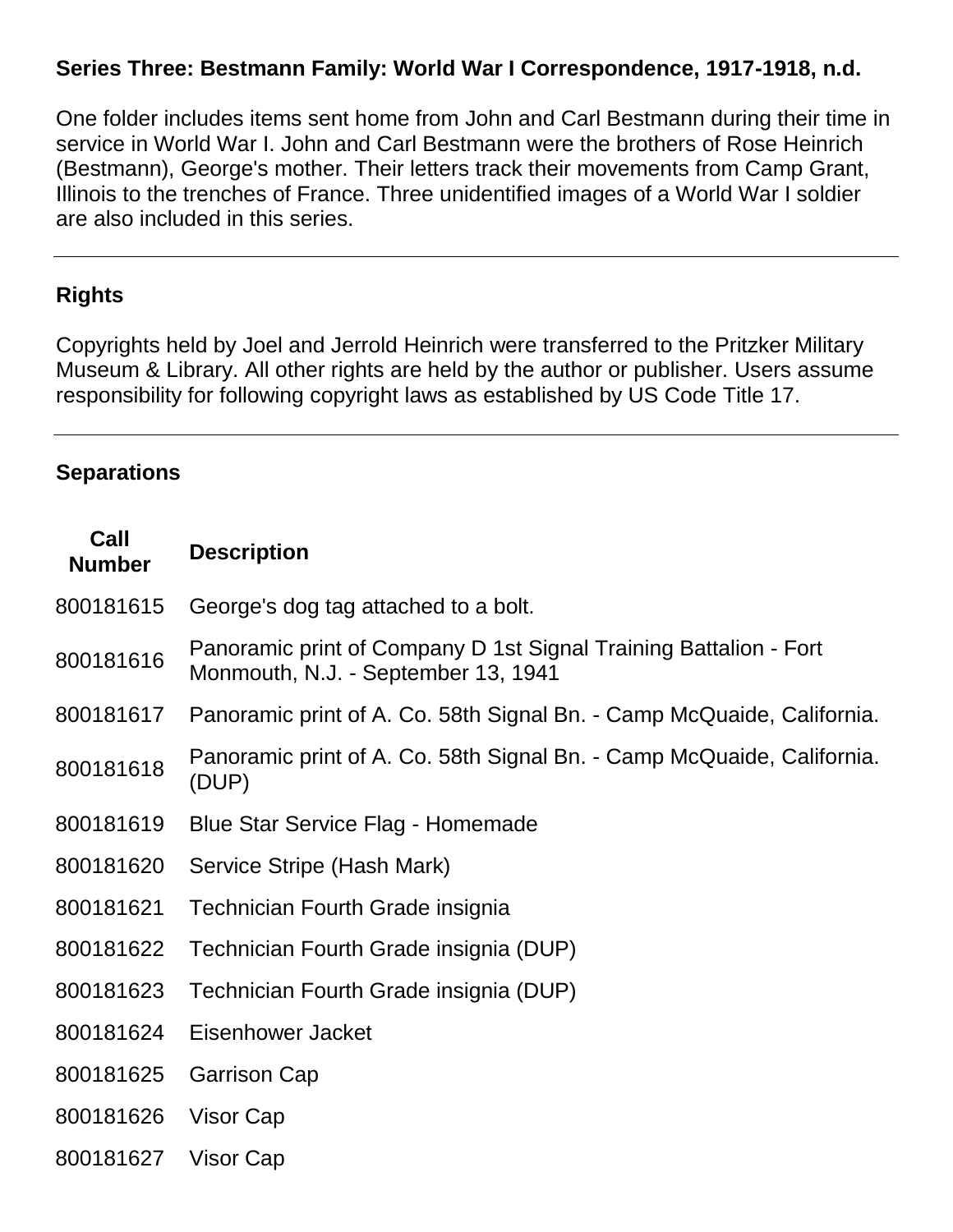### Series Three: Bestmann Family: World War I Correspondence, 1917-1918, n.d.

One folder includes items sent home from John and Carl Bestmann during their time in service in World War I. John and Carl Bestmann were the brothers of Rose Heinrich (Bestmann), George's mother. Their letters track their movements from Camp Grant, Illinois to the trenches of France. Three unidentified images of a World War I soldier are also included in this series.

---

### Rights

Copyrights held by Joel and Jerrold Heinrich were transferred to the Pritzker Military Museum & Library. All other rights are held by the author or publisher. Users assume responsibility for following copyright laws as established by US Code Title 17.

---

### Separations

| Call Number | Description |
|---|---|
| 800181615 | George's dog tag attached to a bolt. |
| 800181616 | Panoramic print of Company D 1st Signal Training Battalion - Fort Monmouth, N.J. - September 13, 1941 |
| 800181617 | Panoramic print of A. Co. 58th Signal Bn. - Camp McQuaide, California. |
| 800181618 | Panoramic print of A. Co. 58th Signal Bn. - Camp McQuaide, California. (DUP) |
| 800181619 | Blue Star Service Flag - Homemade |
| 800181620 | Service Stripe (Hash Mark) |
| 800181621 | Technician Fourth Grade insignia |
| 800181622 | Technician Fourth Grade insignia (DUP) |
| 800181623 | Technician Fourth Grade insignia (DUP) |
| 800181624 | Eisenhower Jacket |
| 800181625 | Garrison Cap |
| 800181626 | Visor Cap |
| 800181627 | Visor Cap |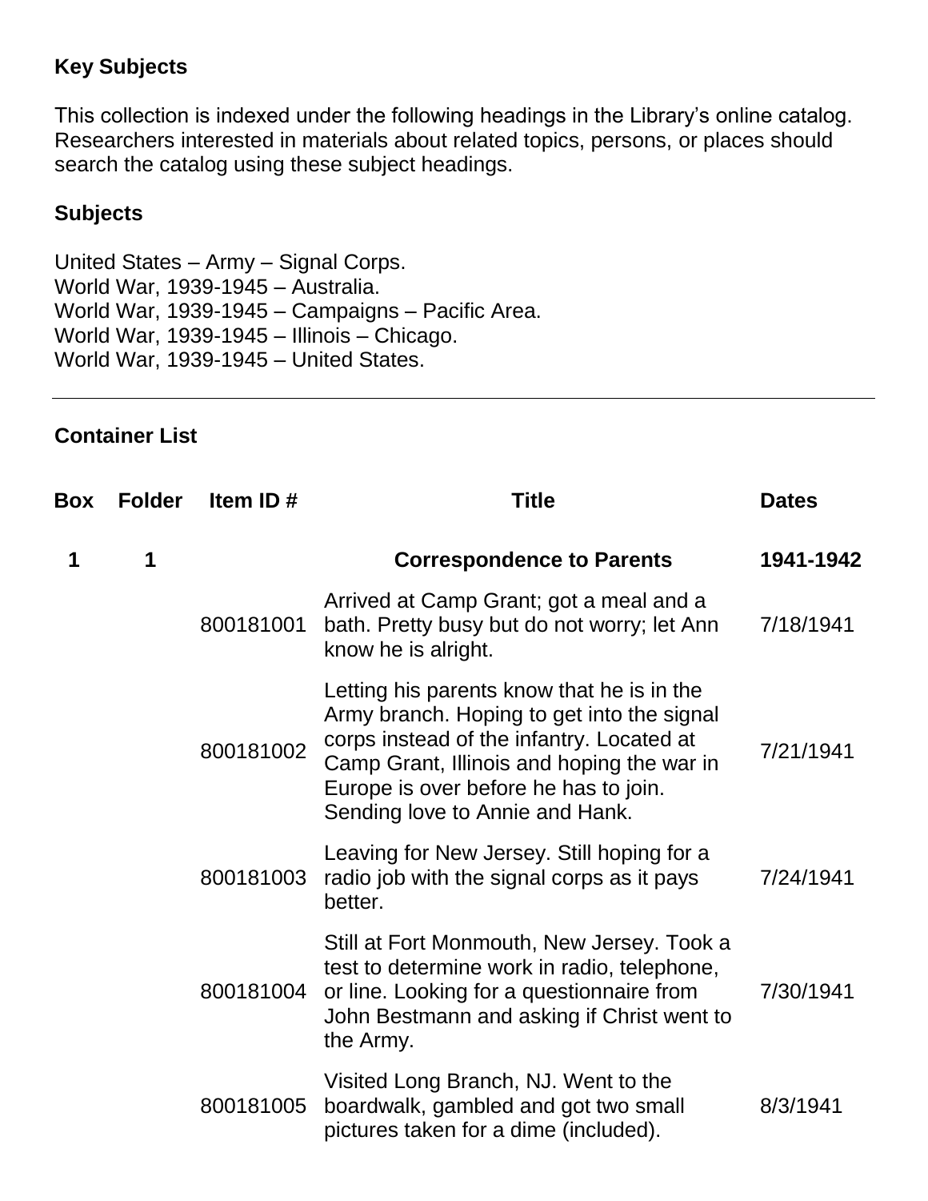## Key Subjects

This collection is indexed under the following headings in the Library's online catalog. Researchers interested in materials about related topics, persons, or places should search the catalog using these subject headings.

### Subjects

United States – Army – Signal Corps.
World War, 1939-1945 – Australia.
World War, 1939-1945 – Campaigns – Pacific Area.
World War, 1939-1945 – Illinois – Chicago.
World War, 1939-1945 – United States.

---

## Container List

| Box | Folder | Item ID # | Title | Dates |
|---|---|---|---|---|
| **1** | **1** | | **Correspondence to Parents** | **1941-1942** |
| | | 800181001 | Arrived at Camp Grant; got a meal and a bath. Pretty busy but do not worry; let Ann know he is alright. | 7/18/1941 |
| | | 800181002 | Letting his parents know that he is in the Army branch. Hoping to get into the signal corps instead of the infantry. Located at Camp Grant, Illinois and hoping the war in Europe is over before he has to join. Sending love to Annie and Hank. | 7/21/1941 |
| | | 800181003 | Leaving for New Jersey. Still hoping for a radio job with the signal corps as it pays better. | 7/24/1941 |
| | | 800181004 | Still at Fort Monmouth, New Jersey. Took a test to determine work in radio, telephone, or line. Looking for a questionnaire from John Bestmann and asking if Christ went to the Army. | 7/30/1941 |
| | | 800181005 | Visited Long Branch, NJ. Went to the boardwalk, gambled and got two small pictures taken for a dime (included). | 8/3/1941 |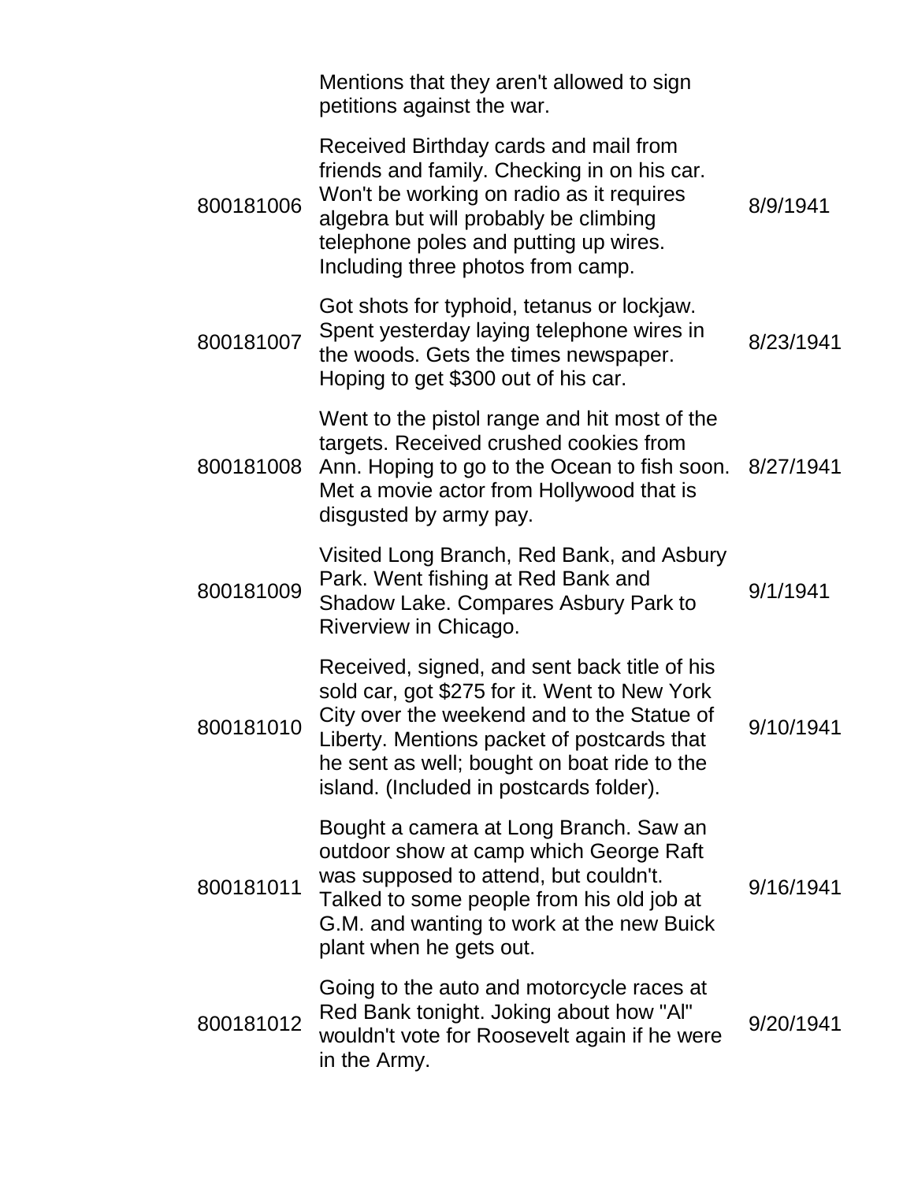| | | |
|---|---|---|
| | Mentions that they aren't allowed to sign petitions against the war. | |
| 800181006 | Received Birthday cards and mail from friends and family. Checking in on his car. Won't be working on radio as it requires algebra but will probably be climbing telephone poles and putting up wires. Including three photos from camp. | 8/9/1941 |
| 800181007 | Got shots for typhoid, tetanus or lockjaw. Spent yesterday laying telephone wires in the woods. Gets the times newspaper. Hoping to get $300 out of his car. | 8/23/1941 |
| 800181008 | Went to the pistol range and hit most of the targets. Received crushed cookies from Ann. Hoping to go to the Ocean to fish soon. Met a movie actor from Hollywood that is disgusted by army pay. | 8/27/1941 |
| 800181009 | Visited Long Branch, Red Bank, and Asbury Park. Went fishing at Red Bank and Shadow Lake. Compares Asbury Park to Riverview in Chicago. | 9/1/1941 |
| 800181010 | Received, signed, and sent back title of his sold car, got $275 for it. Went to New York City over the weekend and to the Statue of Liberty. Mentions packet of postcards that he sent as well; bought on boat ride to the island. (Included in postcards folder). | 9/10/1941 |
| 800181011 | Bought a camera at Long Branch. Saw an outdoor show at camp which George Raft was supposed to attend, but couldn't. Talked to some people from his old job at G.M. and wanting to work at the new Buick plant when he gets out. | 9/16/1941 |
| 800181012 | Going to the auto and motorcycle races at Red Bank tonight. Joking about how "Al" wouldn't vote for Roosevelt again if he were in the Army. | 9/20/1941 |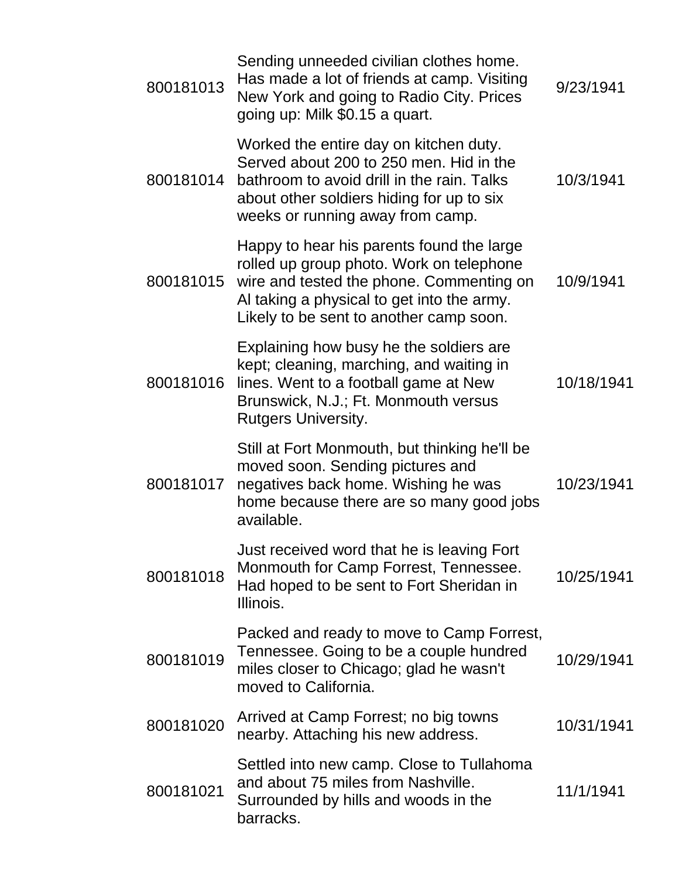| | | |
|---|---|---|
| 800181013 | Sending unneeded civilian clothes home. Has made a lot of friends at camp. Visiting New York and going to Radio City. Prices going up: Milk $0.15 a quart. | 9/23/1941 |
| 800181014 | Worked the entire day on kitchen duty. Served about 200 to 250 men. Hid in the bathroom to avoid drill in the rain. Talks about other soldiers hiding for up to six weeks or running away from camp. | 10/3/1941 |
| 800181015 | Happy to hear his parents found the large rolled up group photo. Work on telephone wire and tested the phone. Commenting on Al taking a physical to get into the army. Likely to be sent to another camp soon. | 10/9/1941 |
| 800181016 | Explaining how busy he the soldiers are kept; cleaning, marching, and waiting in lines. Went to a football game at New Brunswick, N.J.; Ft. Monmouth versus Rutgers University. | 10/18/1941 |
| 800181017 | Still at Fort Monmouth, but thinking he'll be moved soon. Sending pictures and negatives back home. Wishing he was home because there are so many good jobs available. | 10/23/1941 |
| 800181018 | Just received word that he is leaving Fort Monmouth for Camp Forrest, Tennessee. Had hoped to be sent to Fort Sheridan in Illinois. | 10/25/1941 |
| 800181019 | Packed and ready to move to Camp Forrest, Tennessee. Going to be a couple hundred miles closer to Chicago; glad he wasn't moved to California. | 10/29/1941 |
| 800181020 | Arrived at Camp Forrest; no big towns nearby. Attaching his new address. | 10/31/1941 |
| 800181021 | Settled into new camp. Close to Tullahoma and about 75 miles from Nashville. Surrounded by hills and woods in the barracks. | 11/1/1941 |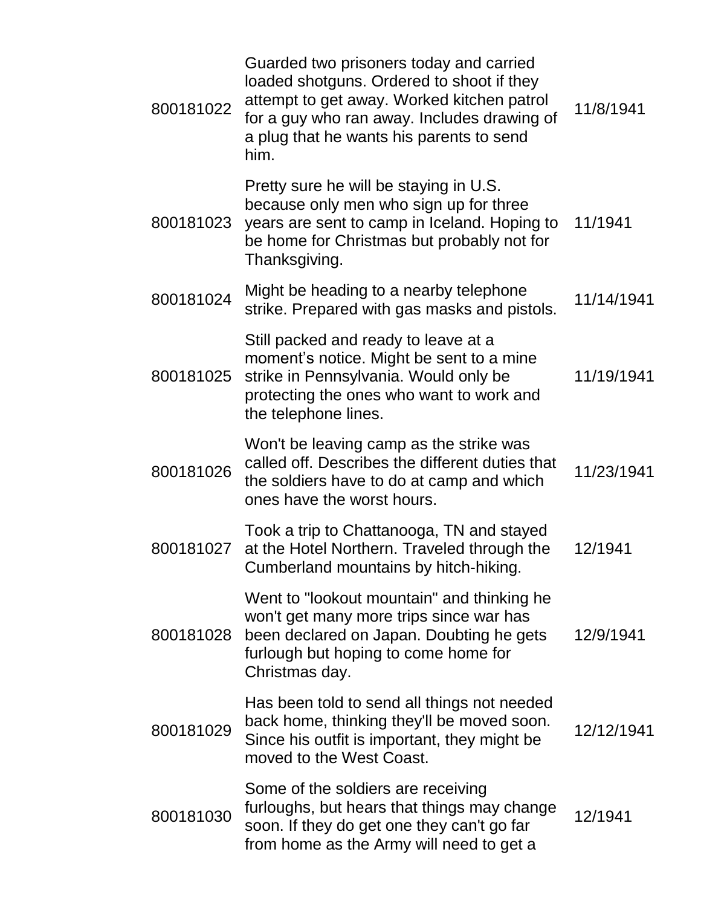| | | |
|---|---|---|
| 800181022 | Guarded two prisoners today and carried loaded shotguns. Ordered to shoot if they attempt to get away. Worked kitchen patrol for a guy who ran away. Includes drawing of a plug that he wants his parents to send him. | 11/8/1941 |
| 800181023 | Pretty sure he will be staying in U.S. because only men who sign up for three years are sent to camp in Iceland. Hoping to be home for Christmas but probably not for Thanksgiving. | 11/1941 |
| 800181024 | Might be heading to a nearby telephone strike. Prepared with gas masks and pistols. | 11/14/1941 |
| 800181025 | Still packed and ready to leave at a moment's notice. Might be sent to a mine strike in Pennsylvania. Would only be protecting the ones who want to work and the telephone lines. | 11/19/1941 |
| 800181026 | Won't be leaving camp as the strike was called off. Describes the different duties that the soldiers have to do at camp and which ones have the worst hours. | 11/23/1941 |
| 800181027 | Took a trip to Chattanooga, TN and stayed at the Hotel Northern. Traveled through the Cumberland mountains by hitch-hiking. | 12/1941 |
| 800181028 | Went to "lookout mountain" and thinking he won't get many more trips since war has been declared on Japan. Doubting he gets furlough but hoping to come home for Christmas day. | 12/9/1941 |
| 800181029 | Has been told to send all things not needed back home, thinking they'll be moved soon. Since his outfit is important, they might be moved to the West Coast. | 12/12/1941 |
| 800181030 | Some of the soldiers are receiving furloughs, but hears that things may change soon. If they do get one they can't go far from home as the Army will need to get a | 12/1941 |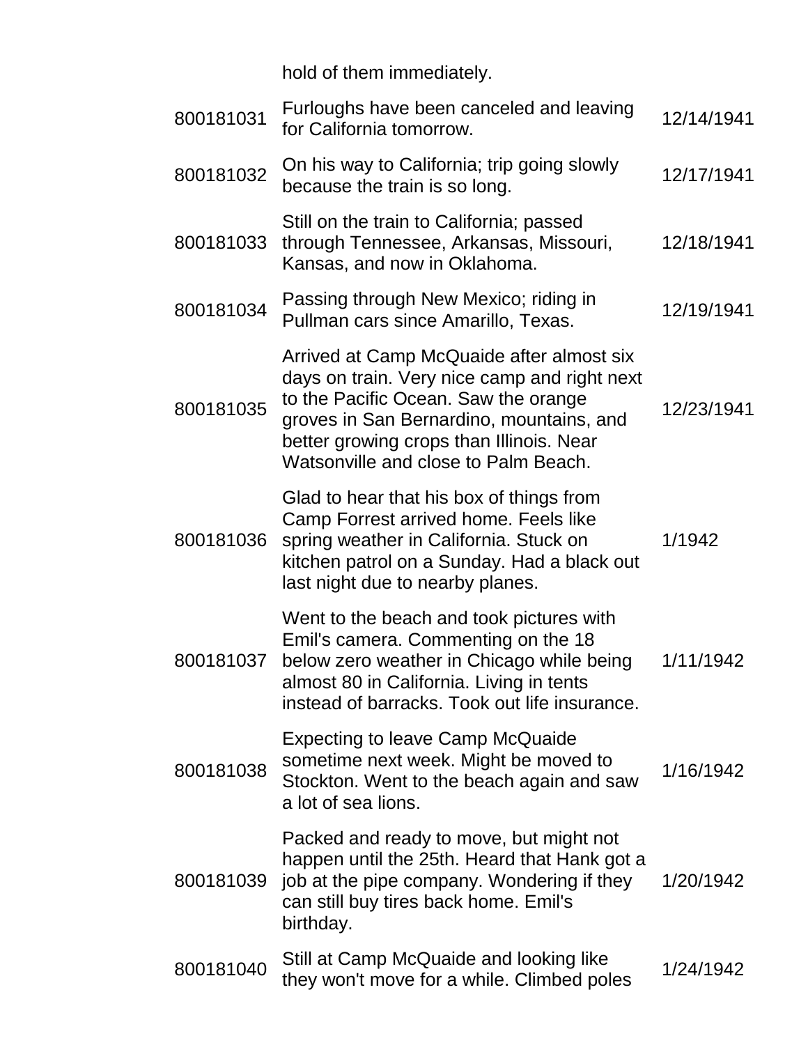| | | |
|---|---|---|
| | hold of them immediately. | |
| 800181031 | Furloughs have been canceled and leaving for California tomorrow. | 12/14/1941 |
| 800181032 | On his way to California; trip going slowly because the train is so long. | 12/17/1941 |
| 800181033 | Still on the train to California; passed through Tennessee, Arkansas, Missouri, Kansas, and now in Oklahoma. | 12/18/1941 |
| 800181034 | Passing through New Mexico; riding in Pullman cars since Amarillo, Texas. | 12/19/1941 |
| 800181035 | Arrived at Camp McQuaide after almost six days on train. Very nice camp and right next to the Pacific Ocean. Saw the orange groves in San Bernardino, mountains, and better growing crops than Illinois. Near Watsonville and close to Palm Beach. | 12/23/1941 |
| 800181036 | Glad to hear that his box of things from Camp Forrest arrived home. Feels like spring weather in California. Stuck on kitchen patrol on a Sunday. Had a black out last night due to nearby planes. | 1/1942 |
| 800181037 | Went to the beach and took pictures with Emil's camera. Commenting on the 18 below zero weather in Chicago while being almost 80 in California. Living in tents instead of barracks. Took out life insurance. | 1/11/1942 |
| 800181038 | Expecting to leave Camp McQuaide sometime next week. Might be moved to Stockton. Went to the beach again and saw a lot of sea lions. | 1/16/1942 |
| 800181039 | Packed and ready to move, but might not happen until the 25th. Heard that Hank got a job at the pipe company. Wondering if they can still buy tires back home. Emil's birthday. | 1/20/1942 |
| 800181040 | Still at Camp McQuaide and looking like they won't move for a while. Climbed poles | 1/24/1942 |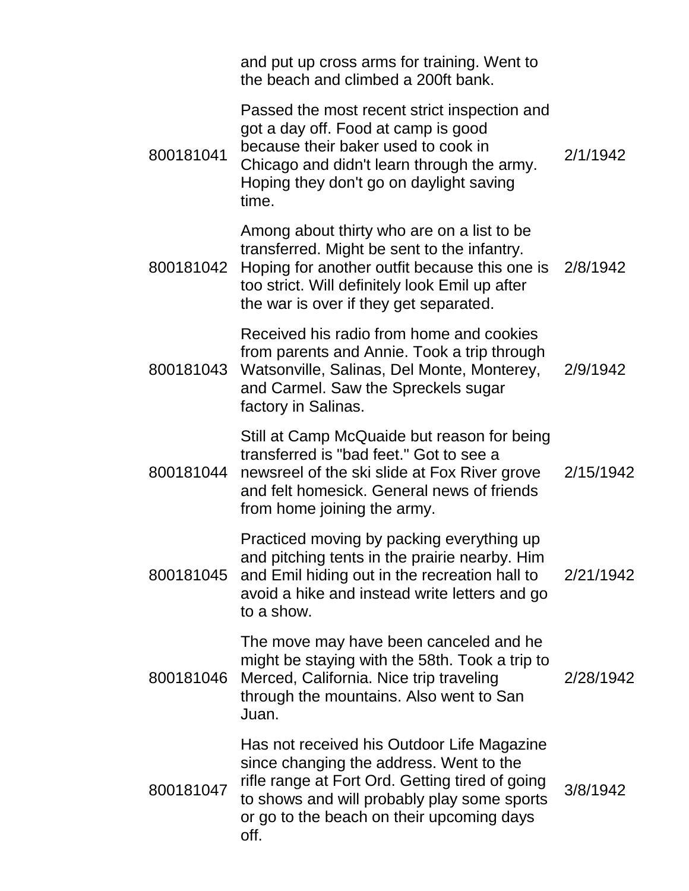| | | |
|---|---|---|
| | and put up cross arms for training. Went to the beach and climbed a 200ft bank. | |
| 800181041 | Passed the most recent strict inspection and got a day off. Food at camp is good because their baker used to cook in Chicago and didn't learn through the army. Hoping they don't go on daylight saving time. | 2/1/1942 |
| 800181042 | Among about thirty who are on a list to be transferred. Might be sent to the infantry. Hoping for another outfit because this one is too strict. Will definitely look Emil up after the war is over if they get separated. | 2/8/1942 |
| 800181043 | Received his radio from home and cookies from parents and Annie. Took a trip through Watsonville, Salinas, Del Monte, Monterey, and Carmel. Saw the Spreckels sugar factory in Salinas. | 2/9/1942 |
| 800181044 | Still at Camp McQuaide but reason for being transferred is "bad feet." Got to see a newsreel of the ski slide at Fox River grove and felt homesick. General news of friends from home joining the army. | 2/15/1942 |
| 800181045 | Practiced moving by packing everything up and pitching tents in the prairie nearby. Him and Emil hiding out in the recreation hall to avoid a hike and instead write letters and go to a show. | 2/21/1942 |
| 800181046 | The move may have been canceled and he might be staying with the 58th. Took a trip to Merced, California. Nice trip traveling through the mountains. Also went to San Juan. | 2/28/1942 |
| 800181047 | Has not received his Outdoor Life Magazine since changing the address. Went to the rifle range at Fort Ord. Getting tired of going to shows and will probably play some sports or go to the beach on their upcoming days off. | 3/8/1942 |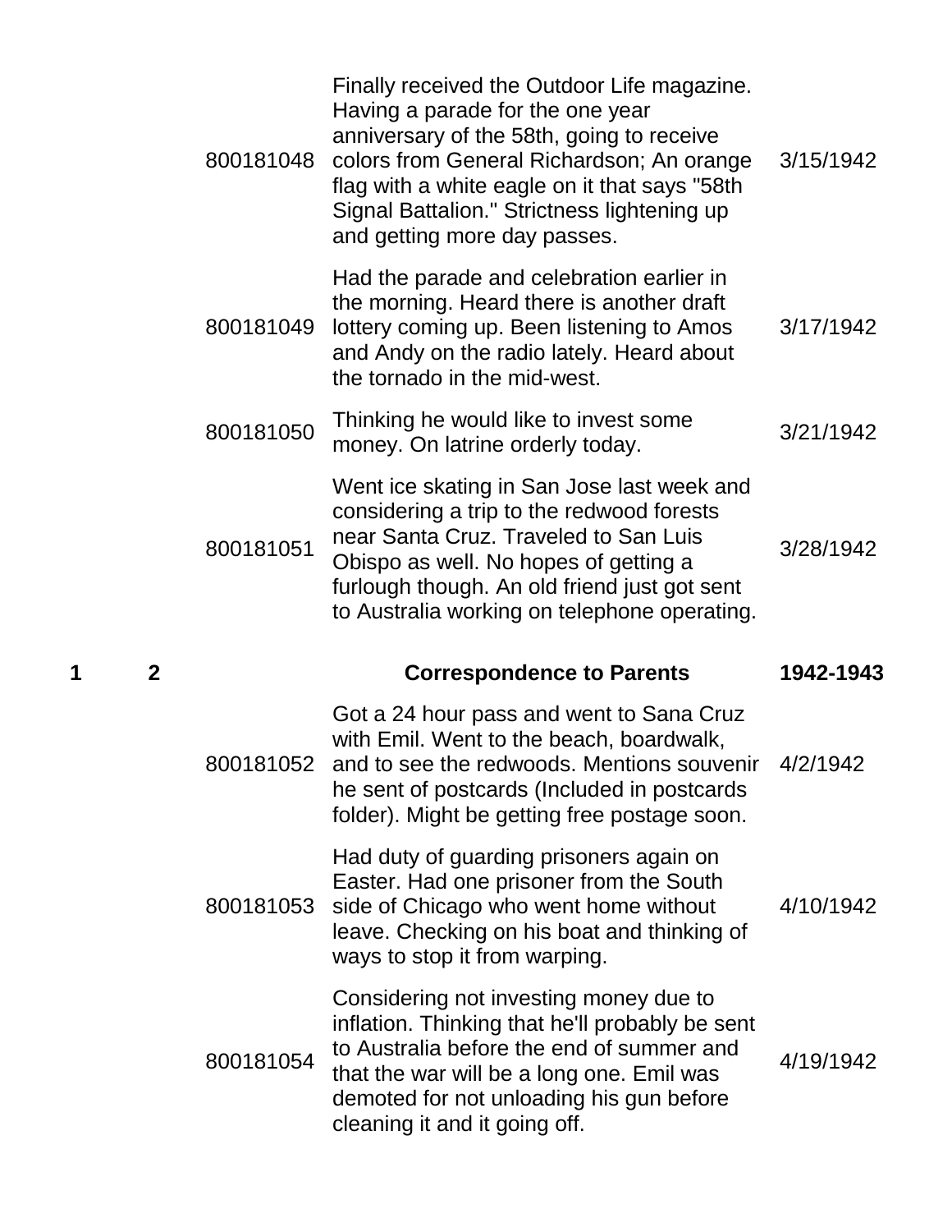| | | | | |
|---|---|---|---|---|
| | | 800181048 | Finally received the Outdoor Life magazine. Having a parade for the one year anniversary of the 58th, going to receive colors from General Richardson; An orange flag with a white eagle on it that says "58th Signal Battalion." Strictness lightening up and getting more day passes. | 3/15/1942 |
| | | 800181049 | Had the parade and celebration earlier in the morning. Heard there is another draft lottery coming up. Been listening to Amos and Andy on the radio lately. Heard about the tornado in the mid-west. | 3/17/1942 |
| | | 800181050 | Thinking he would like to invest some money. On latrine orderly today. | 3/21/1942 |
| | | 800181051 | Went ice skating in San Jose last week and considering a trip to the redwood forests near Santa Cruz. Traveled to San Luis Obispo as well. No hopes of getting a furlough though. An old friend just got sent to Australia working on telephone operating. | 3/28/1942 |
| **1** | **2** | | **Correspondence to Parents** | **1942-1943** |
| | | 800181052 | Got a 24 hour pass and went to Sana Cruz with Emil. Went to the beach, boardwalk, and to see the redwoods. Mentions souvenir he sent of postcards (Included in postcards folder). Might be getting free postage soon. | 4/2/1942 |
| | | 800181053 | Had duty of guarding prisoners again on Easter. Had one prisoner from the South side of Chicago who went home without leave. Checking on his boat and thinking of ways to stop it from warping. | 4/10/1942 |
| | | 800181054 | Considering not investing money due to inflation. Thinking that he'll probably be sent to Australia before the end of summer and that the war will be a long one. Emil was demoted for not unloading his gun before cleaning it and it going off. | 4/19/1942 |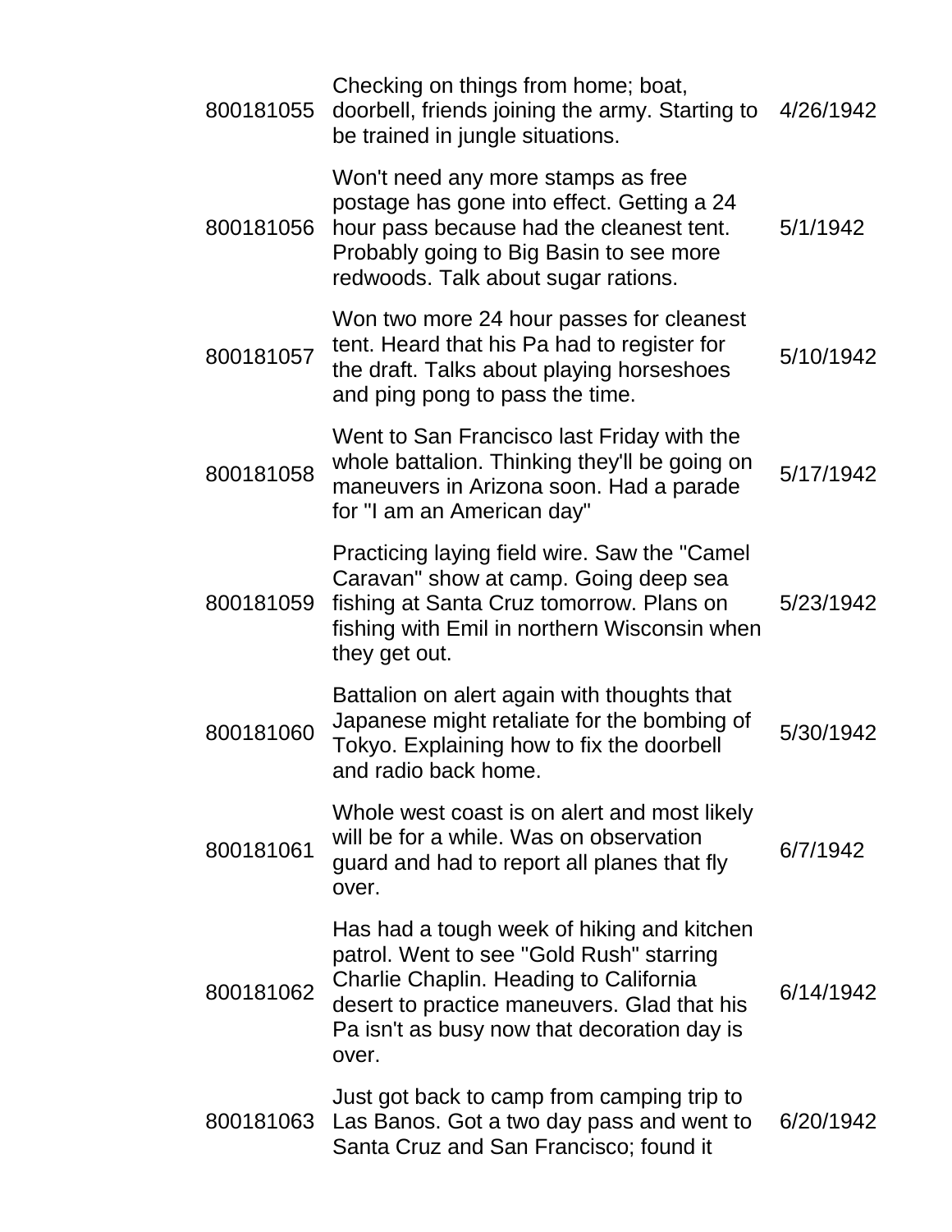| | | |
|---|---|---|
| 800181055 | Checking on things from home; boat, doorbell, friends joining the army. Starting to be trained in jungle situations. | 4/26/1942 |
| 800181056 | Won't need any more stamps as free postage has gone into effect. Getting a 24 hour pass because had the cleanest tent. Probably going to Big Basin to see more redwoods. Talk about sugar rations. | 5/1/1942 |
| 800181057 | Won two more 24 hour passes for cleanest tent. Heard that his Pa had to register for the draft. Talks about playing horseshoes and ping pong to pass the time. | 5/10/1942 |
| 800181058 | Went to San Francisco last Friday with the whole battalion. Thinking they'll be going on maneuvers in Arizona soon. Had a parade for "I am an American day" | 5/17/1942 |
| 800181059 | Practicing laying field wire. Saw the "Camel Caravan" show at camp. Going deep sea fishing at Santa Cruz tomorrow. Plans on fishing with Emil in northern Wisconsin when they get out. | 5/23/1942 |
| 800181060 | Battalion on alert again with thoughts that Japanese might retaliate for the bombing of Tokyo. Explaining how to fix the doorbell and radio back home. | 5/30/1942 |
| 800181061 | Whole west coast is on alert and most likely will be for a while. Was on observation guard and had to report all planes that fly over. | 6/7/1942 |
| 800181062 | Has had a tough week of hiking and kitchen patrol. Went to see "Gold Rush" starring Charlie Chaplin. Heading to California desert to practice maneuvers. Glad that his Pa isn't as busy now that decoration day is over. | 6/14/1942 |
| 800181063 | Just got back to camp from camping trip to Las Banos. Got a two day pass and went to Santa Cruz and San Francisco; found it | 6/20/1942 |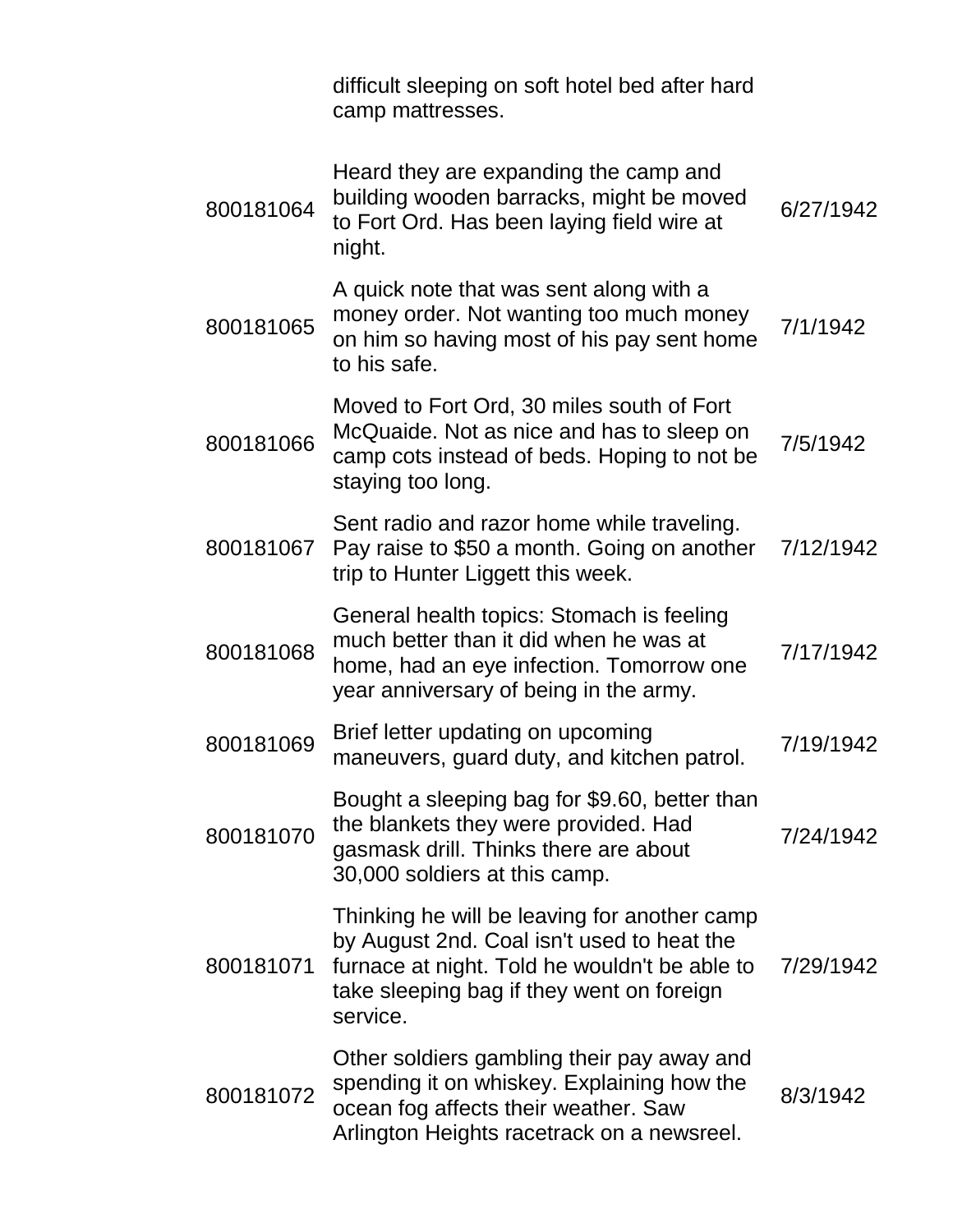| | | |
|---|---|---|
| | difficult sleeping on soft hotel bed after hard camp mattresses. | |
| 800181064 | Heard they are expanding the camp and building wooden barracks, might be moved to Fort Ord. Has been laying field wire at night. | 6/27/1942 |
| 800181065 | A quick note that was sent along with a money order. Not wanting too much money on him so having most of his pay sent home to his safe. | 7/1/1942 |
| 800181066 | Moved to Fort Ord, 30 miles south of Fort McQuaide. Not as nice and has to sleep on camp cots instead of beds. Hoping to not be staying too long. | 7/5/1942 |
| 800181067 | Sent radio and razor home while traveling. Pay raise to $50 a month. Going on another trip to Hunter Liggett this week. | 7/12/1942 |
| 800181068 | General health topics: Stomach is feeling much better than it did when he was at home, had an eye infection. Tomorrow one year anniversary of being in the army. | 7/17/1942 |
| 800181069 | Brief letter updating on upcoming maneuvers, guard duty, and kitchen patrol. | 7/19/1942 |
| 800181070 | Bought a sleeping bag for $9.60, better than the blankets they were provided. Had gasmask drill. Thinks there are about 30,000 soldiers at this camp. | 7/24/1942 |
| 800181071 | Thinking he will be leaving for another camp by August 2nd. Coal isn't used to heat the furnace at night. Told he wouldn't be able to take sleeping bag if they went on foreign service. | 7/29/1942 |
| 800181072 | Other soldiers gambling their pay away and spending it on whiskey. Explaining how the ocean fog affects their weather. Saw Arlington Heights racetrack on a newsreel. | 8/3/1942 |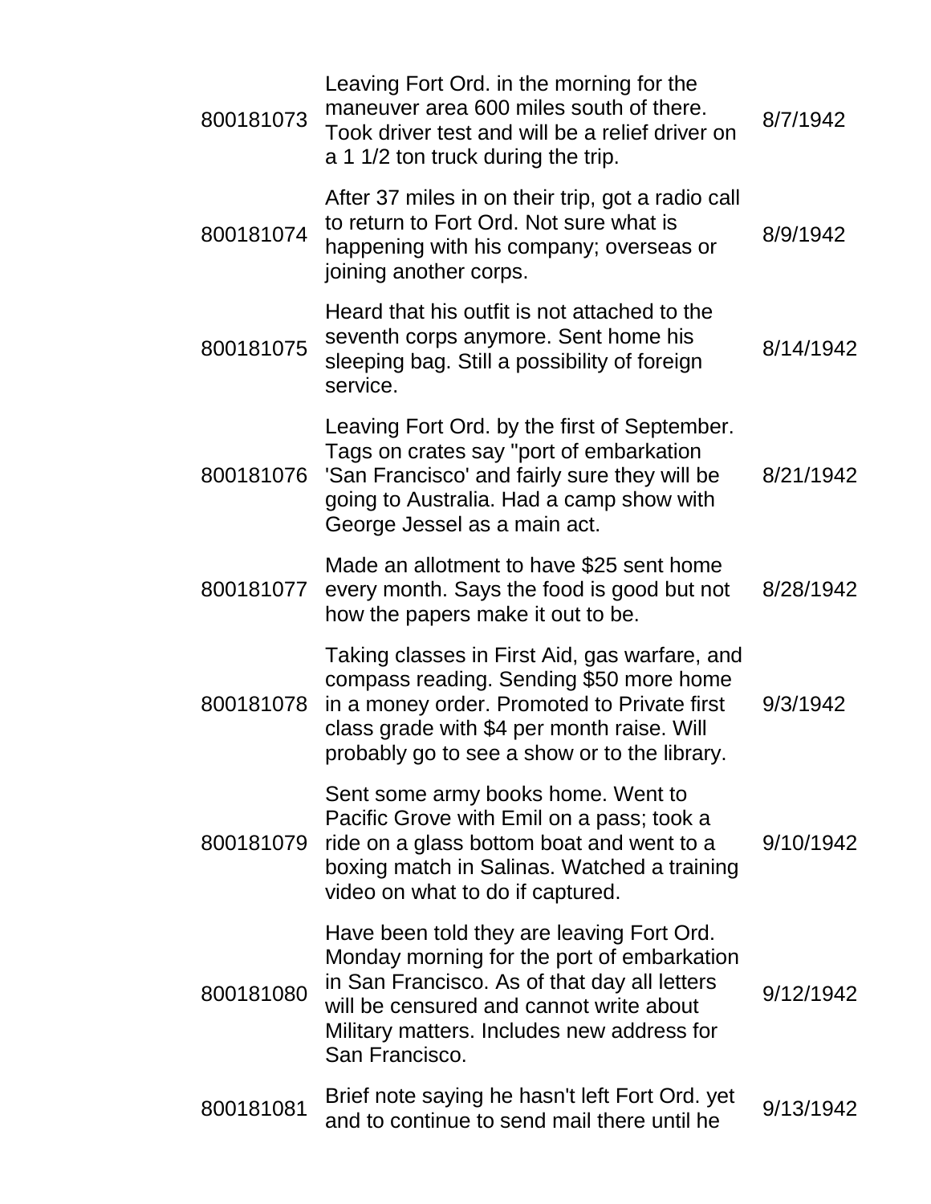| | | |
|---|---|---|
| 800181073 | Leaving Fort Ord. in the morning for the maneuver area 600 miles south of there. Took driver test and will be a relief driver on a 1 1/2 ton truck during the trip. | 8/7/1942 |
| 800181074 | After 37 miles in on their trip, got a radio call to return to Fort Ord. Not sure what is happening with his company; overseas or joining another corps. | 8/9/1942 |
| 800181075 | Heard that his outfit is not attached to the seventh corps anymore. Sent home his sleeping bag. Still a possibility of foreign service. | 8/14/1942 |
| 800181076 | Leaving Fort Ord. by the first of September. Tags on crates say "port of embarkation 'San Francisco' and fairly sure they will be going to Australia. Had a camp show with George Jessel as a main act. | 8/21/1942 |
| 800181077 | Made an allotment to have $25 sent home every month. Says the food is good but not how the papers make it out to be. | 8/28/1942 |
| 800181078 | Taking classes in First Aid, gas warfare, and compass reading. Sending $50 more home in a money order. Promoted to Private first class grade with $4 per month raise. Will probably go to see a show or to the library. | 9/3/1942 |
| 800181079 | Sent some army books home. Went to Pacific Grove with Emil on a pass; took a ride on a glass bottom boat and went to a boxing match in Salinas. Watched a training video on what to do if captured. | 9/10/1942 |
| 800181080 | Have been told they are leaving Fort Ord. Monday morning for the port of embarkation in San Francisco. As of that day all letters will be censured and cannot write about Military matters. Includes new address for San Francisco. | 9/12/1942 |
| 800181081 | Brief note saying he hasn't left Fort Ord. yet and to continue to send mail there until he | 9/13/1942 |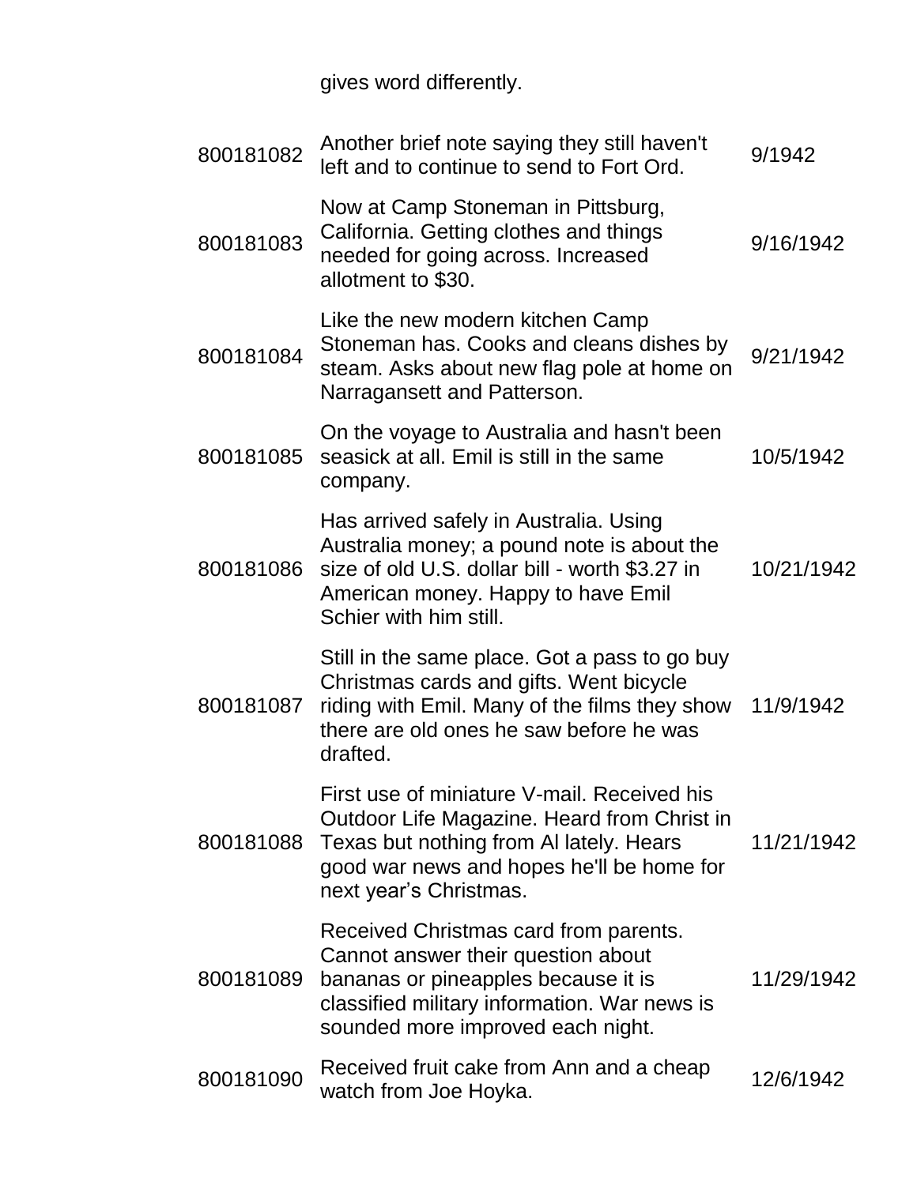| | gives word differently. | |
|---|---|---|
| 800181082 | Another brief note saying they still haven't left and to continue to send to Fort Ord. | 9/1942 |
| 800181083 | Now at Camp Stoneman in Pittsburg, California. Getting clothes and things needed for going across. Increased allotment to $30. | 9/16/1942 |
| 800181084 | Like the new modern kitchen Camp Stoneman has. Cooks and cleans dishes by steam. Asks about new flag pole at home on Narragansett and Patterson. | 9/21/1942 |
| 800181085 | On the voyage to Australia and hasn't been seasick at all. Emil is still in the same company. | 10/5/1942 |
| 800181086 | Has arrived safely in Australia. Using Australia money; a pound note is about the size of old U.S. dollar bill - worth $3.27 in American money. Happy to have Emil Schier with him still. | 10/21/1942 |
| 800181087 | Still in the same place. Got a pass to go buy Christmas cards and gifts. Went bicycle riding with Emil. Many of the films they show there are old ones he saw before he was drafted. | 11/9/1942 |
| 800181088 | First use of miniature V-mail. Received his Outdoor Life Magazine. Heard from Christ in Texas but nothing from Al lately. Hears good war news and hopes he'll be home for next year's Christmas. | 11/21/1942 |
| 800181089 | Received Christmas card from parents. Cannot answer their question about bananas or pineapples because it is classified military information. War news is sounded more improved each night. | 11/29/1942 |
| 800181090 | Received fruit cake from Ann and a cheap watch from Joe Hoyka. | 12/6/1942 |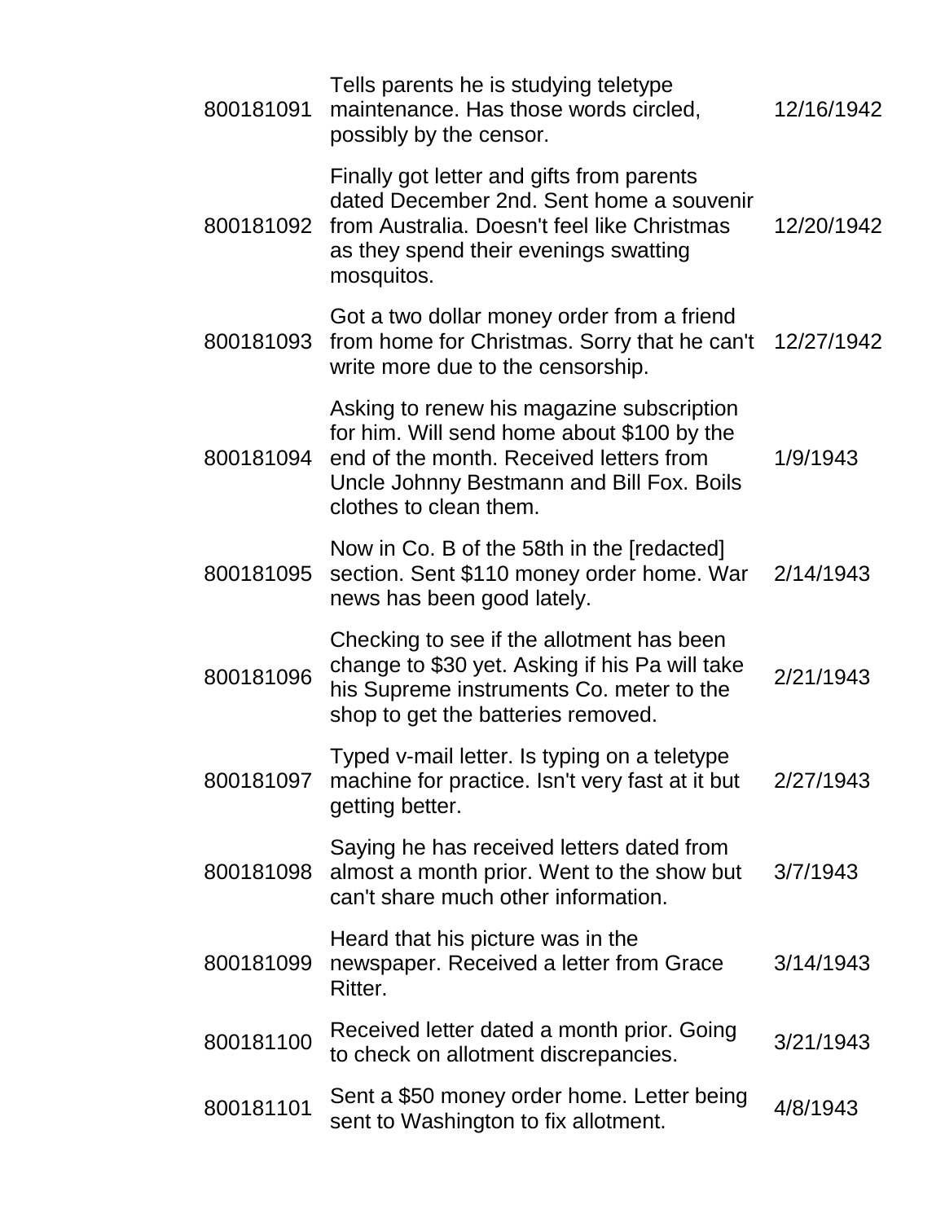| | | |
|---|---|---|
| 800181091 | Tells parents he is studying teletype maintenance. Has those words circled, possibly by the censor. | 12/16/1942 |
| 800181092 | Finally got letter and gifts from parents dated December 2nd. Sent home a souvenir from Australia. Doesn't feel like Christmas as they spend their evenings swatting mosquitos. | 12/20/1942 |
| 800181093 | Got a two dollar money order from a friend from home for Christmas. Sorry that he can't write more due to the censorship. | 12/27/1942 |
| 800181094 | Asking to renew his magazine subscription for him. Will send home about $100 by the end of the month. Received letters from Uncle Johnny Bestmann and Bill Fox. Boils clothes to clean them. | 1/9/1943 |
| 800181095 | Now in Co. B of the 58th in the [redacted] section. Sent $110 money order home. War news has been good lately. | 2/14/1943 |
| 800181096 | Checking to see if the allotment has been change to $30 yet. Asking if his Pa will take his Supreme instruments Co. meter to the shop to get the batteries removed. | 2/21/1943 |
| 800181097 | Typed v-mail letter. Is typing on a teletype machine for practice. Isn't very fast at it but getting better. | 2/27/1943 |
| 800181098 | Saying he has received letters dated from almost a month prior. Went to the show but can't share much other information. | 3/7/1943 |
| 800181099 | Heard that his picture was in the newspaper. Received a letter from Grace Ritter. | 3/14/1943 |
| 800181100 | Received letter dated a month prior. Going to check on allotment discrepancies. | 3/21/1943 |
| 800181101 | Sent a $50 money order home. Letter being sent to Washington to fix allotment. | 4/8/1943 |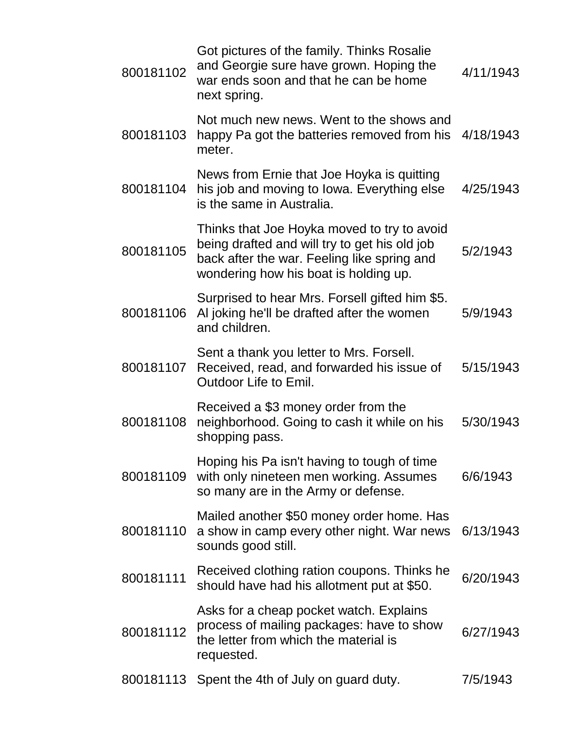| | | |
|---|---|---|
| 800181102 | Got pictures of the family. Thinks Rosalie and Georgie sure have grown. Hoping the war ends soon and that he can be home next spring. | 4/11/1943 |
| 800181103 | Not much new news. Went to the shows and happy Pa got the batteries removed from his meter. | 4/18/1943 |
| 800181104 | News from Ernie that Joe Hoyka is quitting his job and moving to Iowa. Everything else is the same in Australia. | 4/25/1943 |
| 800181105 | Thinks that Joe Hoyka moved to try to avoid being drafted and will try to get his old job back after the war. Feeling like spring and wondering how his boat is holding up. | 5/2/1943 |
| 800181106 | Surprised to hear Mrs. Forsell gifted him $5. Al joking he'll be drafted after the women and children. | 5/9/1943 |
| 800181107 | Sent a thank you letter to Mrs. Forsell. Received, read, and forwarded his issue of Outdoor Life to Emil. | 5/15/1943 |
| 800181108 | Received a $3 money order from the neighborhood. Going to cash it while on his shopping pass. | 5/30/1943 |
| 800181109 | Hoping his Pa isn't having to tough of time with only nineteen men working. Assumes so many are in the Army or defense. | 6/6/1943 |
| 800181110 | Mailed another $50 money order home. Has a show in camp every other night. War news sounds good still. | 6/13/1943 |
| 800181111 | Received clothing ration coupons. Thinks he should have had his allotment put at $50. | 6/20/1943 |
| 800181112 | Asks for a cheap pocket watch. Explains process of mailing packages: have to show the letter from which the material is requested. | 6/27/1943 |
| 800181113 | Spent the 4th of July on guard duty. | 7/5/1943 |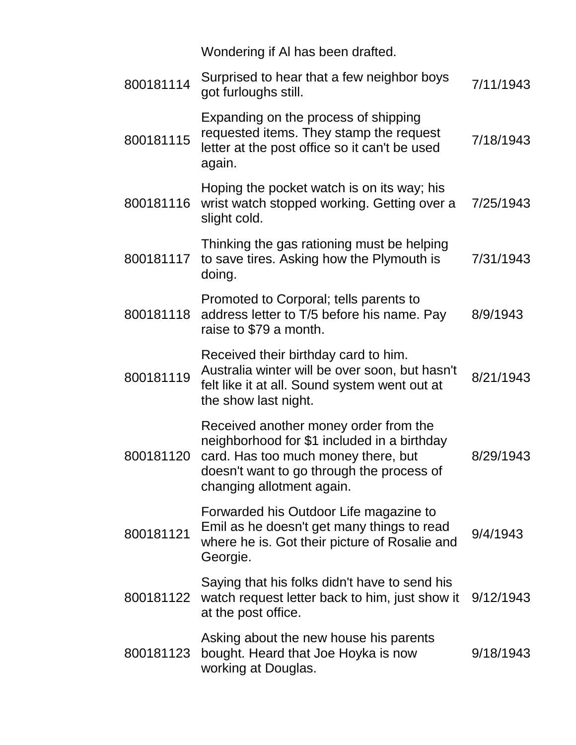| | | |
|---|---|---|
| | Wondering if Al has been drafted. | |
| 800181114 | Surprised to hear that a few neighbor boys got furloughs still. | 7/11/1943 |
| 800181115 | Expanding on the process of shipping requested items. They stamp the request letter at the post office so it can't be used again. | 7/18/1943 |
| 800181116 | Hoping the pocket watch is on its way; his wrist watch stopped working. Getting over a slight cold. | 7/25/1943 |
| 800181117 | Thinking the gas rationing must be helping to save tires. Asking how the Plymouth is doing. | 7/31/1943 |
| 800181118 | Promoted to Corporal; tells parents to address letter to T/5 before his name. Pay raise to $79 a month. | 8/9/1943 |
| 800181119 | Received their birthday card to him. Australia winter will be over soon, but hasn't felt like it at all. Sound system went out at the show last night. | 8/21/1943 |
| 800181120 | Received another money order from the neighborhood for $1 included in a birthday card. Has too much money there, but doesn't want to go through the process of changing allotment again. | 8/29/1943 |
| 800181121 | Forwarded his Outdoor Life magazine to Emil as he doesn't get many things to read where he is. Got their picture of Rosalie and Georgie. | 9/4/1943 |
| 800181122 | Saying that his folks didn't have to send his watch request letter back to him, just show it at the post office. | 9/12/1943 |
| 800181123 | Asking about the new house his parents bought. Heard that Joe Hoyka is now working at Douglas. | 9/18/1943 |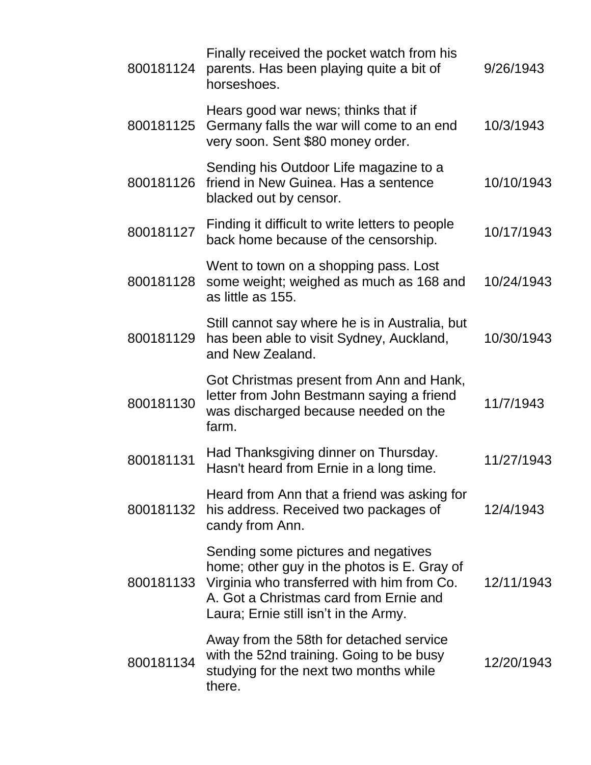| | | |
|---|---|---|
| 800181124 | Finally received the pocket watch from his parents. Has been playing quite a bit of horseshoes. | 9/26/1943 |
| 800181125 | Hears good war news; thinks that if Germany falls the war will come to an end very soon. Sent $80 money order. | 10/3/1943 |
| 800181126 | Sending his Outdoor Life magazine to a friend in New Guinea. Has a sentence blacked out by censor. | 10/10/1943 |
| 800181127 | Finding it difficult to write letters to people back home because of the censorship. | 10/17/1943 |
| 800181128 | Went to town on a shopping pass. Lost some weight; weighed as much as 168 and as little as 155. | 10/24/1943 |
| 800181129 | Still cannot say where he is in Australia, but has been able to visit Sydney, Auckland, and New Zealand. | 10/30/1943 |
| 800181130 | Got Christmas present from Ann and Hank, letter from John Bestmann saying a friend was discharged because needed on the farm. | 11/7/1943 |
| 800181131 | Had Thanksgiving dinner on Thursday. Hasn't heard from Ernie in a long time. | 11/27/1943 |
| 800181132 | Heard from Ann that a friend was asking for his address. Received two packages of candy from Ann. | 12/4/1943 |
| 800181133 | Sending some pictures and negatives home; other guy in the photos is E. Gray of Virginia who transferred with him from Co. A. Got a Christmas card from Ernie and Laura; Ernie still isn't in the Army. | 12/11/1943 |
| 800181134 | Away from the 58th for detached service with the 52nd training. Going to be busy studying for the next two months while there. | 12/20/1943 |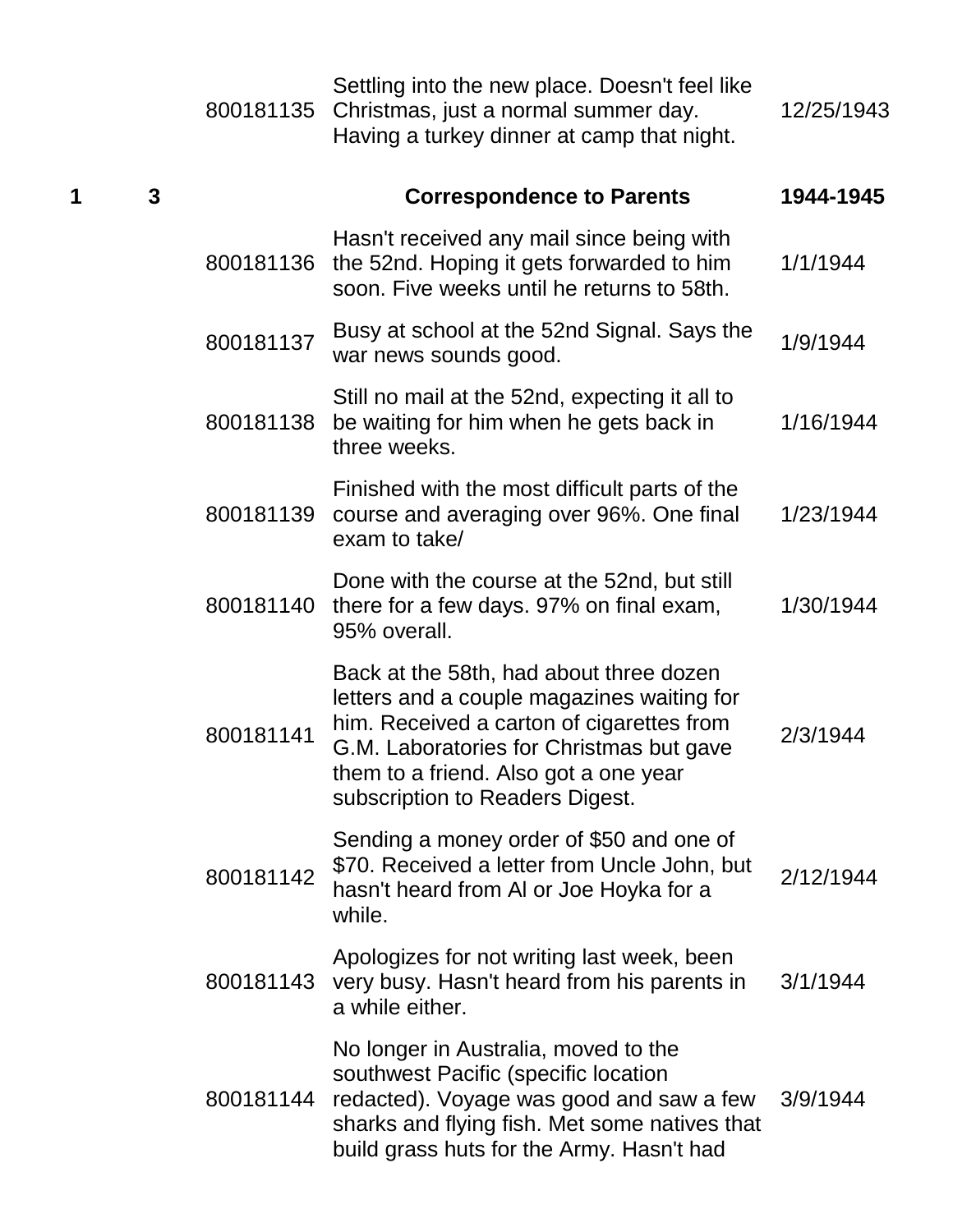| Box | Folder | Item ID | Description | Date |
|---|---|---|---|---|
| | | 800181135 | Settling into the new place. Doesn't feel like Christmas, just a normal summer day. Having a turkey dinner at camp that night. | 12/25/1943 |
| **1** | **3** | | **Correspondence to Parents** | **1944-1945** |
| | | 800181136 | Hasn't received any mail since being with the 52nd. Hoping it gets forwarded to him soon. Five weeks until he returns to 58th. | 1/1/1944 |
| | | 800181137 | Busy at school at the 52nd Signal. Says the war news sounds good. | 1/9/1944 |
| | | 800181138 | Still no mail at the 52nd, expecting it all to be waiting for him when he gets back in three weeks. | 1/16/1944 |
| | | 800181139 | Finished with the most difficult parts of the course and averaging over 96%. One final exam to take/ | 1/23/1944 |
| | | 800181140 | Done with the course at the 52nd, but still there for a few days. 97% on final exam, 95% overall. | 1/30/1944 |
| | | 800181141 | Back at the 58th, had about three dozen letters and a couple magazines waiting for him. Received a carton of cigarettes from G.M. Laboratories for Christmas but gave them to a friend. Also got a one year subscription to Readers Digest. | 2/3/1944 |
| | | 800181142 | Sending a money order of $50 and one of $70. Received a letter from Uncle John, but hasn't heard from Al or Joe Hoyka for a while. | 2/12/1944 |
| | | 800181143 | Apologizes for not writing last week, been very busy. Hasn't heard from his parents in a while either. | 3/1/1944 |
| | | 800181144 | No longer in Australia, moved to the southwest Pacific (specific location redacted). Voyage was good and saw a few sharks and flying fish. Met some natives that build grass huts for the Army. Hasn't had | 3/9/1944 |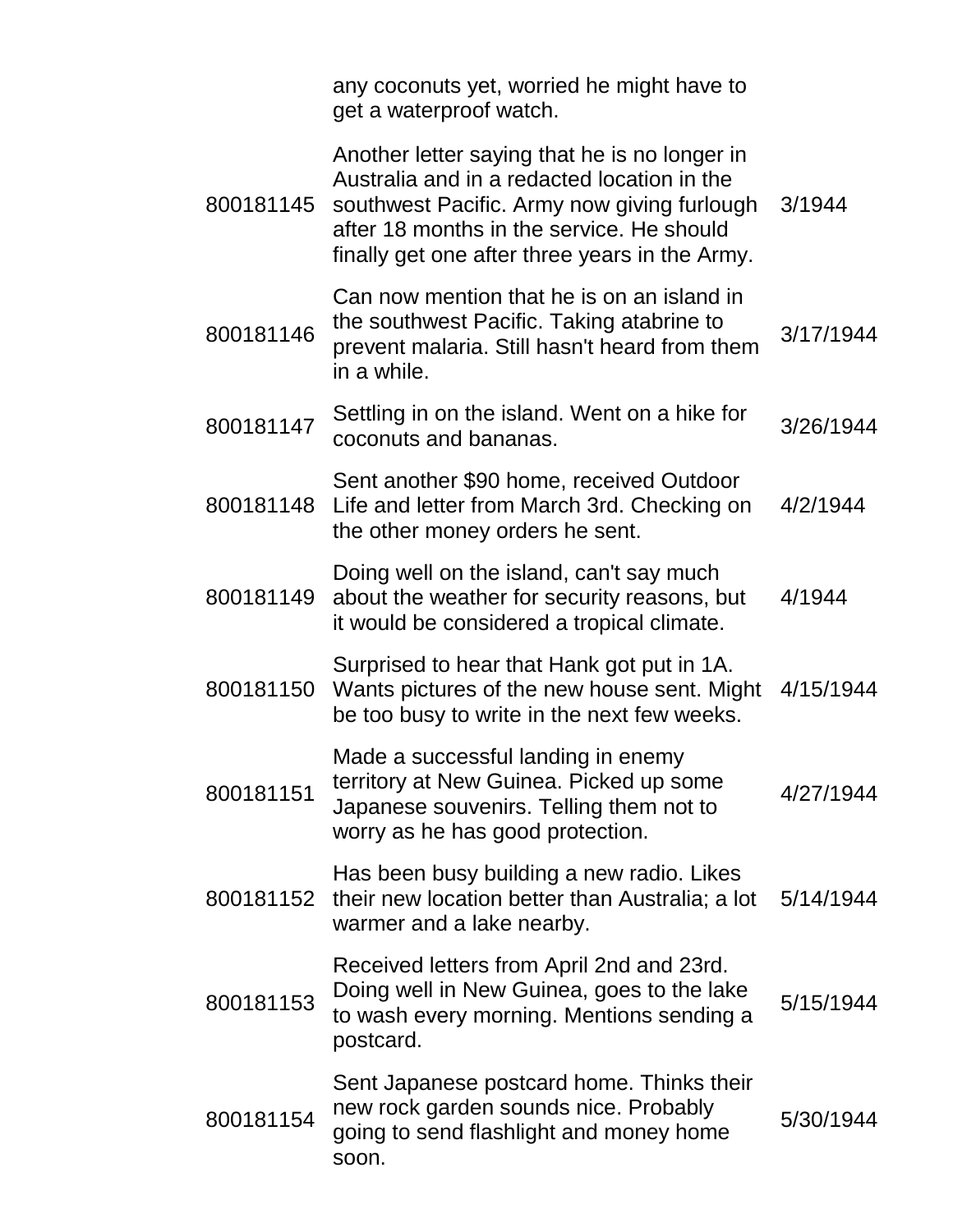| | | |
|---|---|---|
| | any coconuts yet, worried he might have to get a waterproof watch. | |
| 800181145 | Another letter saying that he is no longer in Australia and in a redacted location in the southwest Pacific. Army now giving furlough after 18 months in the service. He should finally get one after three years in the Army. | 3/1944 |
| 800181146 | Can now mention that he is on an island in the southwest Pacific. Taking atabrine to prevent malaria. Still hasn't heard from them in a while. | 3/17/1944 |
| 800181147 | Settling in on the island. Went on a hike for coconuts and bananas. | 3/26/1944 |
| 800181148 | Sent another $90 home, received Outdoor Life and letter from March 3rd. Checking on the other money orders he sent. | 4/2/1944 |
| 800181149 | Doing well on the island, can't say much about the weather for security reasons, but it would be considered a tropical climate. | 4/1944 |
| 800181150 | Surprised to hear that Hank got put in 1A. Wants pictures of the new house sent. Might be too busy to write in the next few weeks. | 4/15/1944 |
| 800181151 | Made a successful landing in enemy territory at New Guinea. Picked up some Japanese souvenirs. Telling them not to worry as he has good protection. | 4/27/1944 |
| 800181152 | Has been busy building a new radio. Likes their new location better than Australia; a lot warmer and a lake nearby. | 5/14/1944 |
| 800181153 | Received letters from April 2nd and 23rd. Doing well in New Guinea, goes to the lake to wash every morning. Mentions sending a postcard. | 5/15/1944 |
| 800181154 | Sent Japanese postcard home. Thinks their new rock garden sounds nice. Probably going to send flashlight and money home soon. | 5/30/1944 |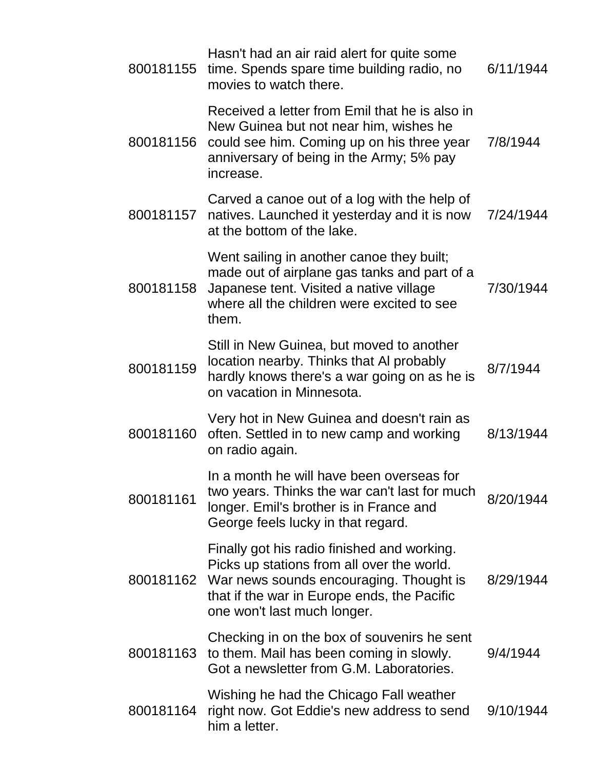| | | |
|---|---|---|
| 800181155 | Hasn't had an air raid alert for quite some time. Spends spare time building radio, no movies to watch there. | 6/11/1944 |
| 800181156 | Received a letter from Emil that he is also in New Guinea but not near him, wishes he could see him. Coming up on his three year anniversary of being in the Army; 5% pay increase. | 7/8/1944 |
| 800181157 | Carved a canoe out of a log with the help of natives. Launched it yesterday and it is now at the bottom of the lake. | 7/24/1944 |
| 800181158 | Went sailing in another canoe they built; made out of airplane gas tanks and part of a Japanese tent. Visited a native village where all the children were excited to see them. | 7/30/1944 |
| 800181159 | Still in New Guinea, but moved to another location nearby. Thinks that Al probably hardly knows there's a war going on as he is on vacation in Minnesota. | 8/7/1944 |
| 800181160 | Very hot in New Guinea and doesn't rain as often. Settled in to new camp and working on radio again. | 8/13/1944 |
| 800181161 | In a month he will have been overseas for two years. Thinks the war can't last for much longer. Emil's brother is in France and George feels lucky in that regard. | 8/20/1944 |
| 800181162 | Finally got his radio finished and working. Picks up stations from all over the world. War news sounds encouraging. Thought is that if the war in Europe ends, the Pacific one won't last much longer. | 8/29/1944 |
| 800181163 | Checking in on the box of souvenirs he sent to them. Mail has been coming in slowly. Got a newsletter from G.M. Laboratories. | 9/4/1944 |
| 800181164 | Wishing he had the Chicago Fall weather right now. Got Eddie's new address to send him a letter. | 9/10/1944 |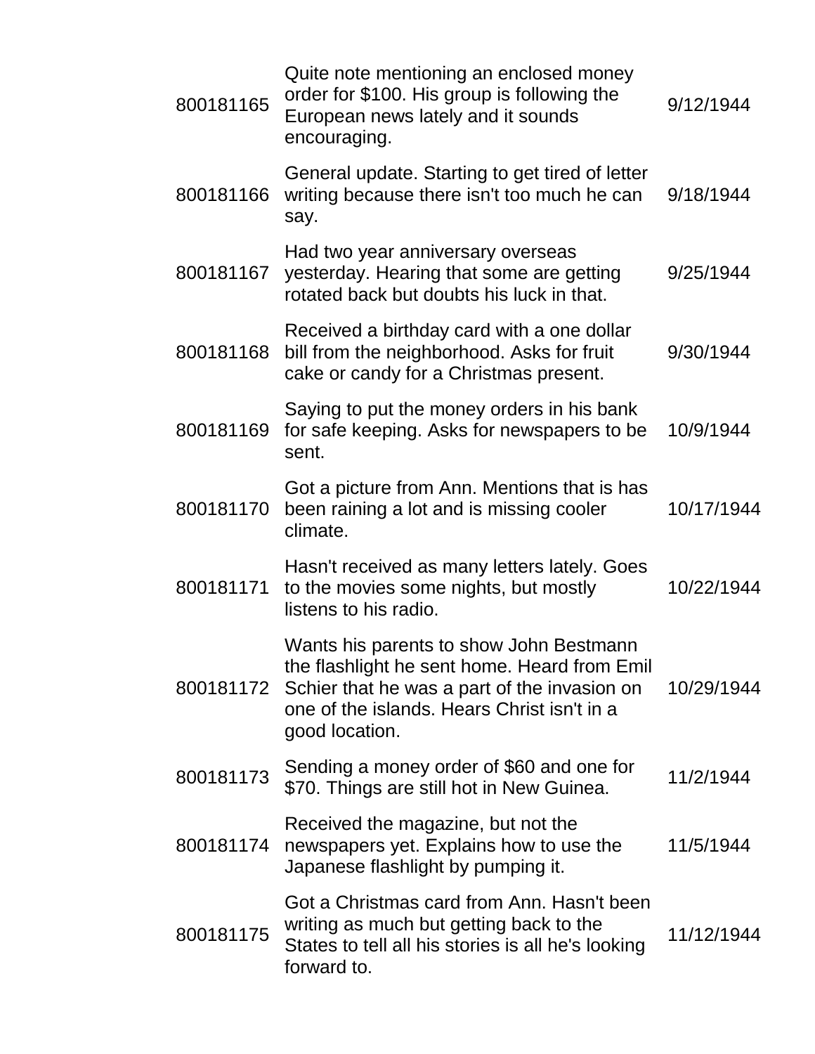| | | |
|---|---|---|
| 800181165 | Quite note mentioning an enclosed money order for $100. His group is following the European news lately and it sounds encouraging. | 9/12/1944 |
| 800181166 | General update. Starting to get tired of letter writing because there isn't too much he can say. | 9/18/1944 |
| 800181167 | Had two year anniversary overseas yesterday. Hearing that some are getting rotated back but doubts his luck in that. | 9/25/1944 |
| 800181168 | Received a birthday card with a one dollar bill from the neighborhood. Asks for fruit cake or candy for a Christmas present. | 9/30/1944 |
| 800181169 | Saying to put the money orders in his bank for safe keeping. Asks for newspapers to be sent. | 10/9/1944 |
| 800181170 | Got a picture from Ann. Mentions that is has been raining a lot and is missing cooler climate. | 10/17/1944 |
| 800181171 | Hasn't received as many letters lately. Goes to the movies some nights, but mostly listens to his radio. | 10/22/1944 |
| 800181172 | Wants his parents to show John Bestmann the flashlight he sent home. Heard from Emil Schier that he was a part of the invasion on one of the islands. Hears Christ isn't in a good location. | 10/29/1944 |
| 800181173 | Sending a money order of $60 and one for $70. Things are still hot in New Guinea. | 11/2/1944 |
| 800181174 | Received the magazine, but not the newspapers yet. Explains how to use the Japanese flashlight by pumping it. | 11/5/1944 |
| 800181175 | Got a Christmas card from Ann. Hasn't been writing as much but getting back to the States to tell all his stories is all he's looking forward to. | 11/12/1944 |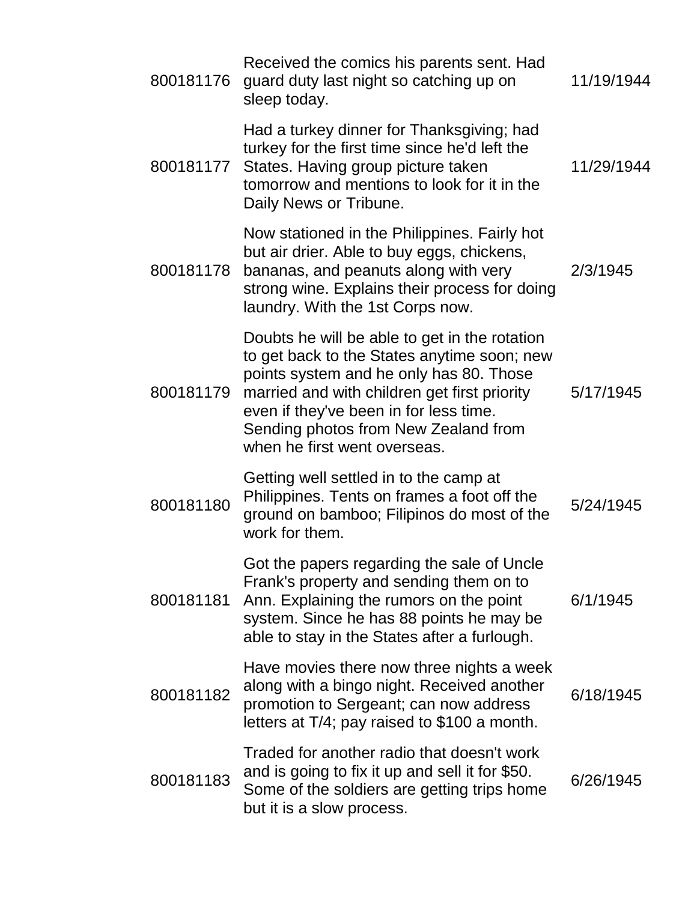| | | |
|---|---|---|
| 800181176 | Received the comics his parents sent. Had guard duty last night so catching up on sleep today. | 11/19/1944 |
| 800181177 | Had a turkey dinner for Thanksgiving; had turkey for the first time since he'd left the States. Having group picture taken tomorrow and mentions to look for it in the Daily News or Tribune. | 11/29/1944 |
| 800181178 | Now stationed in the Philippines. Fairly hot but air drier. Able to buy eggs, chickens, bananas, and peanuts along with very strong wine. Explains their process for doing laundry. With the 1st Corps now. | 2/3/1945 |
| 800181179 | Doubts he will be able to get in the rotation to get back to the States anytime soon; new points system and he only has 80. Those married and with children get first priority even if they've been in for less time. Sending photos from New Zealand from when he first went overseas. | 5/17/1945 |
| 800181180 | Getting well settled in to the camp at Philippines. Tents on frames a foot off the ground on bamboo; Filipinos do most of the work for them. | 5/24/1945 |
| 800181181 | Got the papers regarding the sale of Uncle Frank's property and sending them on to Ann. Explaining the rumors on the point system. Since he has 88 points he may be able to stay in the States after a furlough. | 6/1/1945 |
| 800181182 | Have movies there now three nights a week along with a bingo night. Received another promotion to Sergeant; can now address letters at T/4; pay raised to $100 a month. | 6/18/1945 |
| 800181183 | Traded for another radio that doesn't work and is going to fix it up and sell it for $50. Some of the soldiers are getting trips home but it is a slow process. | 6/26/1945 |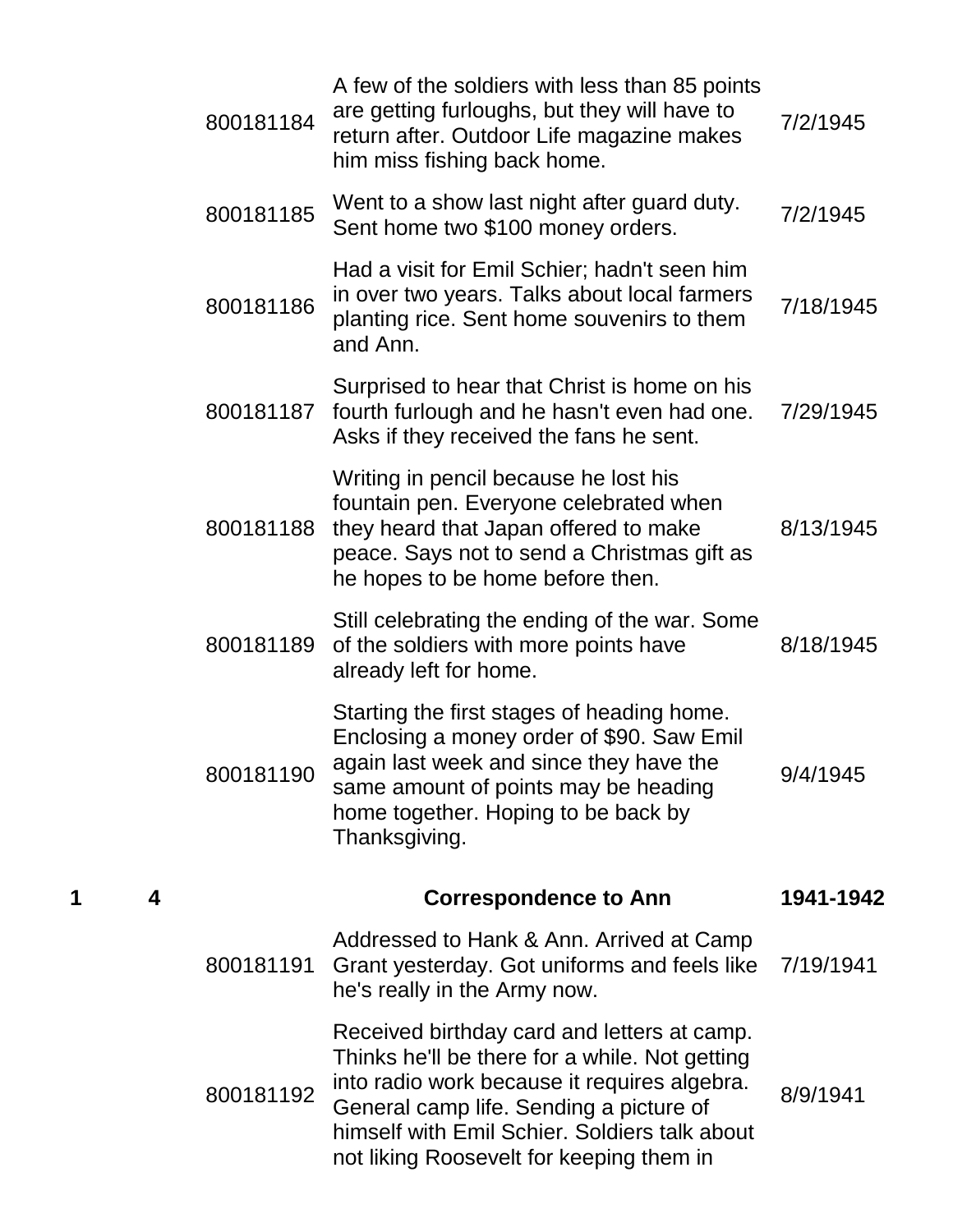| | | | | |
|---|---|---|---|---|
| | | 800181184 | A few of the soldiers with less than 85 points are getting furloughs, but they will have to return after. Outdoor Life magazine makes him miss fishing back home. | 7/2/1945 |
| | | 800181185 | Went to a show last night after guard duty. Sent home two $100 money orders. | 7/2/1945 |
| | | 800181186 | Had a visit for Emil Schier; hadn't seen him in over two years. Talks about local farmers planting rice. Sent home souvenirs to them and Ann. | 7/18/1945 |
| | | 800181187 | Surprised to hear that Christ is home on his fourth furlough and he hasn't even had one. Asks if they received the fans he sent. | 7/29/1945 |
| | | 800181188 | Writing in pencil because he lost his fountain pen. Everyone celebrated when they heard that Japan offered to make peace. Says not to send a Christmas gift as he hopes to be home before then. | 8/13/1945 |
| | | 800181189 | Still celebrating the ending of the war. Some of the soldiers with more points have already left for home. | 8/18/1945 |
| | | 800181190 | Starting the first stages of heading home. Enclosing a money order of $90. Saw Emil again last week and since they have the same amount of points may be heading home together. Hoping to be back by Thanksgiving. | 9/4/1945 |
| **1** | **4** | | **Correspondence to Ann** | **1941-1942** |
| | | 800181191 | Addressed to Hank & Ann. Arrived at Camp Grant yesterday. Got uniforms and feels like he's really in the Army now. | 7/19/1941 |
| | | 800181192 | Received birthday card and letters at camp. Thinks he'll be there for a while. Not getting into radio work because it requires algebra. General camp life. Sending a picture of himself with Emil Schier. Soldiers talk about not liking Roosevelt for keeping them in | 8/9/1941 |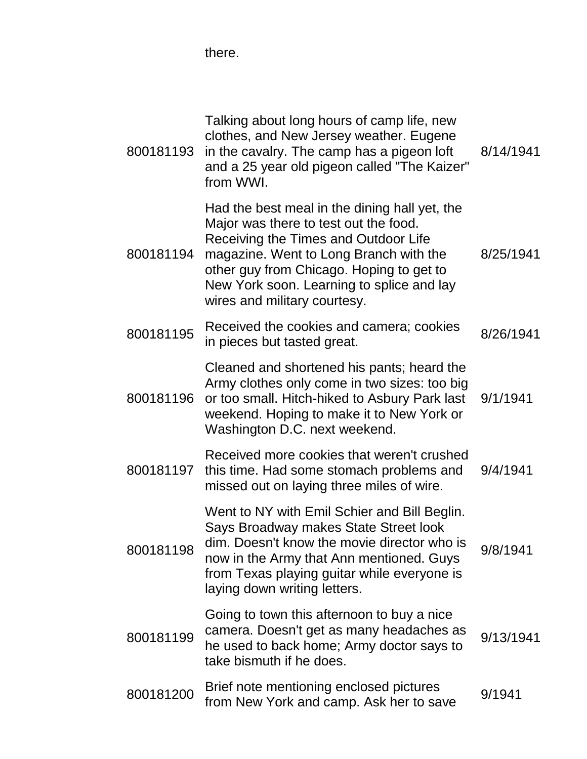|  | there. |  |
|---|---|---|
| 800181193 | Talking about long hours of camp life, new clothes, and New Jersey weather. Eugene in the cavalry. The camp has a pigeon loft and a 25 year old pigeon called "The Kaizer" from WWI. | 8/14/1941 |
| 800181194 | Had the best meal in the dining hall yet, the Major was there to test out the food. Receiving the Times and Outdoor Life magazine. Went to Long Branch with the other guy from Chicago. Hoping to get to New York soon. Learning to splice and lay wires and military courtesy. | 8/25/1941 |
| 800181195 | Received the cookies and camera; cookies in pieces but tasted great. | 8/26/1941 |
| 800181196 | Cleaned and shortened his pants; heard the Army clothes only come in two sizes: too big or too small. Hitch-hiked to Asbury Park last weekend. Hoping to make it to New York or Washington D.C. next weekend. | 9/1/1941 |
| 800181197 | Received more cookies that weren't crushed this time. Had some stomach problems and missed out on laying three miles of wire. | 9/4/1941 |
| 800181198 | Went to NY with Emil Schier and Bill Beglin. Says Broadway makes State Street look dim. Doesn't know the movie director who is now in the Army that Ann mentioned. Guys from Texas playing guitar while everyone is laying down writing letters. | 9/8/1941 |
| 800181199 | Going to town this afternoon to buy a nice camera. Doesn't get as many headaches as he used to back home; Army doctor says to take bismuth if he does. | 9/13/1941 |
| 800181200 | Brief note mentioning enclosed pictures from New York and camp. Ask her to save | 9/1941 |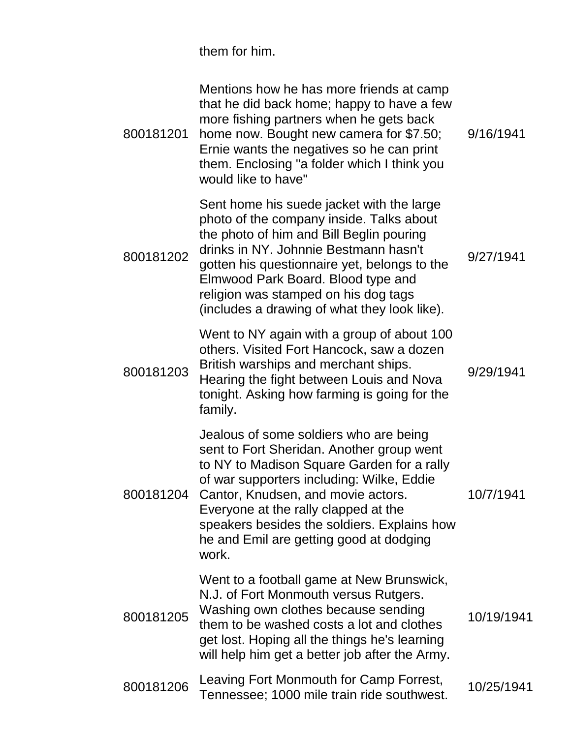| | | |
|---|---|---|
| | them for him. | |
| 800181201 | Mentions how he has more friends at camp that he did back home; happy to have a few more fishing partners when he gets back home now. Bought new camera for $7.50; Ernie wants the negatives so he can print them. Enclosing "a folder which I think you would like to have" | 9/16/1941 |
| 800181202 | Sent home his suede jacket with the large photo of the company inside. Talks about the photo of him and Bill Beglin pouring drinks in NY. Johnnie Bestmann hasn't gotten his questionnaire yet, belongs to the Elmwood Park Board. Blood type and religion was stamped on his dog tags (includes a drawing of what they look like). | 9/27/1941 |
| 800181203 | Went to NY again with a group of about 100 others. Visited Fort Hancock, saw a dozen British warships and merchant ships. Hearing the fight between Louis and Nova tonight. Asking how farming is going for the family. | 9/29/1941 |
| 800181204 | Jealous of some soldiers who are being sent to Fort Sheridan. Another group went to NY to Madison Square Garden for a rally of war supporters including: Wilke, Eddie Cantor, Knudsen, and movie actors. Everyone at the rally clapped at the speakers besides the soldiers. Explains how he and Emil are getting good at dodging work. | 10/7/1941 |
| 800181205 | Went to a football game at New Brunswick, N.J. of Fort Monmouth versus Rutgers. Washing own clothes because sending them to be washed costs a lot and clothes get lost. Hoping all the things he's learning will help him get a better job after the Army. | 10/19/1941 |
| 800181206 | Leaving Fort Monmouth for Camp Forrest, Tennessee; 1000 mile train ride southwest. | 10/25/1941 |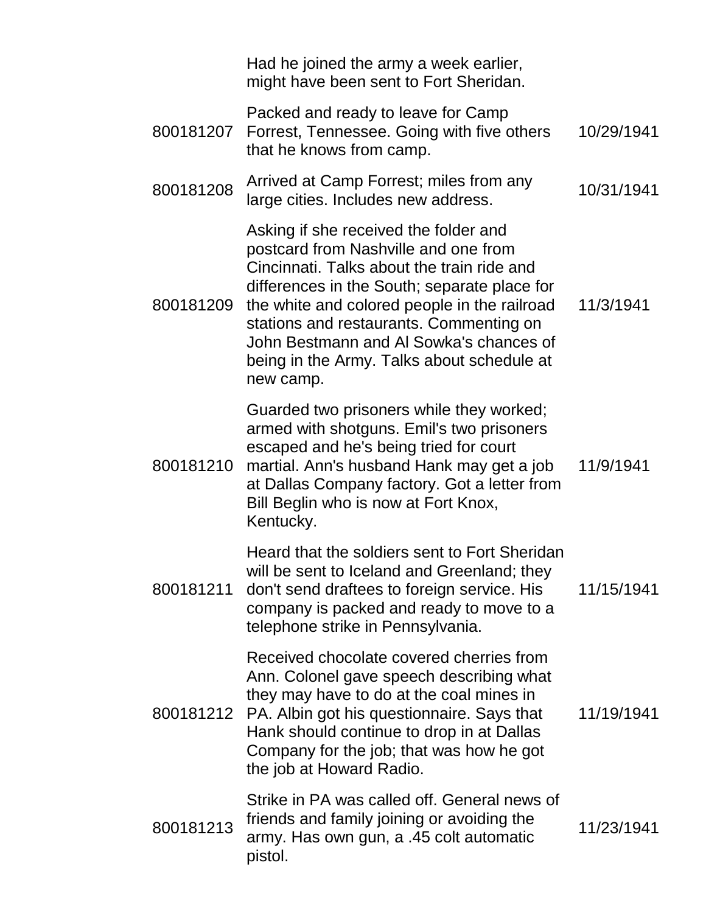| | | |
|---|---|---|
| | Had he joined the army a week earlier, might have been sent to Fort Sheridan. | |
| 800181207 | Packed and ready to leave for Camp Forrest, Tennessee. Going with five others that he knows from camp. | 10/29/1941 |
| 800181208 | Arrived at Camp Forrest; miles from any large cities. Includes new address. | 10/31/1941 |
| 800181209 | Asking if she received the folder and postcard from Nashville and one from Cincinnati. Talks about the train ride and differences in the South; separate place for the white and colored people in the railroad stations and restaurants. Commenting on John Bestmann and Al Sowka's chances of being in the Army. Talks about schedule at new camp. | 11/3/1941 |
| 800181210 | Guarded two prisoners while they worked; armed with shotguns. Emil's two prisoners escaped and he's being tried for court martial. Ann's husband Hank may get a job at Dallas Company factory. Got a letter from Bill Beglin who is now at Fort Knox, Kentucky. | 11/9/1941 |
| 800181211 | Heard that the soldiers sent to Fort Sheridan will be sent to Iceland and Greenland; they don't send draftees to foreign service. His company is packed and ready to move to a telephone strike in Pennsylvania. | 11/15/1941 |
| 800181212 | Received chocolate covered cherries from Ann. Colonel gave speech describing what they may have to do at the coal mines in PA. Albin got his questionnaire. Says that Hank should continue to drop in at Dallas Company for the job; that was how he got the job at Howard Radio. | 11/19/1941 |
| 800181213 | Strike in PA was called off. General news of friends and family joining or avoiding the army. Has own gun, a .45 colt automatic pistol. | 11/23/1941 |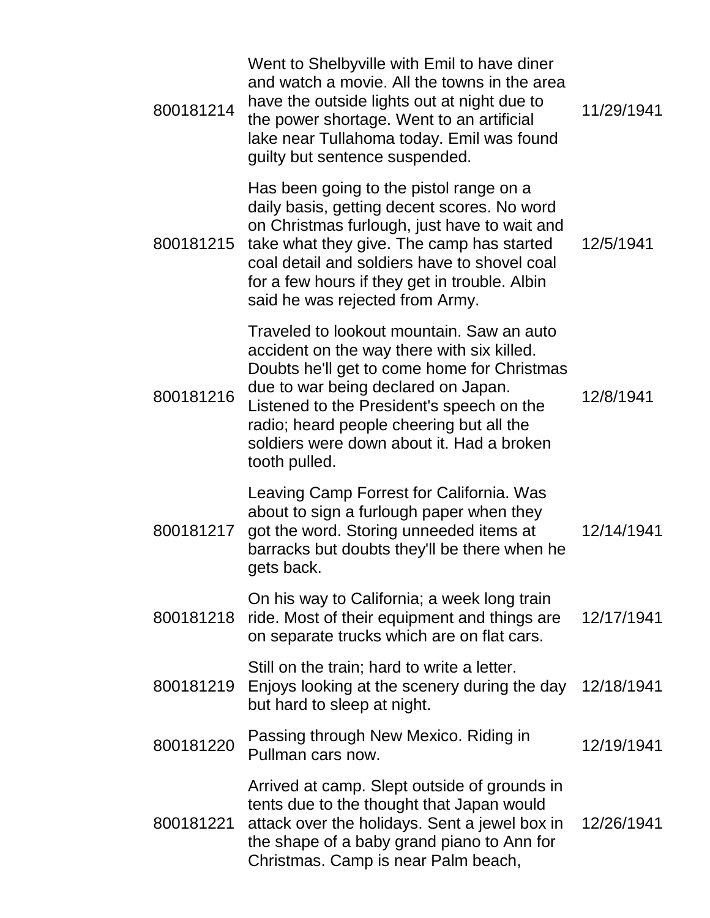| | | |
|---|---|---|
| 800181214 | Went to Shelbyville with Emil to have diner and watch a movie. All the towns in the area have the outside lights out at night due to the power shortage. Went to an artificial lake near Tullahoma today. Emil was found guilty but sentence suspended. | 11/29/1941 |
| 800181215 | Has been going to the pistol range on a daily basis, getting decent scores. No word on Christmas furlough, just have to wait and take what they give. The camp has started coal detail and soldiers have to shovel coal for a few hours if they get in trouble. Albin said he was rejected from Army. | 12/5/1941 |
| 800181216 | Traveled to lookout mountain. Saw an auto accident on the way there with six killed. Doubts he'll get to come home for Christmas due to war being declared on Japan. Listened to the President's speech on the radio; heard people cheering but all the soldiers were down about it. Had a broken tooth pulled. | 12/8/1941 |
| 800181217 | Leaving Camp Forrest for California. Was about to sign a furlough paper when they got the word. Storing unneeded items at barracks but doubts they'll be there when he gets back. | 12/14/1941 |
| 800181218 | On his way to California; a week long train ride. Most of their equipment and things are on separate trucks which are on flat cars. | 12/17/1941 |
| 800181219 | Still on the train; hard to write a letter. Enjoys looking at the scenery during the day but hard to sleep at night. | 12/18/1941 |
| 800181220 | Passing through New Mexico. Riding in Pullman cars now. | 12/19/1941 |
| 800181221 | Arrived at camp. Slept outside of grounds in tents due to the thought that Japan would attack over the holidays. Sent a jewel box in the shape of a baby grand piano to Ann for Christmas. Camp is near Palm beach, | 12/26/1941 |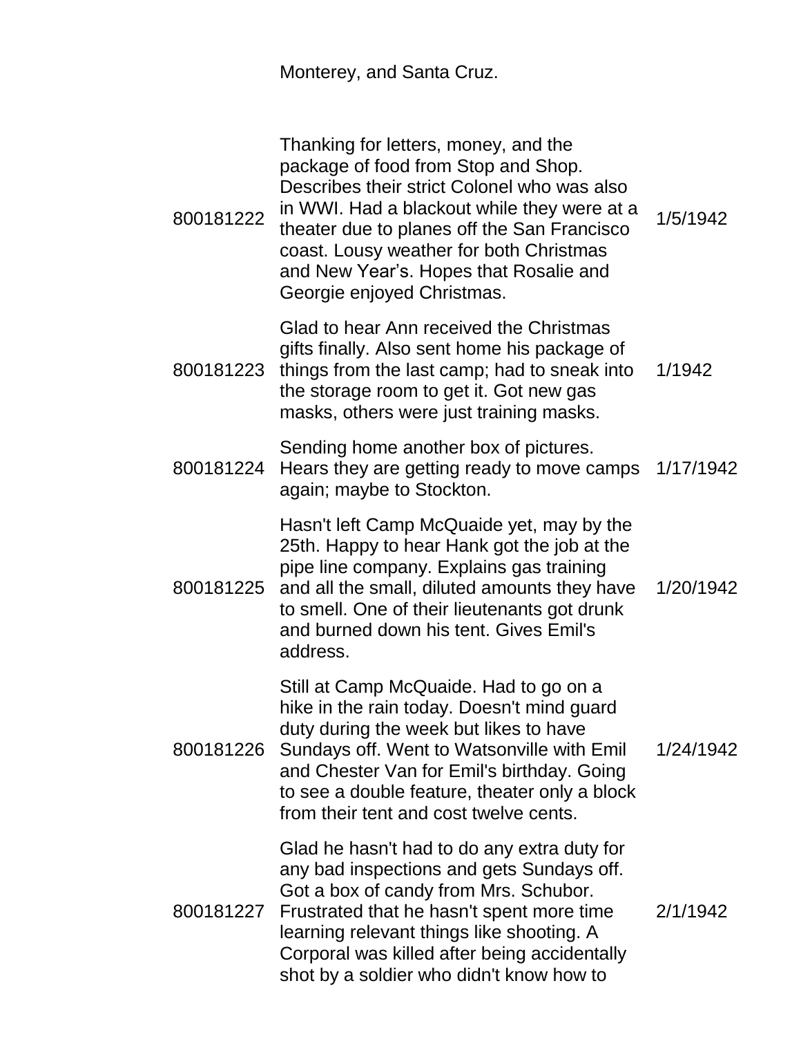| | Monterey, and Santa Cruz. | |
|---|---|---|
| 800181222 | Thanking for letters, money, and the package of food from Stop and Shop. Describes their strict Colonel who was also in WWI. Had a blackout while they were at a theater due to planes off the San Francisco coast. Lousy weather for both Christmas and New Year's. Hopes that Rosalie and Georgie enjoyed Christmas. | 1/5/1942 |
| 800181223 | Glad to hear Ann received the Christmas gifts finally. Also sent home his package of things from the last camp; had to sneak into the storage room to get it. Got new gas masks, others were just training masks. | 1/1942 |
| 800181224 | Sending home another box of pictures. Hears they are getting ready to move camps again; maybe to Stockton. | 1/17/1942 |
| 800181225 | Hasn't left Camp McQuaide yet, may by the 25th. Happy to hear Hank got the job at the pipe line company. Explains gas training and all the small, diluted amounts they have to smell. One of their lieutenants got drunk and burned down his tent. Gives Emil's address. | 1/20/1942 |
| 800181226 | Still at Camp McQuaide. Had to go on a hike in the rain today. Doesn't mind guard duty during the week but likes to have Sundays off. Went to Watsonville with Emil and Chester Van for Emil's birthday. Going to see a double feature, theater only a block from their tent and cost twelve cents. | 1/24/1942 |
| 800181227 | Glad he hasn't had to do any extra duty for any bad inspections and gets Sundays off. Got a box of candy from Mrs. Schubor. Frustrated that he hasn't spent more time learning relevant things like shooting. A Corporal was killed after being accidentally shot by a soldier who didn't know how to | 2/1/1942 |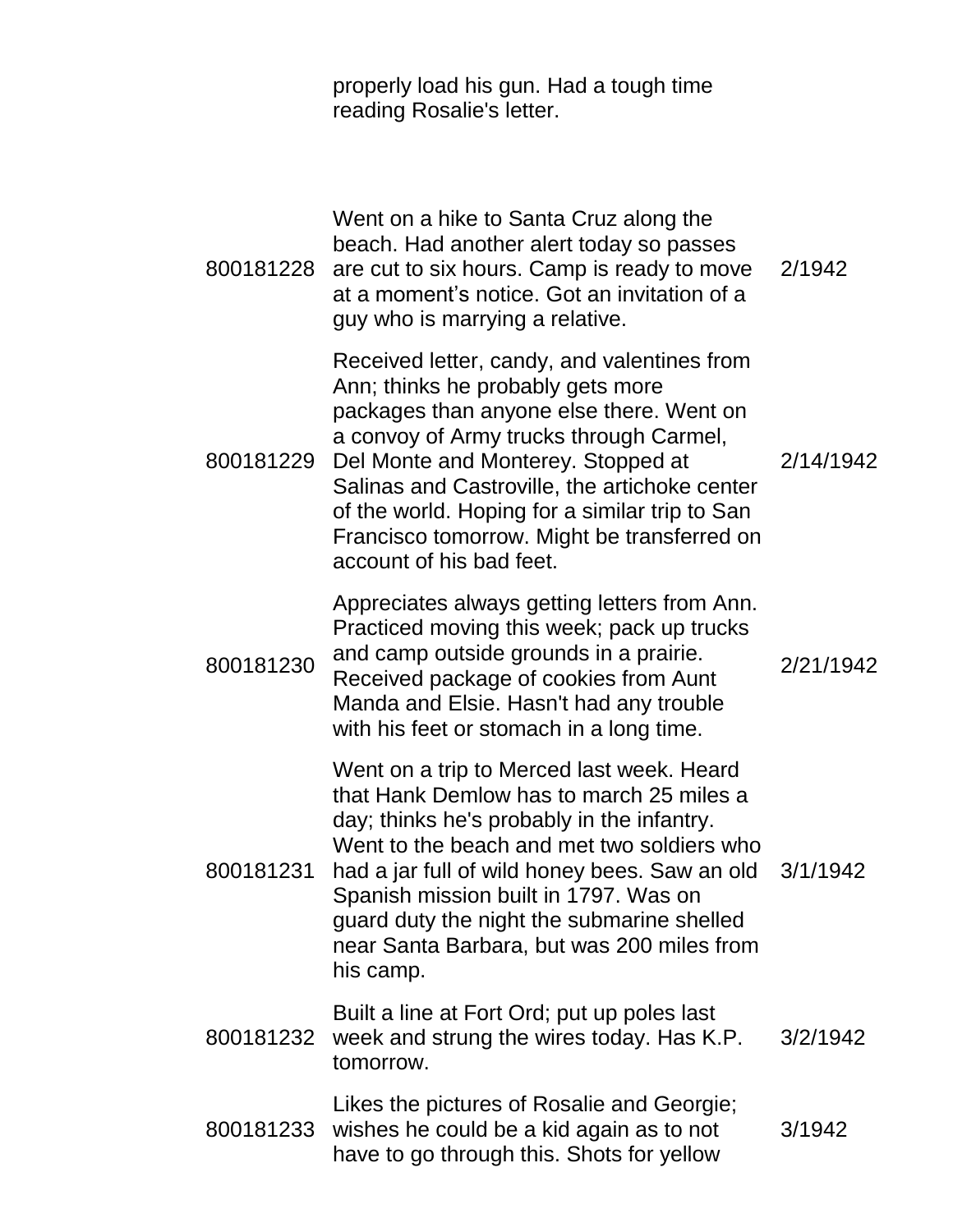|  | properly load his gun. Had a tough time reading Rosalie's letter. |  |
|---|---|---|
| 800181228 | Went on a hike to Santa Cruz along the beach. Had another alert today so passes are cut to six hours. Camp is ready to move at a moment's notice. Got an invitation of a guy who is marrying a relative. | 2/1942 |
| 800181229 | Received letter, candy, and valentines from Ann; thinks he probably gets more packages than anyone else there. Went on a convoy of Army trucks through Carmel, Del Monte and Monterey. Stopped at Salinas and Castroville, the artichoke center of the world. Hoping for a similar trip to San Francisco tomorrow. Might be transferred on account of his bad feet. | 2/14/1942 |
| 800181230 | Appreciates always getting letters from Ann. Practiced moving this week; pack up trucks and camp outside grounds in a prairie. Received package of cookies from Aunt Manda and Elsie. Hasn't had any trouble with his feet or stomach in a long time. | 2/21/1942 |
| 800181231 | Went on a trip to Merced last week. Heard that Hank Demlow has to march 25 miles a day; thinks he's probably in the infantry. Went to the beach and met two soldiers who had a jar full of wild honey bees. Saw an old Spanish mission built in 1797. Was on guard duty the night the submarine shelled near Santa Barbara, but was 200 miles from his camp. | 3/1/1942 |
| 800181232 | Built a line at Fort Ord; put up poles last week and strung the wires today. Has K.P. tomorrow. | 3/2/1942 |
| 800181233 | Likes the pictures of Rosalie and Georgie; wishes he could be a kid again as to not have to go through this. Shots for yellow | 3/1942 |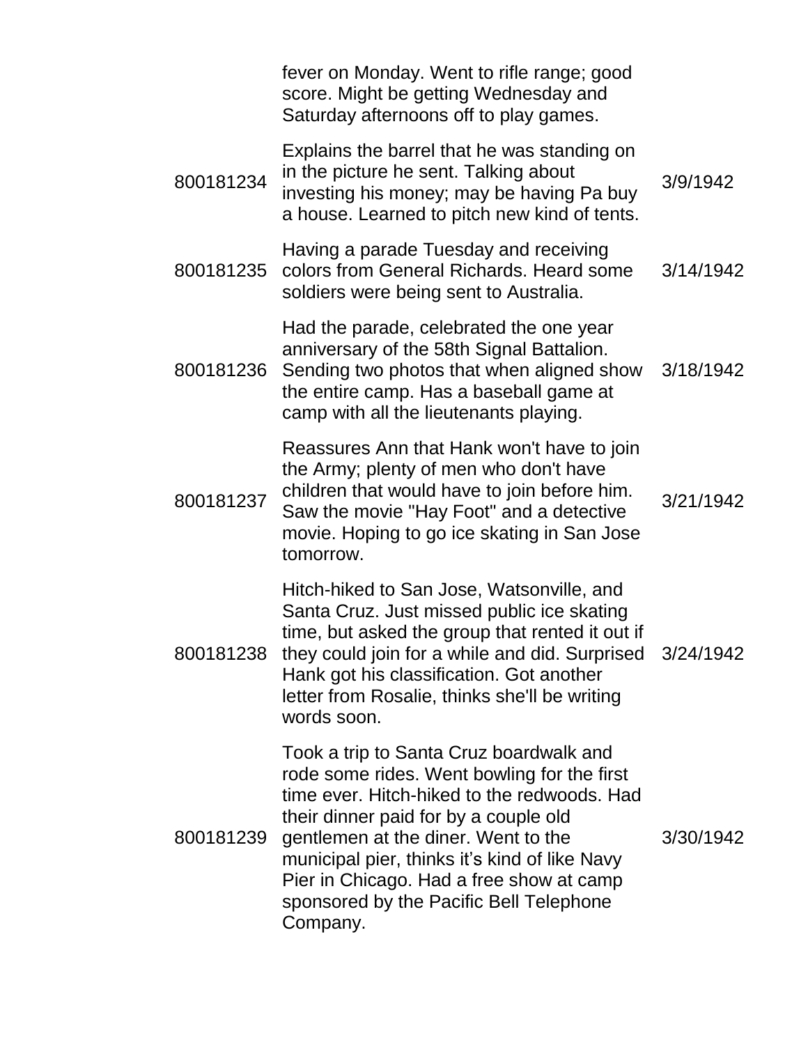| | | |
|---|---|---|
| | fever on Monday. Went to rifle range; good score. Might be getting Wednesday and Saturday afternoons off to play games. | |
| 800181234 | Explains the barrel that he was standing on in the picture he sent. Talking about investing his money; may be having Pa buy a house. Learned to pitch new kind of tents. | 3/9/1942 |
| 800181235 | Having a parade Tuesday and receiving colors from General Richards. Heard some soldiers were being sent to Australia. | 3/14/1942 |
| 800181236 | Had the parade, celebrated the one year anniversary of the 58th Signal Battalion. Sending two photos that when aligned show the entire camp. Has a baseball game at camp with all the lieutenants playing. | 3/18/1942 |
| 800181237 | Reassures Ann that Hank won't have to join the Army; plenty of men who don't have children that would have to join before him. Saw the movie "Hay Foot" and a detective movie. Hoping to go ice skating in San Jose tomorrow. | 3/21/1942 |
| 800181238 | Hitch-hiked to San Jose, Watsonville, and Santa Cruz. Just missed public ice skating time, but asked the group that rented it out if they could join for a while and did. Surprised Hank got his classification. Got another letter from Rosalie, thinks she'll be writing words soon. | 3/24/1942 |
| 800181239 | Took a trip to Santa Cruz boardwalk and rode some rides. Went bowling for the first time ever. Hitch-hiked to the redwoods. Had their dinner paid for by a couple old gentlemen at the diner. Went to the municipal pier, thinks it's kind of like Navy Pier in Chicago. Had a free show at camp sponsored by the Pacific Bell Telephone Company. | 3/30/1942 |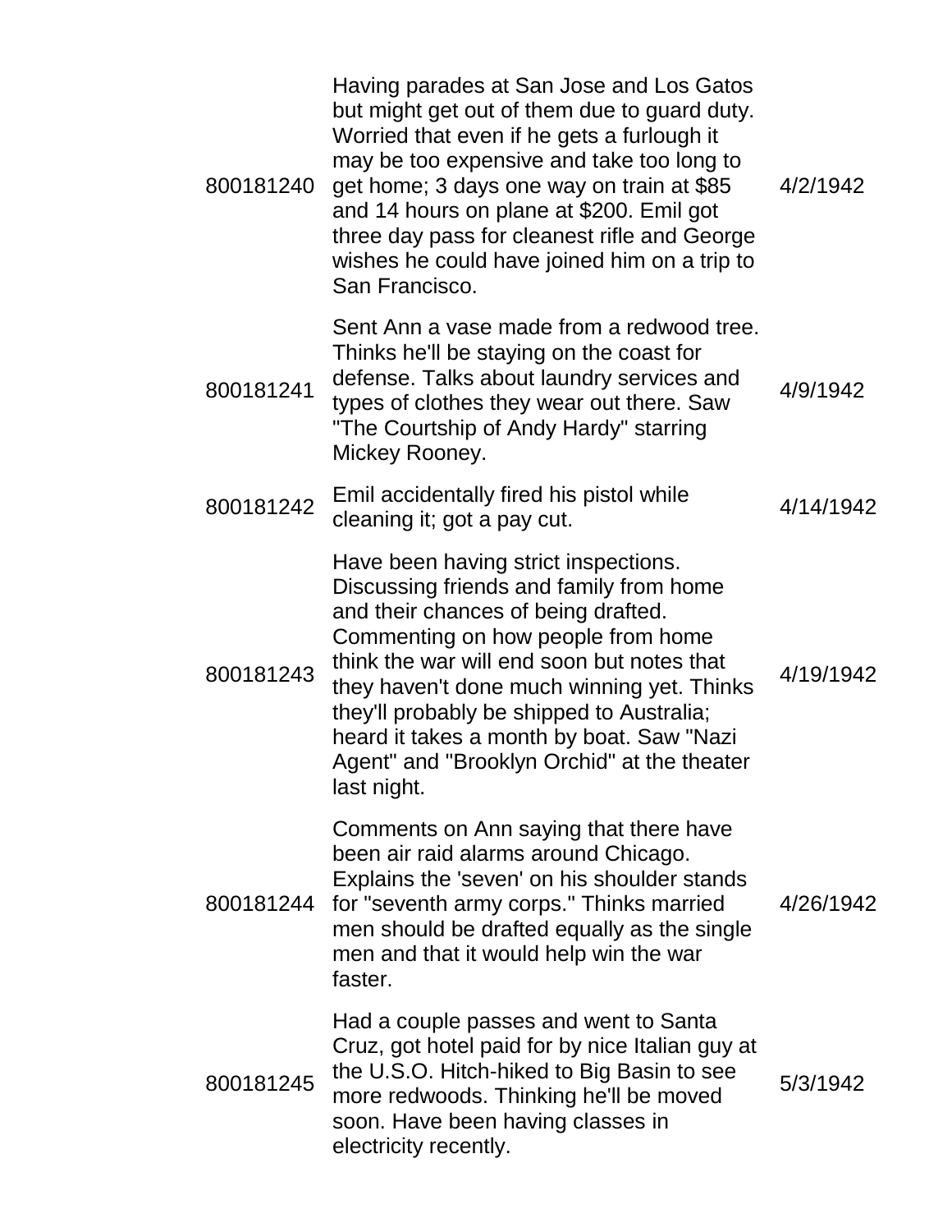| | | |
|---|---|---|
| 800181240 | Having parades at San Jose and Los Gatos but might get out of them due to guard duty. Worried that even if he gets a furlough it may be too expensive and take too long to get home; 3 days one way on train at $85 and 14 hours on plane at $200. Emil got three day pass for cleanest rifle and George wishes he could have joined him on a trip to San Francisco. | 4/2/1942 |
| 800181241 | Sent Ann a vase made from a redwood tree. Thinks he'll be staying on the coast for defense. Talks about laundry services and types of clothes they wear out there. Saw "The Courtship of Andy Hardy" starring Mickey Rooney. | 4/9/1942 |
| 800181242 | Emil accidentally fired his pistol while cleaning it; got a pay cut. | 4/14/1942 |
| 800181243 | Have been having strict inspections. Discussing friends and family from home and their chances of being drafted. Commenting on how people from home think the war will end soon but notes that they haven't done much winning yet. Thinks they'll probably be shipped to Australia; heard it takes a month by boat. Saw "Nazi Agent" and "Brooklyn Orchid" at the theater last night. | 4/19/1942 |
| 800181244 | Comments on Ann saying that there have been air raid alarms around Chicago. Explains the 'seven' on his shoulder stands for "seventh army corps." Thinks married men should be drafted equally as the single men and that it would help win the war faster. | 4/26/1942 |
| 800181245 | Had a couple passes and went to Santa Cruz, got hotel paid for by nice Italian guy at the U.S.O. Hitch-hiked to Big Basin to see more redwoods. Thinking he'll be moved soon. Have been having classes in electricity recently. | 5/3/1942 |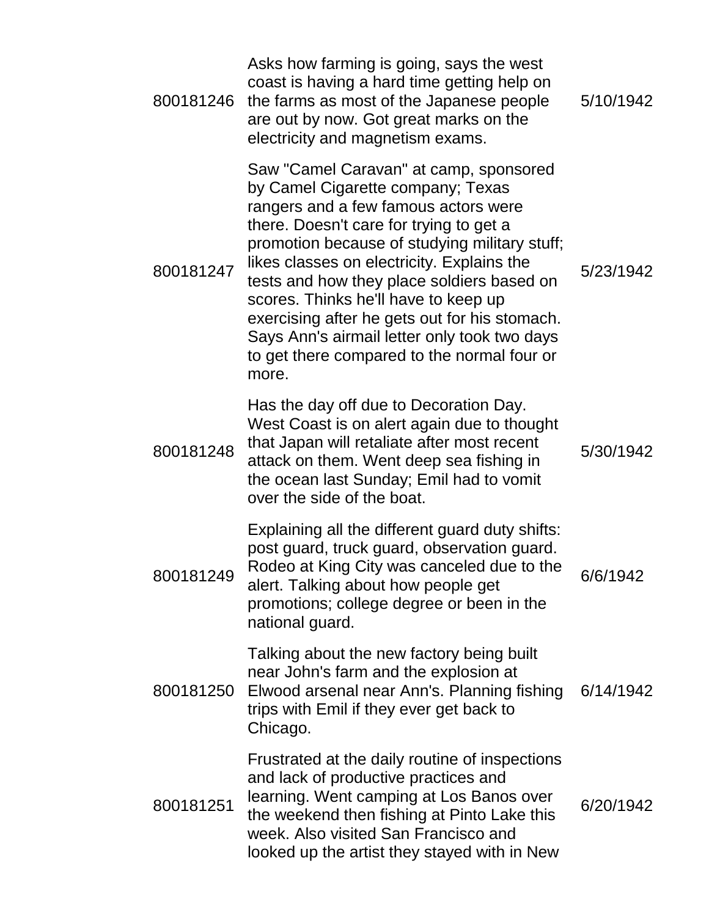| | | |
|---|---|---|
| 800181246 | Asks how farming is going, says the west coast is having a hard time getting help on the farms as most of the Japanese people are out by now. Got great marks on the electricity and magnetism exams. | 5/10/1942 |
| 800181247 | Saw "Camel Caravan" at camp, sponsored by Camel Cigarette company; Texas rangers and a few famous actors were there. Doesn't care for trying to get a promotion because of studying military stuff; likes classes on electricity. Explains the tests and how they place soldiers based on scores. Thinks he'll have to keep up exercising after he gets out for his stomach. Says Ann's airmail letter only took two days to get there compared to the normal four or more. | 5/23/1942 |
| 800181248 | Has the day off due to Decoration Day. West Coast is on alert again due to thought that Japan will retaliate after most recent attack on them. Went deep sea fishing in the ocean last Sunday; Emil had to vomit over the side of the boat. | 5/30/1942 |
| 800181249 | Explaining all the different guard duty shifts: post guard, truck guard, observation guard. Rodeo at King City was canceled due to the alert. Talking about how people get promotions; college degree or been in the national guard. | 6/6/1942 |
| 800181250 | Talking about the new factory being built near John's farm and the explosion at Elwood arsenal near Ann's. Planning fishing trips with Emil if they ever get back to Chicago. | 6/14/1942 |
| 800181251 | Frustrated at the daily routine of inspections and lack of productive practices and learning. Went camping at Los Banos over the weekend then fishing at Pinto Lake this week. Also visited San Francisco and looked up the artist they stayed with in New | 6/20/1942 |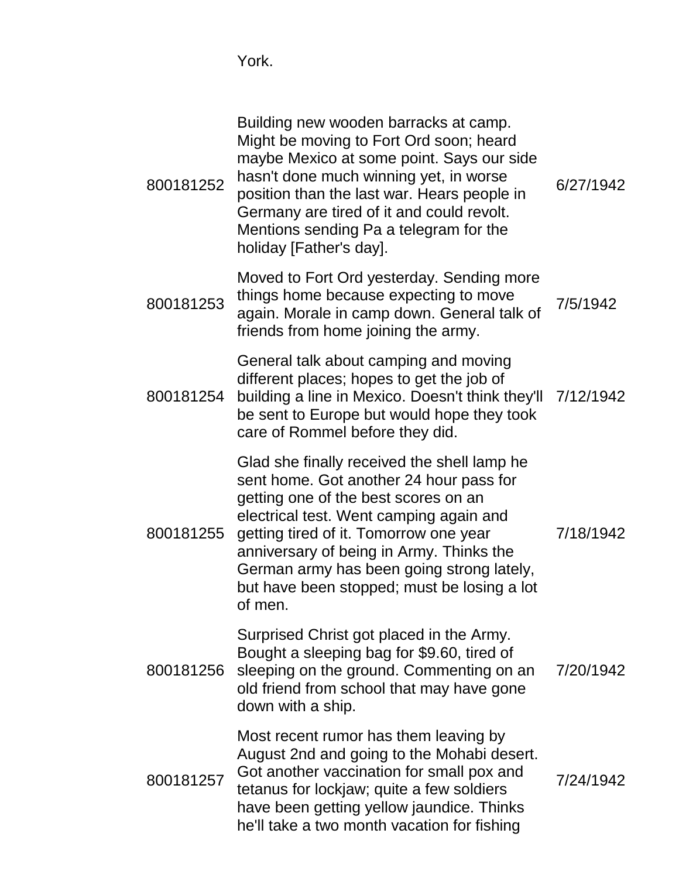| | York. | |
|---|---|---|
| 800181252 | Building new wooden barracks at camp. Might be moving to Fort Ord soon; heard maybe Mexico at some point. Says our side hasn't done much winning yet, in worse position than the last war. Hears people in Germany are tired of it and could revolt. Mentions sending Pa a telegram for the holiday [Father's day]. | 6/27/1942 |
| 800181253 | Moved to Fort Ord yesterday. Sending more things home because expecting to move again. Morale in camp down. General talk of friends from home joining the army. | 7/5/1942 |
| 800181254 | General talk about camping and moving different places; hopes to get the job of building a line in Mexico. Doesn't think they'll be sent to Europe but would hope they took care of Rommel before they did. | 7/12/1942 |
| 800181255 | Glad she finally received the shell lamp he sent home. Got another 24 hour pass for getting one of the best scores on an electrical test. Went camping again and getting tired of it. Tomorrow one year anniversary of being in Army. Thinks the German army has been going strong lately, but have been stopped; must be losing a lot of men. | 7/18/1942 |
| 800181256 | Surprised Christ got placed in the Army. Bought a sleeping bag for $9.60, tired of sleeping on the ground. Commenting on an old friend from school that may have gone down with a ship. | 7/20/1942 |
| 800181257 | Most recent rumor has them leaving by August 2nd and going to the Mohabi desert. Got another vaccination for small pox and tetanus for lockjaw; quite a few soldiers have been getting yellow jaundice. Thinks he'll take a two month vacation for fishing | 7/24/1942 |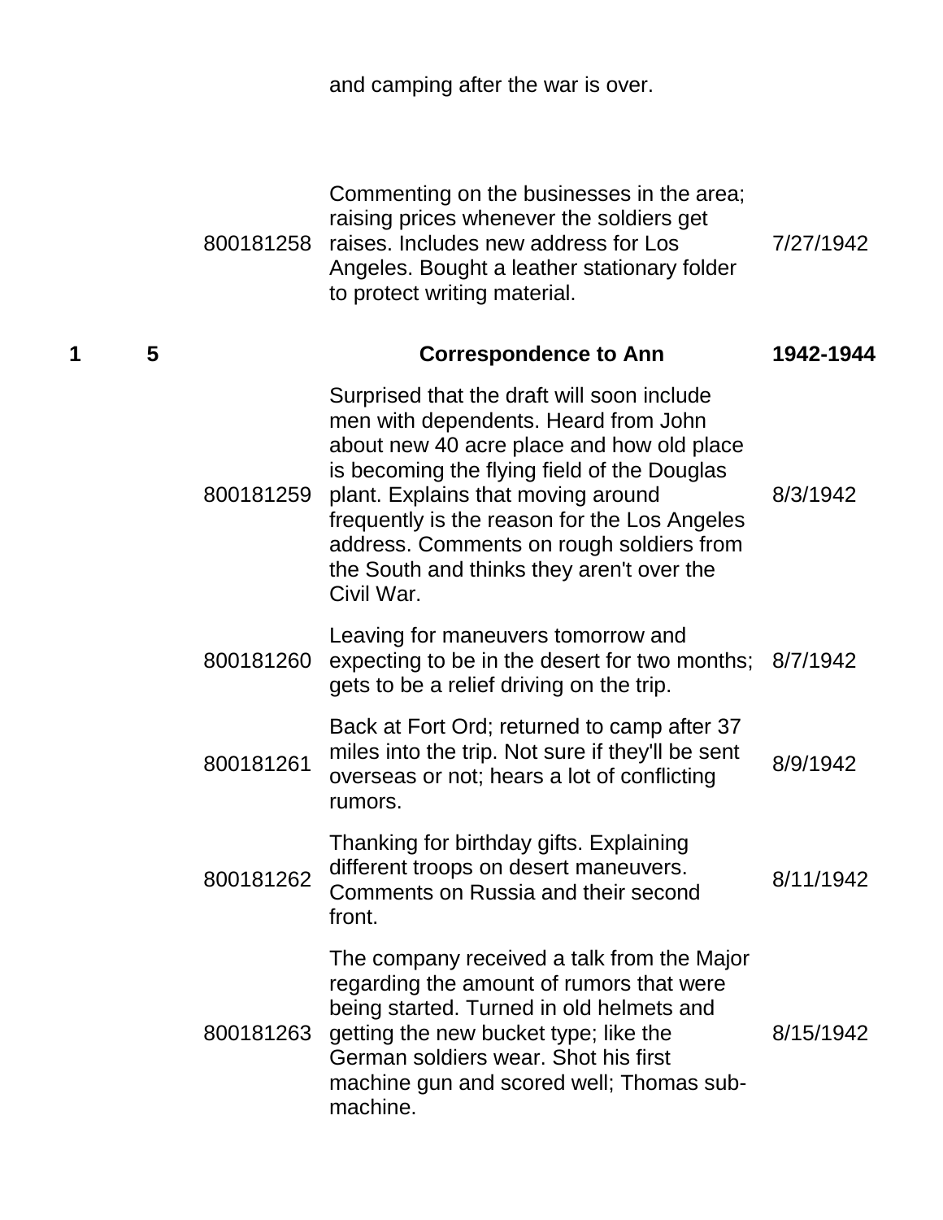| | | | and camping after the war is over. | |
|---|---|---|---|---|
| | | 800181258 | Commenting on the businesses in the area; raising prices whenever the soldiers get raises. Includes new address for Los Angeles. Bought a leather stationary folder to protect writing material. | 7/27/1942 |
| **1** | **5** | | **Correspondence to Ann** | **1942-1944** |
| | | 800181259 | Surprised that the draft will soon include men with dependents. Heard from John about new 40 acre place and how old place is becoming the flying field of the Douglas plant. Explains that moving around frequently is the reason for the Los Angeles address. Comments on rough soldiers from the South and thinks they aren't over the Civil War. | 8/3/1942 |
| | | 800181260 | Leaving for maneuvers tomorrow and expecting to be in the desert for two months; gets to be a relief driving on the trip. | 8/7/1942 |
| | | 800181261 | Back at Fort Ord; returned to camp after 37 miles into the trip. Not sure if they'll be sent overseas or not; hears a lot of conflicting rumors. | 8/9/1942 |
| | | 800181262 | Thanking for birthday gifts. Explaining different troops on desert maneuvers. Comments on Russia and their second front. | 8/11/1942 |
| | | 800181263 | The company received a talk from the Major regarding the amount of rumors that were being started. Turned in old helmets and getting the new bucket type; like the German soldiers wear. Shot his first machine gun and scored well; Thomas sub-machine. | 8/15/1942 |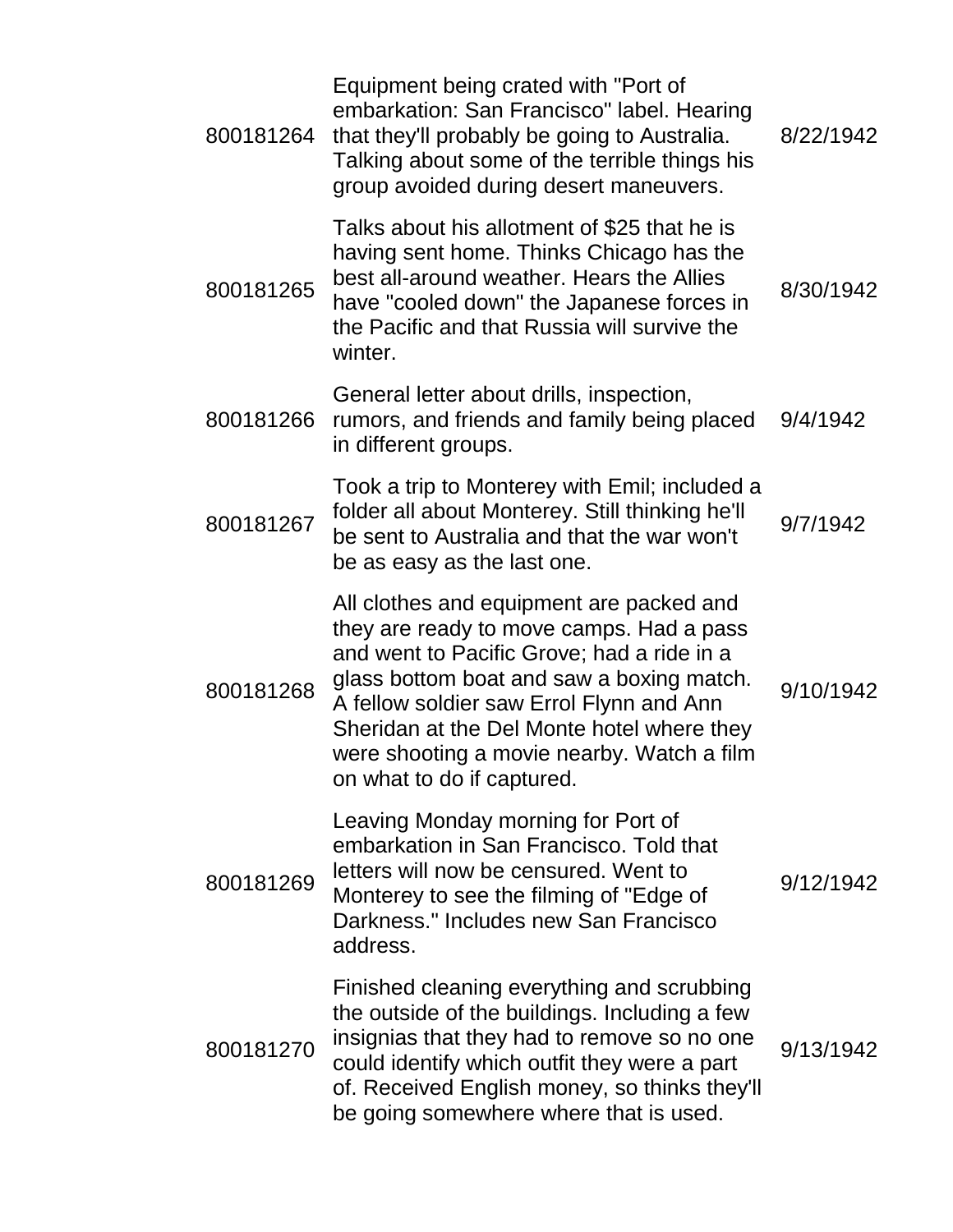| | | |
|---|---|---|
| 800181264 | Equipment being crated with "Port of embarkation: San Francisco" label. Hearing that they'll probably be going to Australia. Talking about some of the terrible things his group avoided during desert maneuvers. | 8/22/1942 |
| 800181265 | Talks about his allotment of $25 that he is having sent home. Thinks Chicago has the best all-around weather. Hears the Allies have "cooled down" the Japanese forces in the Pacific and that Russia will survive the winter. | 8/30/1942 |
| 800181266 | General letter about drills, inspection, rumors, and friends and family being placed in different groups. | 9/4/1942 |
| 800181267 | Took a trip to Monterey with Emil; included a folder all about Monterey. Still thinking he'll be sent to Australia and that the war won't be as easy as the last one. | 9/7/1942 |
| 800181268 | All clothes and equipment are packed and they are ready to move camps. Had a pass and went to Pacific Grove; had a ride in a glass bottom boat and saw a boxing match. A fellow soldier saw Errol Flynn and Ann Sheridan at the Del Monte hotel where they were shooting a movie nearby. Watch a film on what to do if captured. | 9/10/1942 |
| 800181269 | Leaving Monday morning for Port of embarkation in San Francisco. Told that letters will now be censured. Went to Monterey to see the filming of "Edge of Darkness." Includes new San Francisco address. | 9/12/1942 |
| 800181270 | Finished cleaning everything and scrubbing the outside of the buildings. Including a few insignias that they had to remove so no one could identify which outfit they were a part of. Received English money, so thinks they'll be going somewhere where that is used. | 9/13/1942 |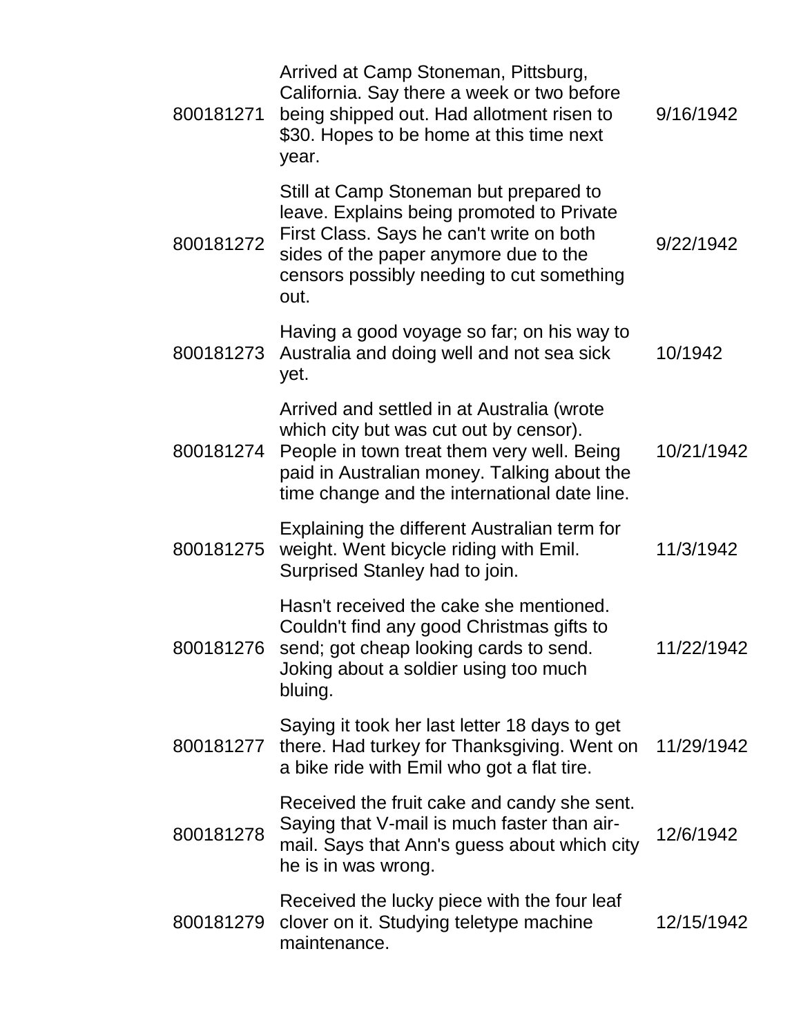| | | |
|---|---|---|
| 800181271 | Arrived at Camp Stoneman, Pittsburg, California. Say there a week or two before being shipped out. Had allotment risen to $30. Hopes to be home at this time next year. | 9/16/1942 |
| 800181272 | Still at Camp Stoneman but prepared to leave. Explains being promoted to Private First Class. Says he can't write on both sides of the paper anymore due to the censors possibly needing to cut something out. | 9/22/1942 |
| 800181273 | Having a good voyage so far; on his way to Australia and doing well and not sea sick yet. | 10/1942 |
| 800181274 | Arrived and settled in at Australia (wrote which city but was cut out by censor). People in town treat them very well. Being paid in Australian money. Talking about the time change and the international date line. | 10/21/1942 |
| 800181275 | Explaining the different Australian term for weight. Went bicycle riding with Emil. Surprised Stanley had to join. | 11/3/1942 |
| 800181276 | Hasn't received the cake she mentioned. Couldn't find any good Christmas gifts to send; got cheap looking cards to send. Joking about a soldier using too much bluing. | 11/22/1942 |
| 800181277 | Saying it took her last letter 18 days to get there. Had turkey for Thanksgiving. Went on a bike ride with Emil who got a flat tire. | 11/29/1942 |
| 800181278 | Received the fruit cake and candy she sent. Saying that V-mail is much faster than air-mail. Says that Ann's guess about which city he is in was wrong. | 12/6/1942 |
| 800181279 | Received the lucky piece with the four leaf clover on it. Studying teletype machine maintenance. | 12/15/1942 |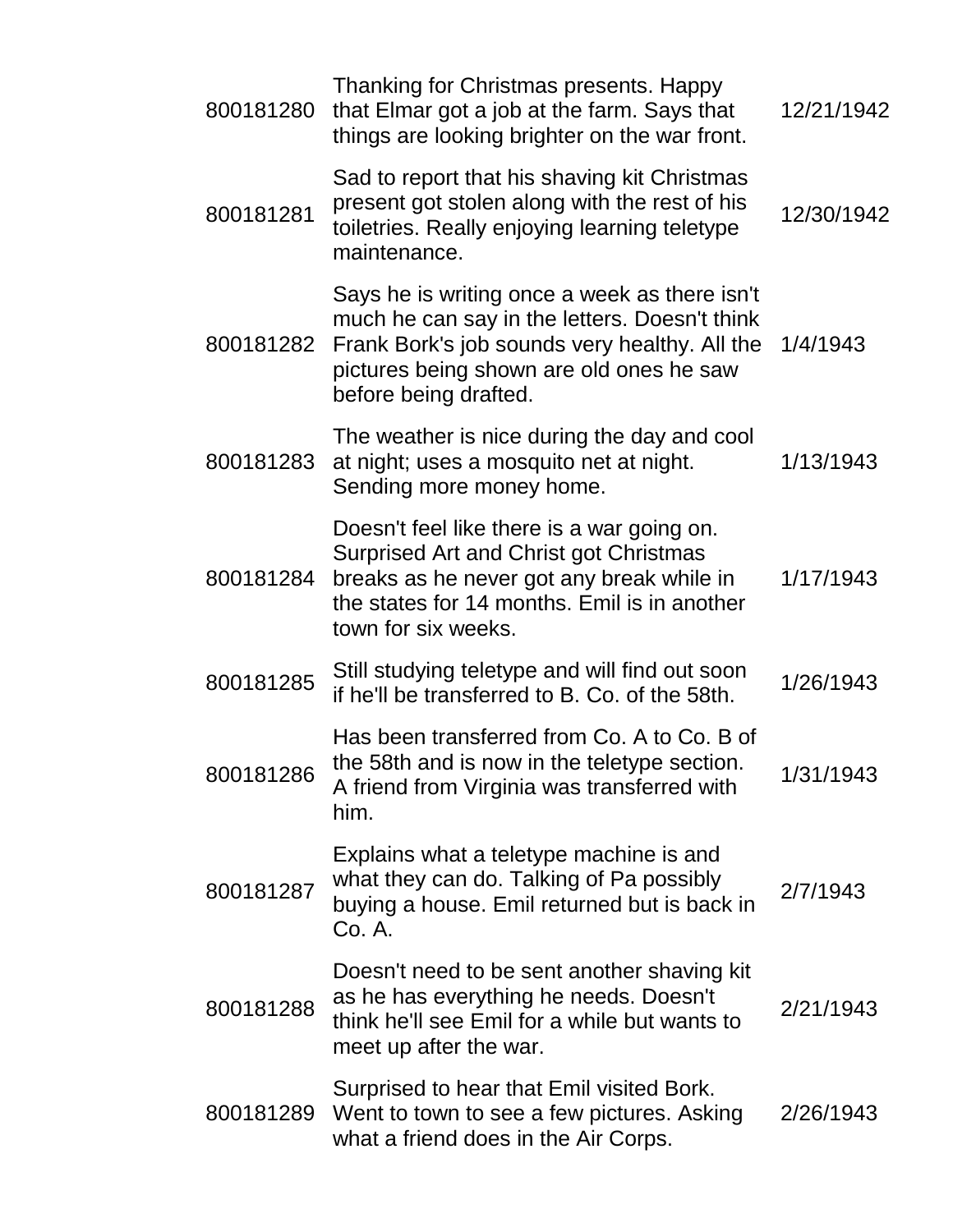| | | |
|---|---|---|
| 800181280 | Thanking for Christmas presents. Happy that Elmar got a job at the farm. Says that things are looking brighter on the war front. | 12/21/1942 |
| 800181281 | Sad to report that his shaving kit Christmas present got stolen along with the rest of his toiletries. Really enjoying learning teletype maintenance. | 12/30/1942 |
| 800181282 | Says he is writing once a week as there isn't much he can say in the letters. Doesn't think Frank Bork's job sounds very healthy. All the pictures being shown are old ones he saw before being drafted. | 1/4/1943 |
| 800181283 | The weather is nice during the day and cool at night; uses a mosquito net at night. Sending more money home. | 1/13/1943 |
| 800181284 | Doesn't feel like there is a war going on. Surprised Art and Christ got Christmas breaks as he never got any break while in the states for 14 months. Emil is in another town for six weeks. | 1/17/1943 |
| 800181285 | Still studying teletype and will find out soon if he'll be transferred to B. Co. of the 58th. | 1/26/1943 |
| 800181286 | Has been transferred from Co. A to Co. B of the 58th and is now in the teletype section. A friend from Virginia was transferred with him. | 1/31/1943 |
| 800181287 | Explains what a teletype machine is and what they can do. Talking of Pa possibly buying a house. Emil returned but is back in Co. A. | 2/7/1943 |
| 800181288 | Doesn't need to be sent another shaving kit as he has everything he needs. Doesn't think he'll see Emil for a while but wants to meet up after the war. | 2/21/1943 |
| 800181289 | Surprised to hear that Emil visited Bork. Went to town to see a few pictures. Asking what a friend does in the Air Corps. | 2/26/1943 |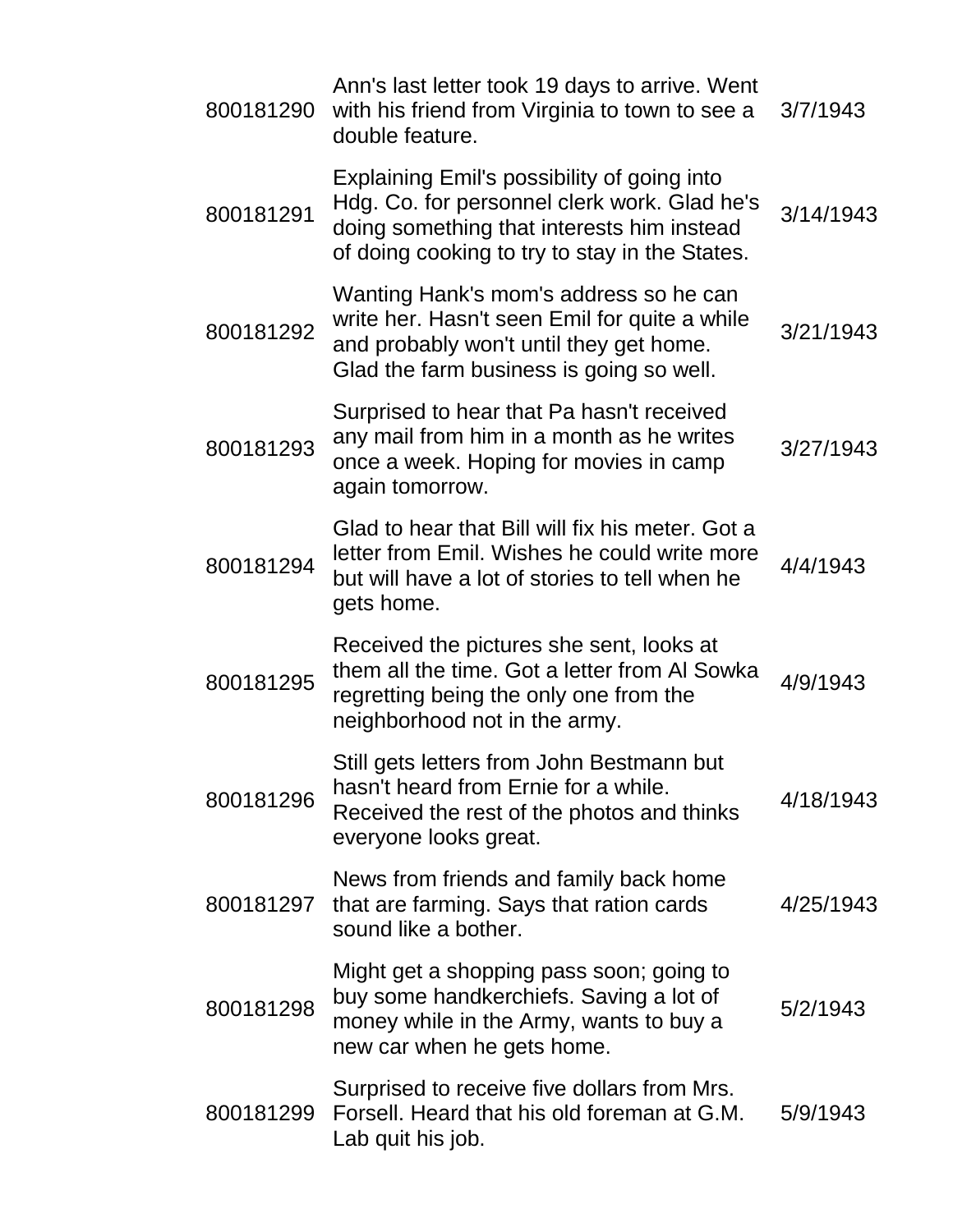| | | |
|---|---|---|
| 800181290 | Ann's last letter took 19 days to arrive. Went with his friend from Virginia to town to see a double feature. | 3/7/1943 |
| 800181291 | Explaining Emil's possibility of going into Hdg. Co. for personnel clerk work. Glad he's doing something that interests him instead of doing cooking to try to stay in the States. | 3/14/1943 |
| 800181292 | Wanting Hank's mom's address so he can write her. Hasn't seen Emil for quite a while and probably won't until they get home. Glad the farm business is going so well. | 3/21/1943 |
| 800181293 | Surprised to hear that Pa hasn't received any mail from him in a month as he writes once a week. Hoping for movies in camp again tomorrow. | 3/27/1943 |
| 800181294 | Glad to hear that Bill will fix his meter. Got a letter from Emil. Wishes he could write more but will have a lot of stories to tell when he gets home. | 4/4/1943 |
| 800181295 | Received the pictures she sent, looks at them all the time. Got a letter from Al Sowka regretting being the only one from the neighborhood not in the army. | 4/9/1943 |
| 800181296 | Still gets letters from John Bestmann but hasn't heard from Ernie for a while. Received the rest of the photos and thinks everyone looks great. | 4/18/1943 |
| 800181297 | News from friends and family back home that are farming. Says that ration cards sound like a bother. | 4/25/1943 |
| 800181298 | Might get a shopping pass soon; going to buy some handkerchiefs. Saving a lot of money while in the Army, wants to buy a new car when he gets home. | 5/2/1943 |
| 800181299 | Surprised to receive five dollars from Mrs. Forsell. Heard that his old foreman at G.M. Lab quit his job. | 5/9/1943 |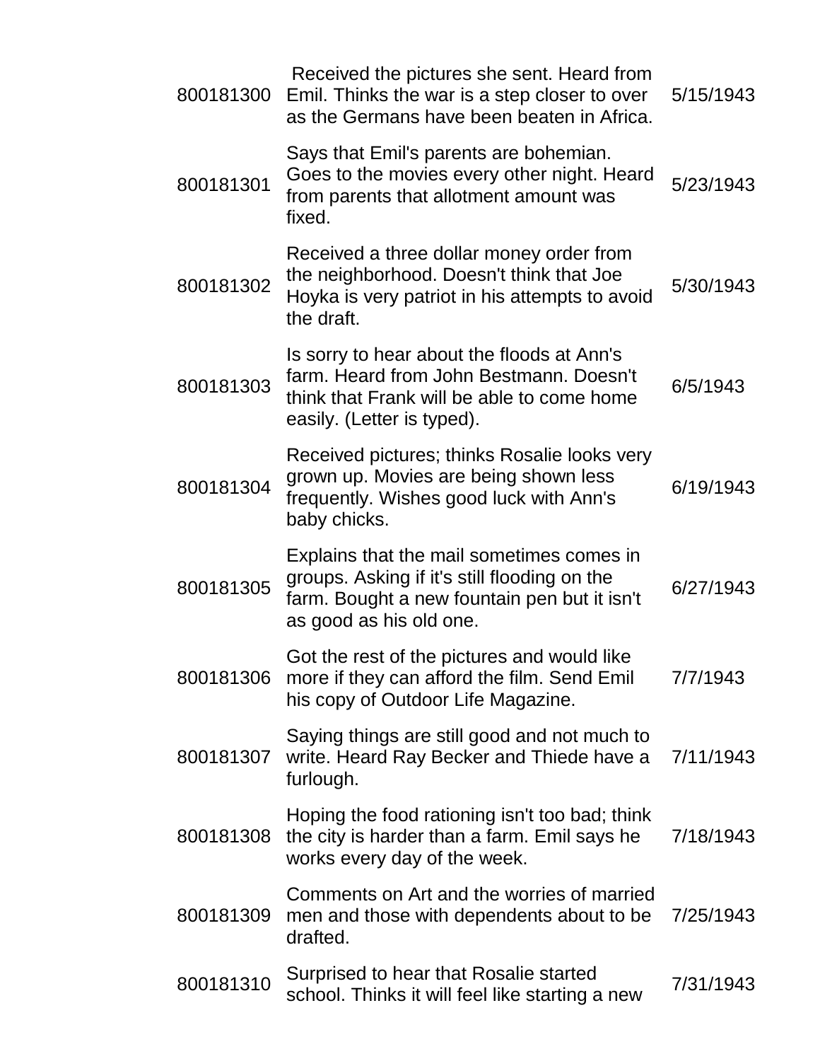| | | |
|---|---|---|
| 800181300 | Received the pictures she sent. Heard from Emil. Thinks the war is a step closer to over as the Germans have been beaten in Africa. | 5/15/1943 |
| 800181301 | Says that Emil's parents are bohemian. Goes to the movies every other night. Heard from parents that allotment amount was fixed. | 5/23/1943 |
| 800181302 | Received a three dollar money order from the neighborhood. Doesn't think that Joe Hoyka is very patriot in his attempts to avoid the draft. | 5/30/1943 |
| 800181303 | Is sorry to hear about the floods at Ann's farm. Heard from John Bestmann. Doesn't think that Frank will be able to come home easily. (Letter is typed). | 6/5/1943 |
| 800181304 | Received pictures; thinks Rosalie looks very grown up. Movies are being shown less frequently. Wishes good luck with Ann's baby chicks. | 6/19/1943 |
| 800181305 | Explains that the mail sometimes comes in groups. Asking if it's still flooding on the farm. Bought a new fountain pen but it isn't as good as his old one. | 6/27/1943 |
| 800181306 | Got the rest of the pictures and would like more if they can afford the film. Send Emil his copy of Outdoor Life Magazine. | 7/7/1943 |
| 800181307 | Saying things are still good and not much to write. Heard Ray Becker and Thiede have a furlough. | 7/11/1943 |
| 800181308 | Hoping the food rationing isn't too bad; think the city is harder than a farm. Emil says he works every day of the week. | 7/18/1943 |
| 800181309 | Comments on Art and the worries of married men and those with dependents about to be drafted. | 7/25/1943 |
| 800181310 | Surprised to hear that Rosalie started school. Thinks it will feel like starting a new | 7/31/1943 |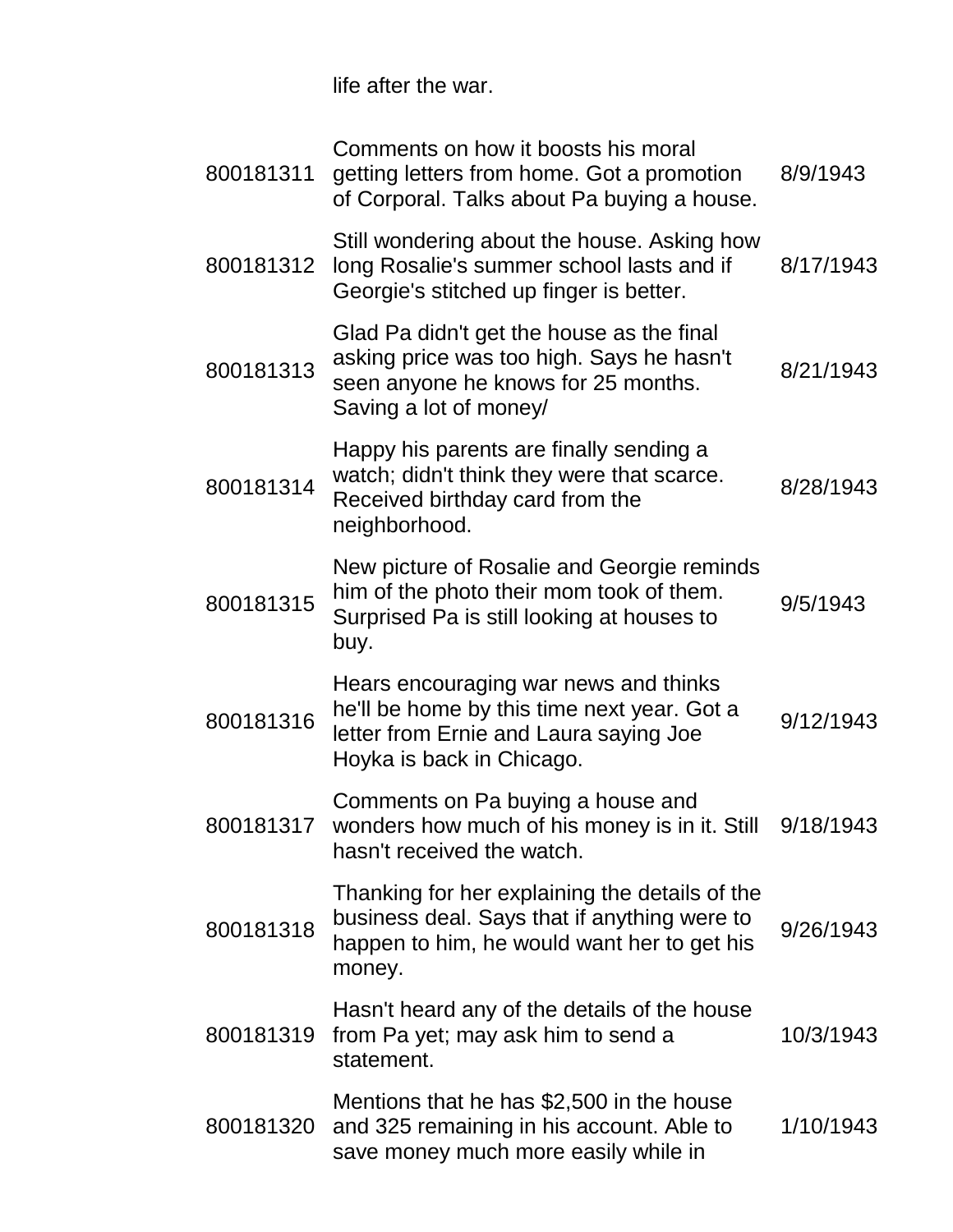| | | |
|---|---|---|
| | life after the war. | |
| 800181311 | Comments on how it boosts his moral getting letters from home. Got a promotion of Corporal. Talks about Pa buying a house. | 8/9/1943 |
| 800181312 | Still wondering about the house. Asking how long Rosalie's summer school lasts and if Georgie's stitched up finger is better. | 8/17/1943 |
| 800181313 | Glad Pa didn't get the house as the final asking price was too high. Says he hasn't seen anyone he knows for 25 months. Saving a lot of money/ | 8/21/1943 |
| 800181314 | Happy his parents are finally sending a watch; didn't think they were that scarce. Received birthday card from the neighborhood. | 8/28/1943 |
| 800181315 | New picture of Rosalie and Georgie reminds him of the photo their mom took of them. Surprised Pa is still looking at houses to buy. | 9/5/1943 |
| 800181316 | Hears encouraging war news and thinks he'll be home by this time next year. Got a letter from Ernie and Laura saying Joe Hoyka is back in Chicago. | 9/12/1943 |
| 800181317 | Comments on Pa buying a house and wonders how much of his money is in it. Still hasn't received the watch. | 9/18/1943 |
| 800181318 | Thanking for her explaining the details of the business deal. Says that if anything were to happen to him, he would want her to get his money. | 9/26/1943 |
| 800181319 | Hasn't heard any of the details of the house from Pa yet; may ask him to send a statement. | 10/3/1943 |
| 800181320 | Mentions that he has $2,500 in the house and 325 remaining in his account. Able to save money much more easily while in | 1/10/1943 |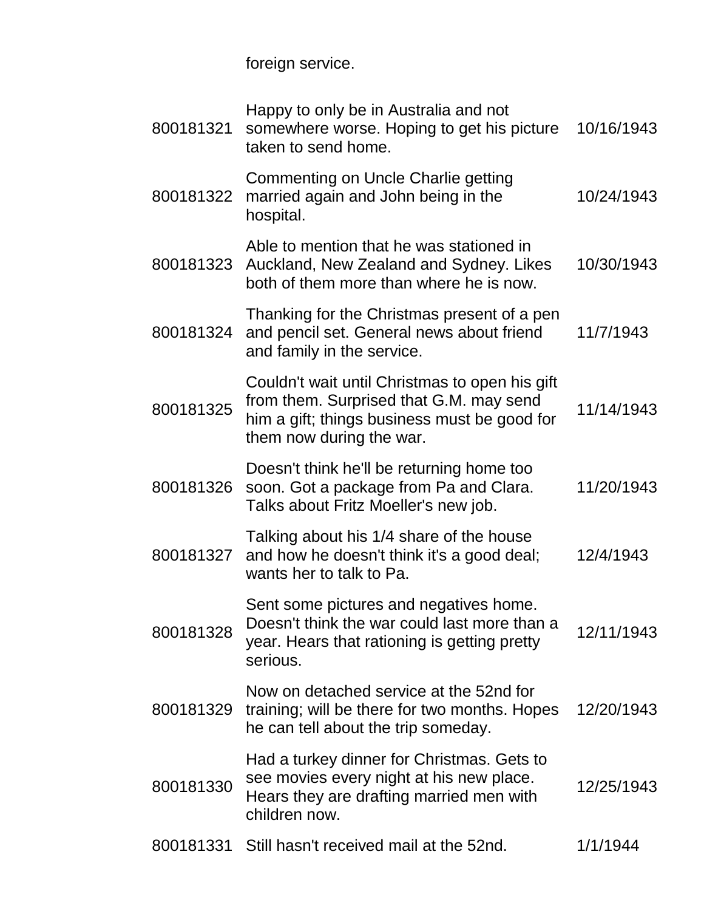| | | |
|---|---|---|
| | foreign service. | |
| 800181321 | Happy to only be in Australia and not somewhere worse. Hoping to get his picture taken to send home. | 10/16/1943 |
| 800181322 | Commenting on Uncle Charlie getting married again and John being in the hospital. | 10/24/1943 |
| 800181323 | Able to mention that he was stationed in Auckland, New Zealand and Sydney. Likes both of them more than where he is now. | 10/30/1943 |
| 800181324 | Thanking for the Christmas present of a pen and pencil set. General news about friend and family in the service. | 11/7/1943 |
| 800181325 | Couldn't wait until Christmas to open his gift from them. Surprised that G.M. may send him a gift; things business must be good for them now during the war. | 11/14/1943 |
| 800181326 | Doesn't think he'll be returning home too soon. Got a package from Pa and Clara. Talks about Fritz Moeller's new job. | 11/20/1943 |
| 800181327 | Talking about his 1/4 share of the house and how he doesn't think it's a good deal; wants her to talk to Pa. | 12/4/1943 |
| 800181328 | Sent some pictures and negatives home. Doesn't think the war could last more than a year. Hears that rationing is getting pretty serious. | 12/11/1943 |
| 800181329 | Now on detached service at the 52nd for training; will be there for two months. Hopes he can tell about the trip someday. | 12/20/1943 |
| 800181330 | Had a turkey dinner for Christmas. Gets to see movies every night at his new place. Hears they are drafting married men with children now. | 12/25/1943 |
| 800181331 | Still hasn't received mail at the 52nd. | 1/1/1944 |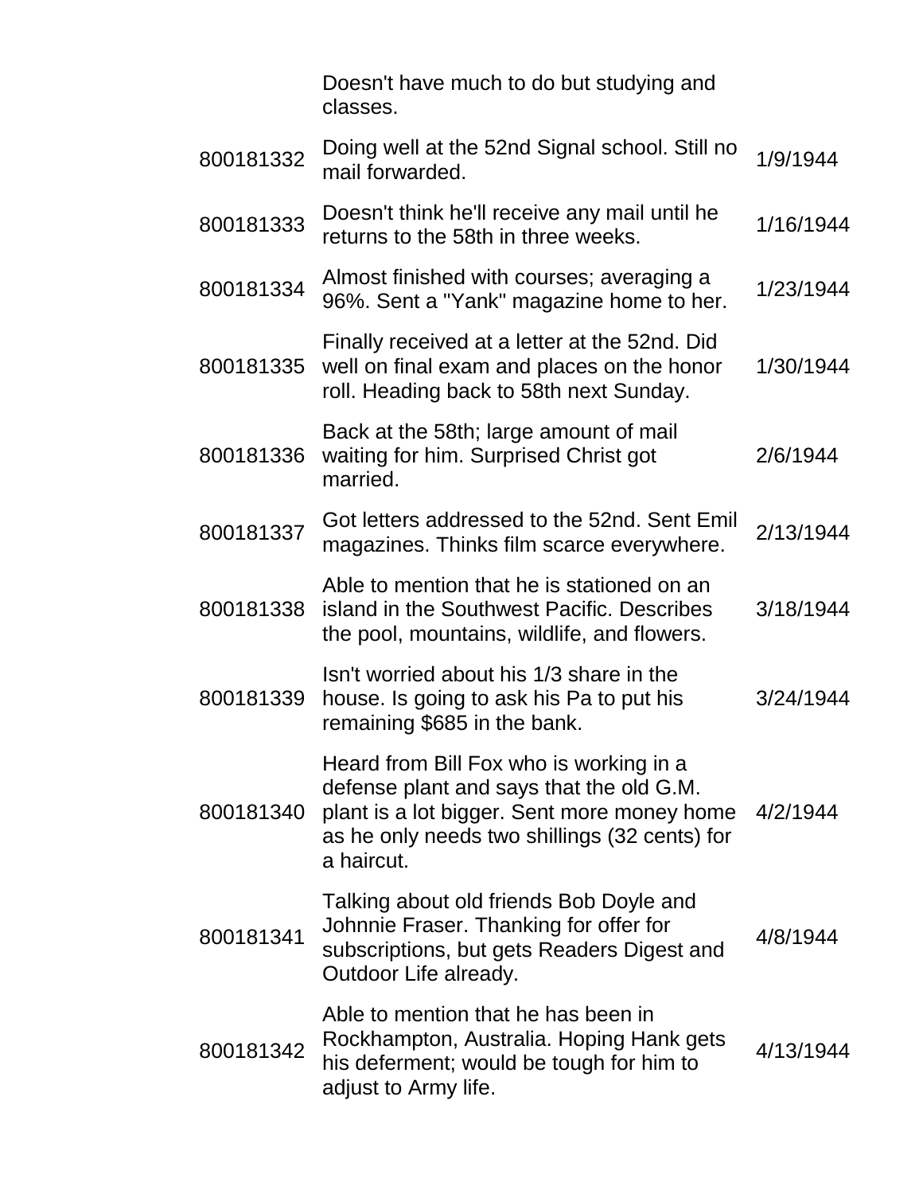| | | |
|---|---|---|
| | Doesn't have much to do but studying and classes. | |
| 800181332 | Doing well at the 52nd Signal school. Still no mail forwarded. | 1/9/1944 |
| 800181333 | Doesn't think he'll receive any mail until he returns to the 58th in three weeks. | 1/16/1944 |
| 800181334 | Almost finished with courses; averaging a 96%. Sent a "Yank" magazine home to her. | 1/23/1944 |
| 800181335 | Finally received at a letter at the 52nd. Did well on final exam and places on the honor roll. Heading back to 58th next Sunday. | 1/30/1944 |
| 800181336 | Back at the 58th; large amount of mail waiting for him. Surprised Christ got married. | 2/6/1944 |
| 800181337 | Got letters addressed to the 52nd. Sent Emil magazines. Thinks film scarce everywhere. | 2/13/1944 |
| 800181338 | Able to mention that he is stationed on an island in the Southwest Pacific. Describes the pool, mountains, wildlife, and flowers. | 3/18/1944 |
| 800181339 | Isn't worried about his 1/3 share in the house. Is going to ask his Pa to put his remaining $685 in the bank. | 3/24/1944 |
| 800181340 | Heard from Bill Fox who is working in a defense plant and says that the old G.M. plant is a lot bigger. Sent more money home as he only needs two shillings (32 cents) for a haircut. | 4/2/1944 |
| 800181341 | Talking about old friends Bob Doyle and Johnnie Fraser. Thanking for offer for subscriptions, but gets Readers Digest and Outdoor Life already. | 4/8/1944 |
| 800181342 | Able to mention that he has been in Rockhampton, Australia. Hoping Hank gets his deferment; would be tough for him to adjust to Army life. | 4/13/1944 |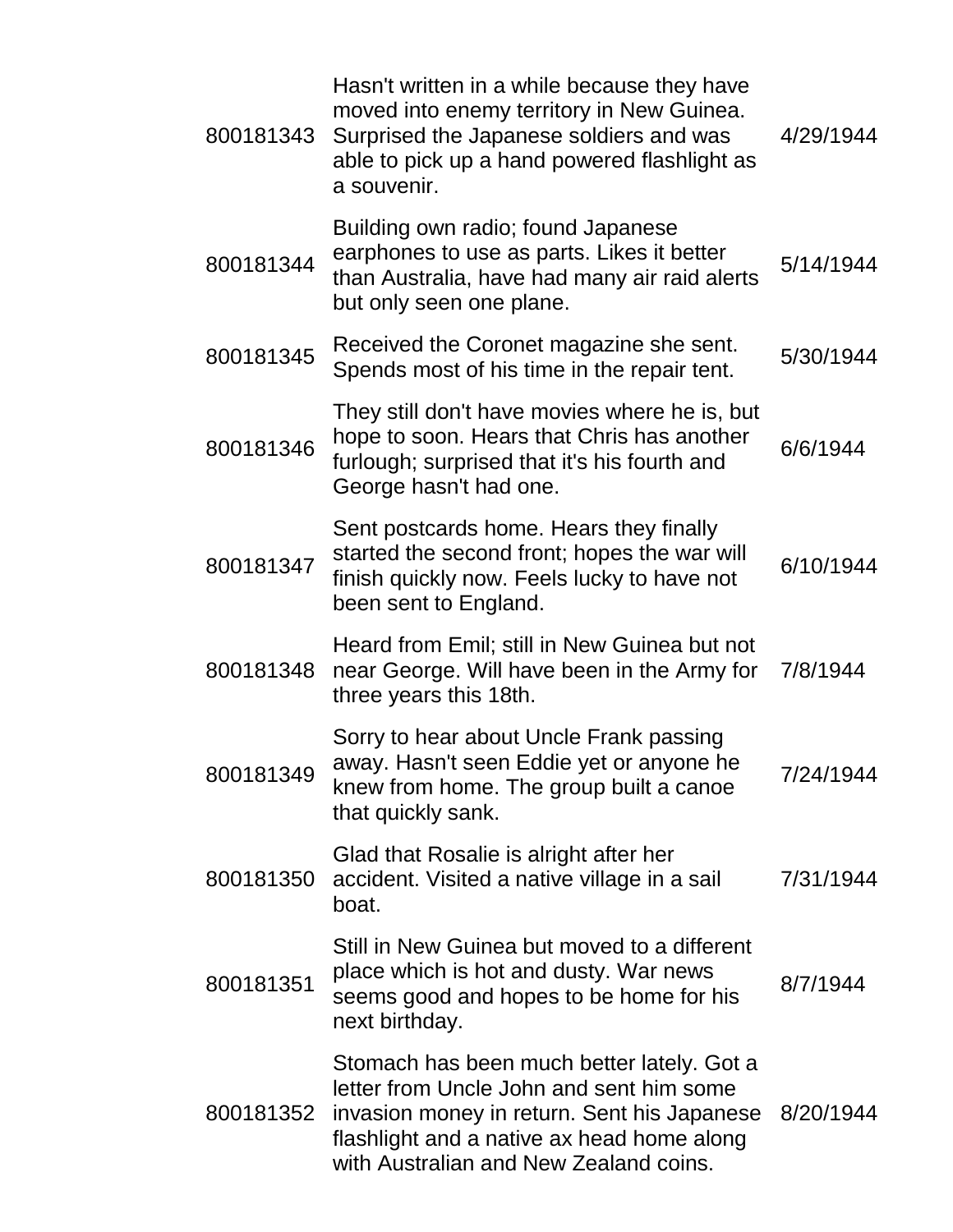| | | |
|---|---|---|
| 800181343 | Hasn't written in a while because they have moved into enemy territory in New Guinea. Surprised the Japanese soldiers and was able to pick up a hand powered flashlight as a souvenir. | 4/29/1944 |
| 800181344 | Building own radio; found Japanese earphones to use as parts. Likes it better than Australia, have had many air raid alerts but only seen one plane. | 5/14/1944 |
| 800181345 | Received the Coronet magazine she sent. Spends most of his time in the repair tent. | 5/30/1944 |
| 800181346 | They still don't have movies where he is, but hope to soon. Hears that Chris has another furlough; surprised that it's his fourth and George hasn't had one. | 6/6/1944 |
| 800181347 | Sent postcards home. Hears they finally started the second front; hopes the war will finish quickly now. Feels lucky to have not been sent to England. | 6/10/1944 |
| 800181348 | Heard from Emil; still in New Guinea but not near George. Will have been in the Army for three years this 18th. | 7/8/1944 |
| 800181349 | Sorry to hear about Uncle Frank passing away. Hasn't seen Eddie yet or anyone he knew from home. The group built a canoe that quickly sank. | 7/24/1944 |
| 800181350 | Glad that Rosalie is alright after her accident. Visited a native village in a sail boat. | 7/31/1944 |
| 800181351 | Still in New Guinea but moved to a different place which is hot and dusty. War news seems good and hopes to be home for his next birthday. | 8/7/1944 |
| 800181352 | Stomach has been much better lately. Got a letter from Uncle John and sent him some invasion money in return. Sent his Japanese flashlight and a native ax head home along with Australian and New Zealand coins. | 8/20/1944 |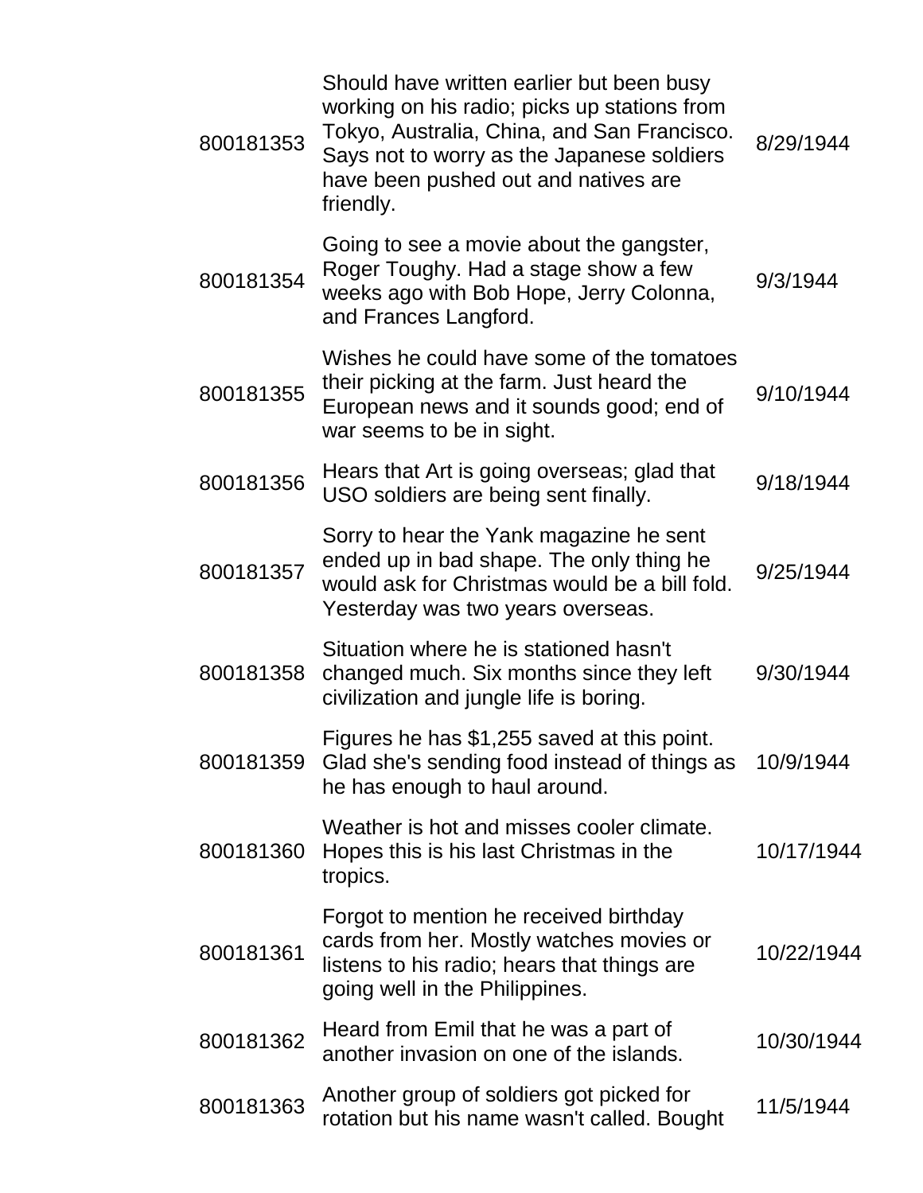| | | |
|---|---|---|
| 800181353 | Should have written earlier but been busy working on his radio; picks up stations from Tokyo, Australia, China, and San Francisco. Says not to worry as the Japanese soldiers have been pushed out and natives are friendly. | 8/29/1944 |
| 800181354 | Going to see a movie about the gangster, Roger Toughy. Had a stage show a few weeks ago with Bob Hope, Jerry Colonna, and Frances Langford. | 9/3/1944 |
| 800181355 | Wishes he could have some of the tomatoes their picking at the farm. Just heard the European news and it sounds good; end of war seems to be in sight. | 9/10/1944 |
| 800181356 | Hears that Art is going overseas; glad that USO soldiers are being sent finally. | 9/18/1944 |
| 800181357 | Sorry to hear the Yank magazine he sent ended up in bad shape. The only thing he would ask for Christmas would be a bill fold. Yesterday was two years overseas. | 9/25/1944 |
| 800181358 | Situation where he is stationed hasn't changed much. Six months since they left civilization and jungle life is boring. | 9/30/1944 |
| 800181359 | Figures he has $1,255 saved at this point. Glad she's sending food instead of things as he has enough to haul around. | 10/9/1944 |
| 800181360 | Weather is hot and misses cooler climate. Hopes this is his last Christmas in the tropics. | 10/17/1944 |
| 800181361 | Forgot to mention he received birthday cards from her. Mostly watches movies or listens to his radio; hears that things are going well in the Philippines. | 10/22/1944 |
| 800181362 | Heard from Emil that he was a part of another invasion on one of the islands. | 10/30/1944 |
| 800181363 | Another group of soldiers got picked for rotation but his name wasn't called. Bought | 11/5/1944 |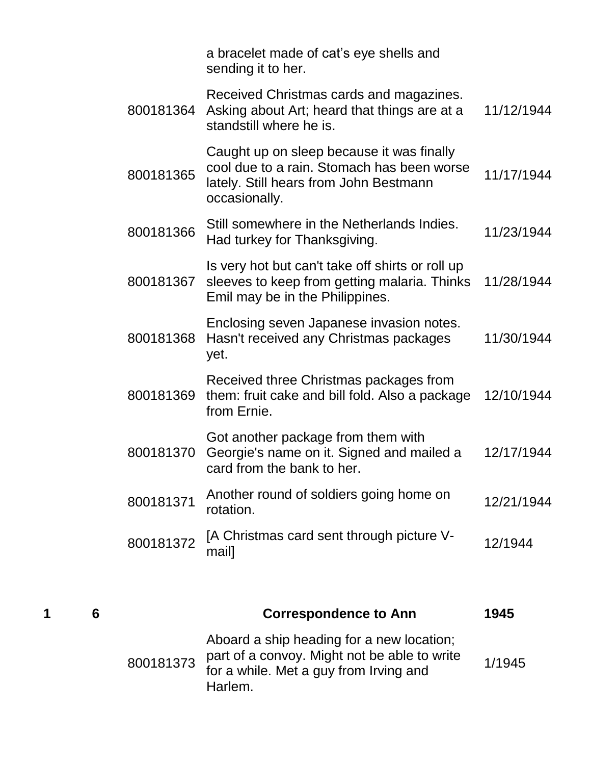| Box | Folder | Item ID | Description | Date |
|---|---|---|---|---|
| | | | a bracelet made of cat's eye shells and sending it to her. | |
| | | 800181364 | Received Christmas cards and magazines. Asking about Art; heard that things are at a standstill where he is. | 11/12/1944 |
| | | 800181365 | Caught up on sleep because it was finally cool due to a rain. Stomach has been worse lately. Still hears from John Bestmann occasionally. | 11/17/1944 |
| | | 800181366 | Still somewhere in the Netherlands Indies. Had turkey for Thanksgiving. | 11/23/1944 |
| | | 800181367 | Is very hot but can't take off shirts or roll up sleeves to keep from getting malaria. Thinks Emil may be in the Philippines. | 11/28/1944 |
| | | 800181368 | Enclosing seven Japanese invasion notes. Hasn't received any Christmas packages yet. | 11/30/1944 |
| | | 800181369 | Received three Christmas packages from them: fruit cake and bill fold. Also a package from Ernie. | 12/10/1944 |
| | | 800181370 | Got another package from them with Georgie's name on it. Signed and mailed a card from the bank to her. | 12/17/1944 |
| | | 800181371 | Another round of soldiers going home on rotation. | 12/21/1944 |
| | | 800181372 | [A Christmas card sent through picture V-mail] | 12/1944 |
| **1** | **6** | | **Correspondence to Ann** | **1945** |
| | | 800181373 | Aboard a ship heading for a new location; part of a convoy. Might not be able to write for a while. Met a guy from Irving and Harlem. | 1/1945 |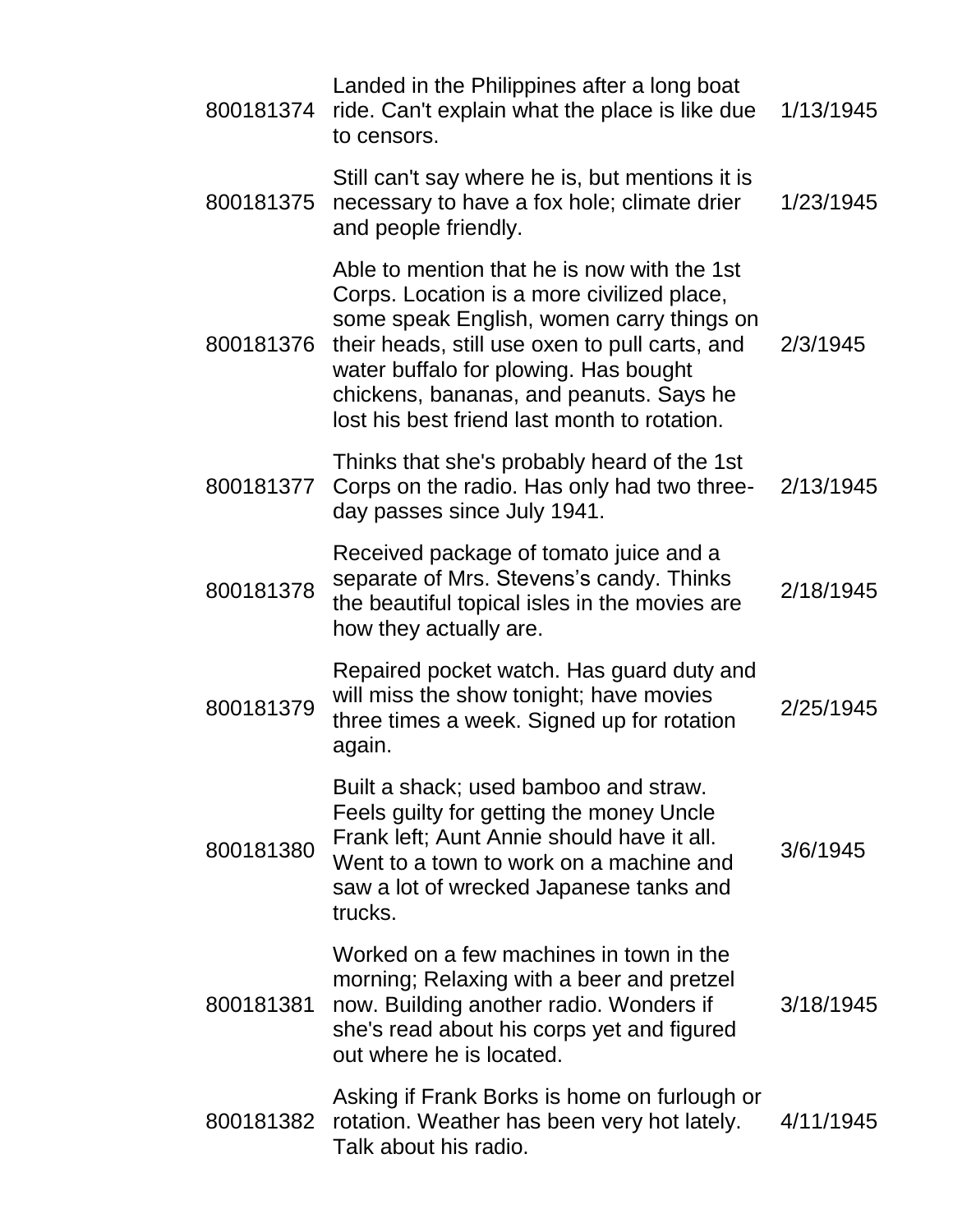| | | |
|---|---|---|
| 800181374 | Landed in the Philippines after a long boat ride. Can't explain what the place is like due to censors. | 1/13/1945 |
| 800181375 | Still can't say where he is, but mentions it is necessary to have a fox hole; climate drier and people friendly. | 1/23/1945 |
| 800181376 | Able to mention that he is now with the 1st Corps. Location is a more civilized place, some speak English, women carry things on their heads, still use oxen to pull carts, and water buffalo for plowing. Has bought chickens, bananas, and peanuts. Says he lost his best friend last month to rotation. | 2/3/1945 |
| 800181377 | Thinks that she's probably heard of the 1st Corps on the radio. Has only had two three-day passes since July 1941. | 2/13/1945 |
| 800181378 | Received package of tomato juice and a separate of Mrs. Stevens's candy. Thinks the beautiful topical isles in the movies are how they actually are. | 2/18/1945 |
| 800181379 | Repaired pocket watch. Has guard duty and will miss the show tonight; have movies three times a week. Signed up for rotation again. | 2/25/1945 |
| 800181380 | Built a shack; used bamboo and straw. Feels guilty for getting the money Uncle Frank left; Aunt Annie should have it all. Went to a town to work on a machine and saw a lot of wrecked Japanese tanks and trucks. | 3/6/1945 |
| 800181381 | Worked on a few machines in town in the morning; Relaxing with a beer and pretzel now. Building another radio. Wonders if she's read about his corps yet and figured out where he is located. | 3/18/1945 |
| 800181382 | Asking if Frank Borks is home on furlough or rotation. Weather has been very hot lately. Talk about his radio. | 4/11/1945 |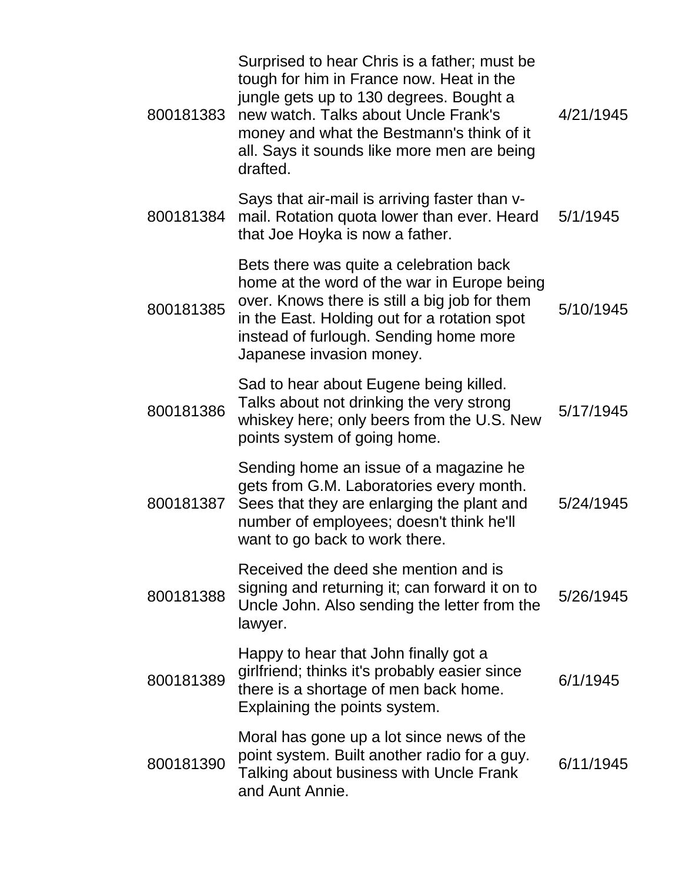| | | |
|---|---|---|
| 800181383 | Surprised to hear Chris is a father; must be tough for him in France now. Heat in the jungle gets up to 130 degrees. Bought a new watch. Talks about Uncle Frank's money and what the Bestmann's think of it all. Says it sounds like more men are being drafted. | 4/21/1945 |
| 800181384 | Says that air-mail is arriving faster than v-mail. Rotation quota lower than ever. Heard that Joe Hoyka is now a father. | 5/1/1945 |
| 800181385 | Bets there was quite a celebration back home at the word of the war in Europe being over. Knows there is still a big job for them in the East. Holding out for a rotation spot instead of furlough. Sending home more Japanese invasion money. | 5/10/1945 |
| 800181386 | Sad to hear about Eugene being killed. Talks about not drinking the very strong whiskey here; only beers from the U.S. New points system of going home. | 5/17/1945 |
| 800181387 | Sending home an issue of a magazine he gets from G.M. Laboratories every month. Sees that they are enlarging the plant and number of employees; doesn't think he'll want to go back to work there. | 5/24/1945 |
| 800181388 | Received the deed she mention and is signing and returning it; can forward it on to Uncle John. Also sending the letter from the lawyer. | 5/26/1945 |
| 800181389 | Happy to hear that John finally got a girlfriend; thinks it's probably easier since there is a shortage of men back home. Explaining the points system. | 6/1/1945 |
| 800181390 | Moral has gone up a lot since news of the point system. Built another radio for a guy. Talking about business with Uncle Frank and Aunt Annie. | 6/11/1945 |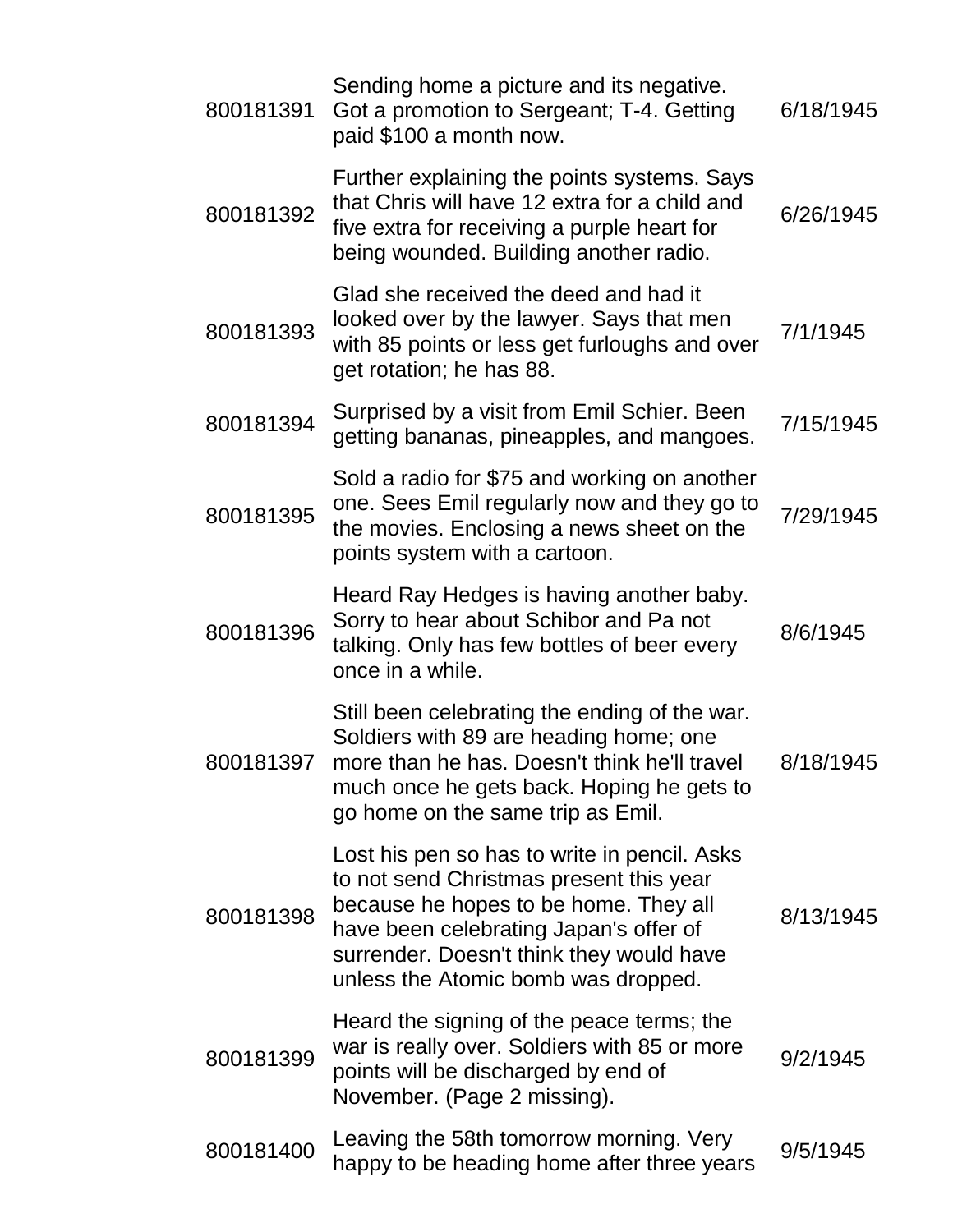| | | |
|---|---|---|
| 800181391 | Sending home a picture and its negative. Got a promotion to Sergeant; T-4. Getting paid $100 a month now. | 6/18/1945 |
| 800181392 | Further explaining the points systems. Says that Chris will have 12 extra for a child and five extra for receiving a purple heart for being wounded. Building another radio. | 6/26/1945 |
| 800181393 | Glad she received the deed and had it looked over by the lawyer. Says that men with 85 points or less get furloughs and over get rotation; he has 88. | 7/1/1945 |
| 800181394 | Surprised by a visit from Emil Schier. Been getting bananas, pineapples, and mangoes. | 7/15/1945 |
| 800181395 | Sold a radio for $75 and working on another one. Sees Emil regularly now and they go to the movies. Enclosing a news sheet on the points system with a cartoon. | 7/29/1945 |
| 800181396 | Heard Ray Hedges is having another baby. Sorry to hear about Schibor and Pa not talking. Only has few bottles of beer every once in a while. | 8/6/1945 |
| 800181397 | Still been celebrating the ending of the war. Soldiers with 89 are heading home; one more than he has. Doesn't think he'll travel much once he gets back. Hoping he gets to go home on the same trip as Emil. | 8/18/1945 |
| 800181398 | Lost his pen so has to write in pencil. Asks to not send Christmas present this year because he hopes to be home. They all have been celebrating Japan's offer of surrender. Doesn't think they would have unless the Atomic bomb was dropped. | 8/13/1945 |
| 800181399 | Heard the signing of the peace terms; the war is really over. Soldiers with 85 or more points will be discharged by end of November. (Page 2 missing). | 9/2/1945 |
| 800181400 | Leaving the 58th tomorrow morning. Very happy to be heading home after three years | 9/5/1945 |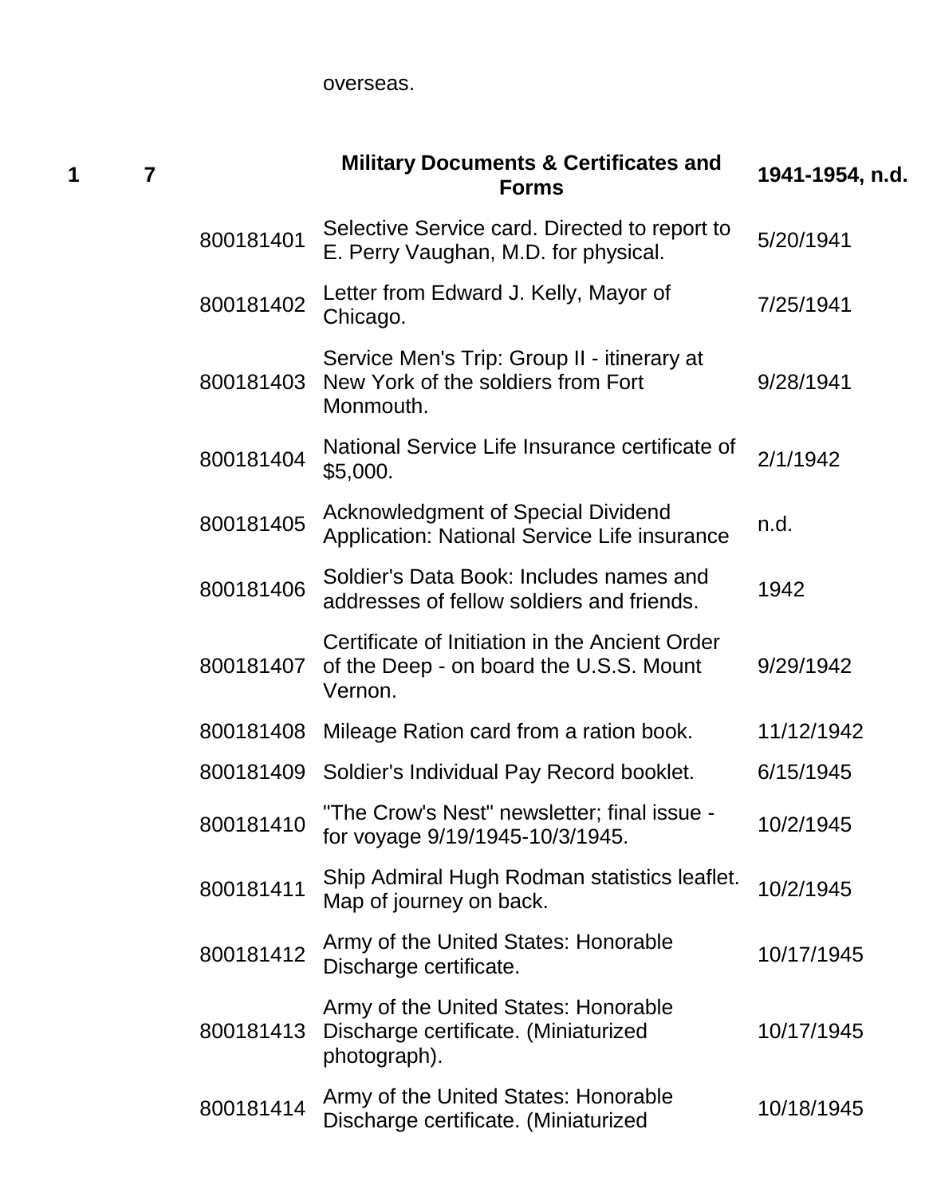| | | | overseas. | |
|---|---|---|---|---|
| **1** | **7** | | **Military Documents & Certificates and Forms** | **1941-1954, n.d.** |
| | | 800181401 | Selective Service card. Directed to report to E. Perry Vaughan, M.D. for physical. | 5/20/1941 |
| | | 800181402 | Letter from Edward J. Kelly, Mayor of Chicago. | 7/25/1941 |
| | | 800181403 | Service Men's Trip: Group II - itinerary at New York of the soldiers from Fort Monmouth. | 9/28/1941 |
| | | 800181404 | National Service Life Insurance certificate of $5,000. | 2/1/1942 |
| | | 800181405 | Acknowledgment of Special Dividend Application: National Service Life insurance | n.d. |
| | | 800181406 | Soldier's Data Book: Includes names and addresses of fellow soldiers and friends. | 1942 |
| | | 800181407 | Certificate of Initiation in the Ancient Order of the Deep - on board the U.S.S. Mount Vernon. | 9/29/1942 |
| | | 800181408 | Mileage Ration card from a ration book. | 11/12/1942 |
| | | 800181409 | Soldier's Individual Pay Record booklet. | 6/15/1945 |
| | | 800181410 | "The Crow's Nest" newsletter; final issue - for voyage 9/19/1945-10/3/1945. | 10/2/1945 |
| | | 800181411 | Ship Admiral Hugh Rodman statistics leaflet. Map of journey on back. | 10/2/1945 |
| | | 800181412 | Army of the United States: Honorable Discharge certificate. | 10/17/1945 |
| | | 800181413 | Army of the United States: Honorable Discharge certificate. (Miniaturized photograph). | 10/17/1945 |
| | | 800181414 | Army of the United States: Honorable Discharge certificate. (Miniaturized | 10/18/1945 |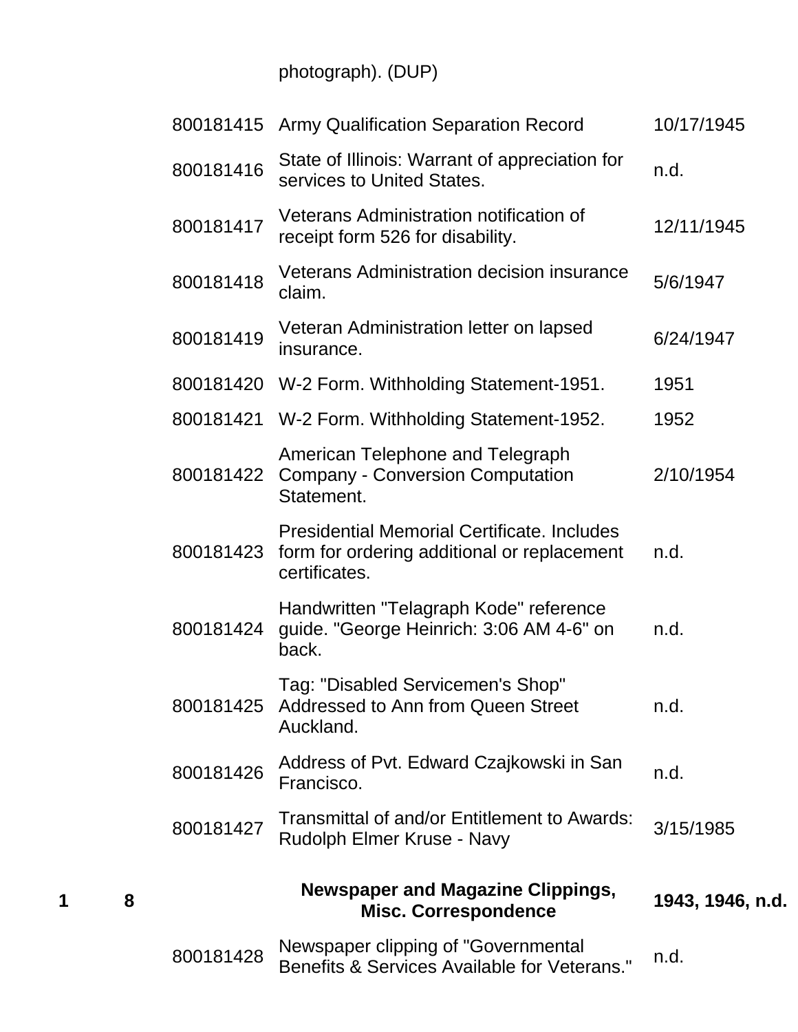| Box | Folder | ID | Description | Date |
|---|---|---|---|---|
| | | | photograph). (DUP) | |
| | | 800181415 | Army Qualification Separation Record | 10/17/1945 |
| | | 800181416 | State of Illinois: Warrant of appreciation for services to United States. | n.d. |
| | | 800181417 | Veterans Administration notification of receipt form 526 for disability. | 12/11/1945 |
| | | 800181418 | Veterans Administration decision insurance claim. | 5/6/1947 |
| | | 800181419 | Veteran Administration letter on lapsed insurance. | 6/24/1947 |
| | | 800181420 | W-2 Form. Withholding Statement-1951. | 1951 |
| | | 800181421 | W-2 Form. Withholding Statement-1952. | 1952 |
| | | 800181422 | American Telephone and Telegraph Company - Conversion Computation Statement. | 2/10/1954 |
| | | 800181423 | Presidential Memorial Certificate. Includes form for ordering additional or replacement certificates. | n.d. |
| | | 800181424 | Handwritten "Telagraph Kode" reference guide. "George Heinrich: 3:06 AM 4-6" on back. | n.d. |
| | | 800181425 | Tag: "Disabled Servicemen's Shop" Addressed to Ann from Queen Street Auckland. | n.d. |
| | | 800181426 | Address of Pvt. Edward Czajkowski in San Francisco. | n.d. |
| | | 800181427 | Transmittal of and/or Entitlement to Awards: Rudolph Elmer Kruse - Navy | 3/15/1985 |
| **1** | **8** | | **Newspaper and Magazine Clippings, Misc. Correspondence** | **1943, 1946, n.d.** |
| | | 800181428 | Newspaper clipping of "Governmental Benefits & Services Available for Veterans." | n.d. |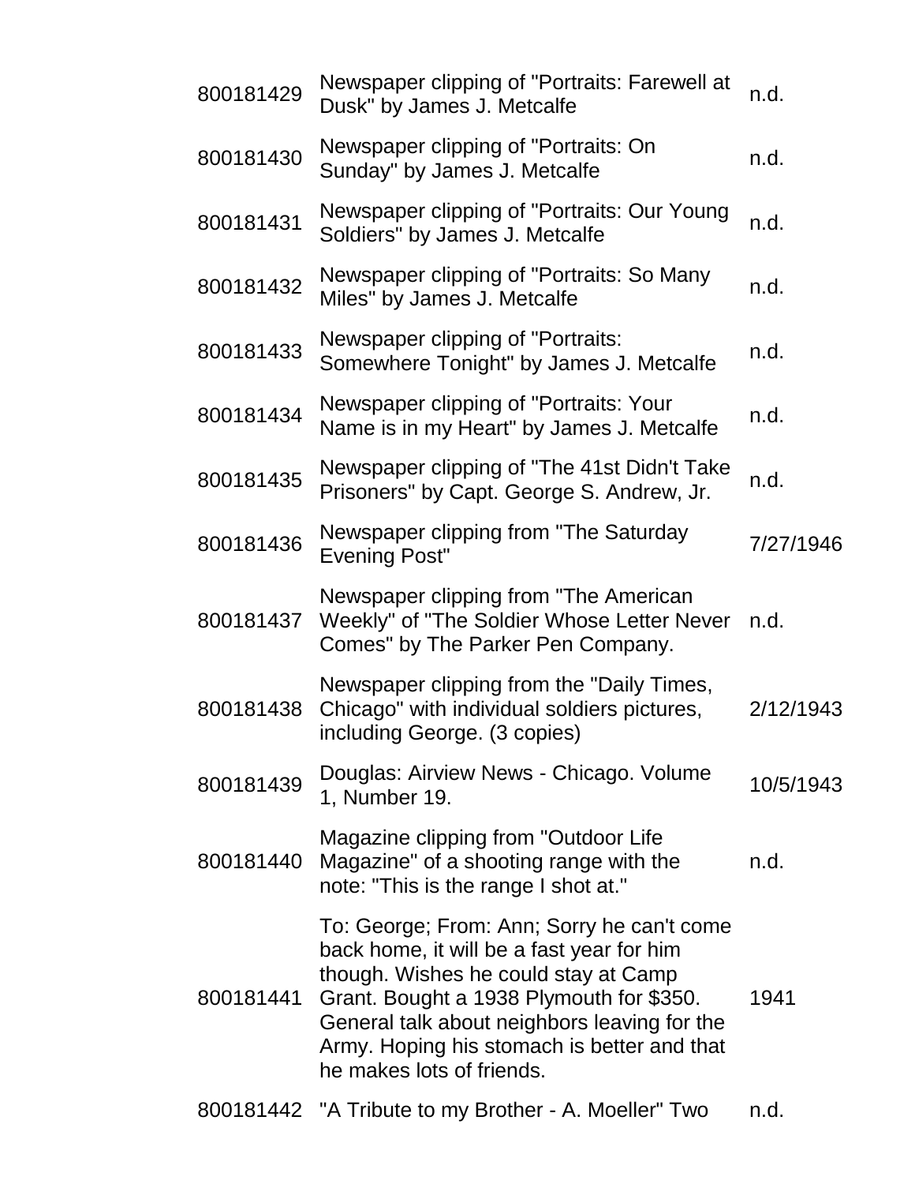| | | |
|---|---|---|
| 800181429 | Newspaper clipping of "Portraits: Farewell at Dusk" by James J. Metcalfe | n.d. |
| 800181430 | Newspaper clipping of "Portraits: On Sunday" by James J. Metcalfe | n.d. |
| 800181431 | Newspaper clipping of "Portraits: Our Young Soldiers" by James J. Metcalfe | n.d. |
| 800181432 | Newspaper clipping of "Portraits: So Many Miles" by James J. Metcalfe | n.d. |
| 800181433 | Newspaper clipping of "Portraits: Somewhere Tonight" by James J. Metcalfe | n.d. |
| 800181434 | Newspaper clipping of "Portraits: Your Name is in my Heart" by James J. Metcalfe | n.d. |
| 800181435 | Newspaper clipping of "The 41st Didn't Take Prisoners" by Capt. George S. Andrew, Jr. | n.d. |
| 800181436 | Newspaper clipping from "The Saturday Evening Post" | 7/27/1946 |
| 800181437 | Newspaper clipping from "The American Weekly" of "The Soldier Whose Letter Never Comes" by The Parker Pen Company. | n.d. |
| 800181438 | Newspaper clipping from the "Daily Times, Chicago" with individual soldiers pictures, including George. (3 copies) | 2/12/1943 |
| 800181439 | Douglas: Airview News - Chicago. Volume 1, Number 19. | 10/5/1943 |
| 800181440 | Magazine clipping from "Outdoor Life Magazine" of a shooting range with the note: "This is the range I shot at." | n.d. |
| 800181441 | To: George; From: Ann; Sorry he can't come back home, it will be a fast year for him though. Wishes he could stay at Camp Grant. Bought a 1938 Plymouth for $350. General talk about neighbors leaving for the Army. Hoping his stomach is better and that he makes lots of friends. | 1941 |
| 800181442 | "A Tribute to my Brother - A. Moeller" Two | n.d. |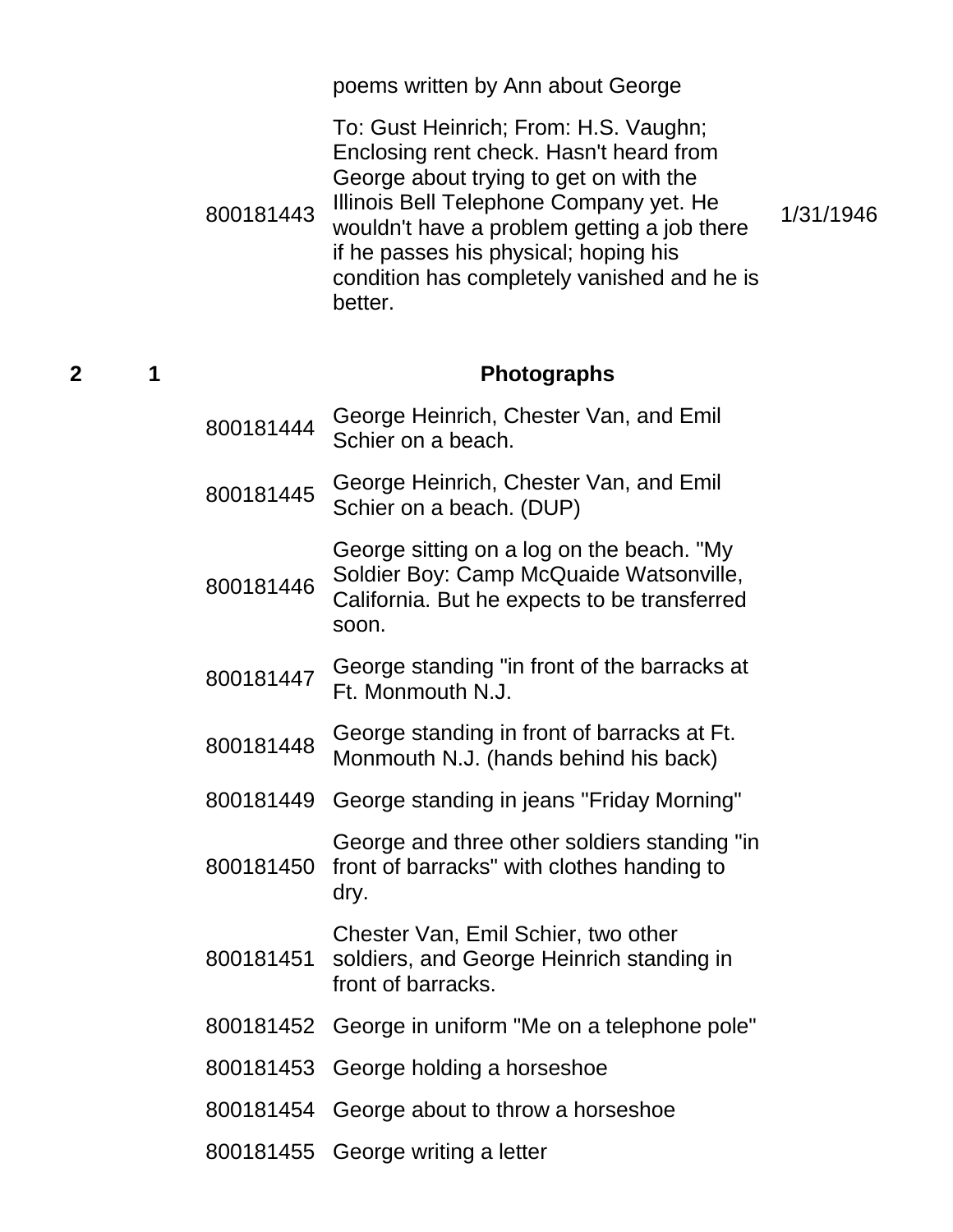| Box | Folder | ID | Description | Date |
|---|---|---|---|---|
| | | | poems written by Ann about George | |
| | | 800181443 | To: Gust Heinrich; From: H.S. Vaughn; Enclosing rent check. Hasn't heard from George about trying to get on with the Illinois Bell Telephone Company yet. He wouldn't have a problem getting a job there if he passes his physical; hoping his condition has completely vanished and he is better. | 1/31/1946 |
| **2** | **1** | | **Photographs** | |
| | | 800181444 | George Heinrich, Chester Van, and Emil Schier on a beach. | |
| | | 800181445 | George Heinrich, Chester Van, and Emil Schier on a beach. (DUP) | |
| | | 800181446 | George sitting on a log on the beach. "My Soldier Boy: Camp McQuaide Watsonville, California. But he expects to be transferred soon. | |
| | | 800181447 | George standing "in front of the barracks at Ft. Monmouth N.J. | |
| | | 800181448 | George standing in front of barracks at Ft. Monmouth N.J. (hands behind his back) | |
| | | 800181449 | George standing in jeans "Friday Morning" | |
| | | 800181450 | George and three other soldiers standing "in front of barracks" with clothes handing to dry. | |
| | | 800181451 | Chester Van, Emil Schier, two other soldiers, and George Heinrich standing in front of barracks. | |
| | | 800181452 | George in uniform "Me on a telephone pole" | |
| | | 800181453 | George holding a horseshoe | |
| | | 800181454 | George about to throw a horseshoe | |
| | | 800181455 | George writing a letter | |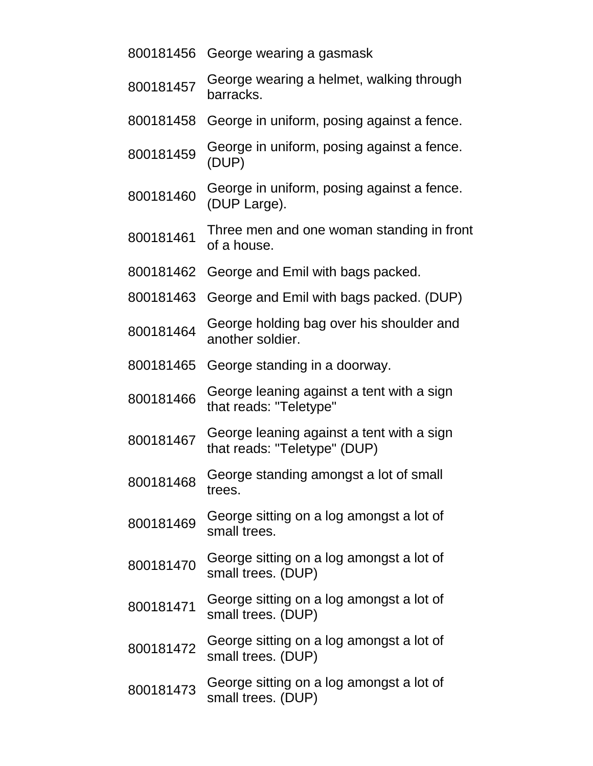| | |
|---|---|
| 800181456 | George wearing a gasmask |
| 800181457 | George wearing a helmet, walking through barracks. |
| 800181458 | George in uniform, posing against a fence. |
| 800181459 | George in uniform, posing against a fence. (DUP) |
| 800181460 | George in uniform, posing against a fence. (DUP Large). |
| 800181461 | Three men and one woman standing in front of a house. |
| 800181462 | George and Emil with bags packed. |
| 800181463 | George and Emil with bags packed. (DUP) |
| 800181464 | George holding bag over his shoulder and another soldier. |
| 800181465 | George standing in a doorway. |
| 800181466 | George leaning against a tent with a sign that reads: "Teletype" |
| 800181467 | George leaning against a tent with a sign that reads: "Teletype" (DUP) |
| 800181468 | George standing amongst a lot of small trees. |
| 800181469 | George sitting on a log amongst a lot of small trees. |
| 800181470 | George sitting on a log amongst a lot of small trees. (DUP) |
| 800181471 | George sitting on a log amongst a lot of small trees. (DUP) |
| 800181472 | George sitting on a log amongst a lot of small trees. (DUP) |
| 800181473 | George sitting on a log amongst a lot of small trees. (DUP) |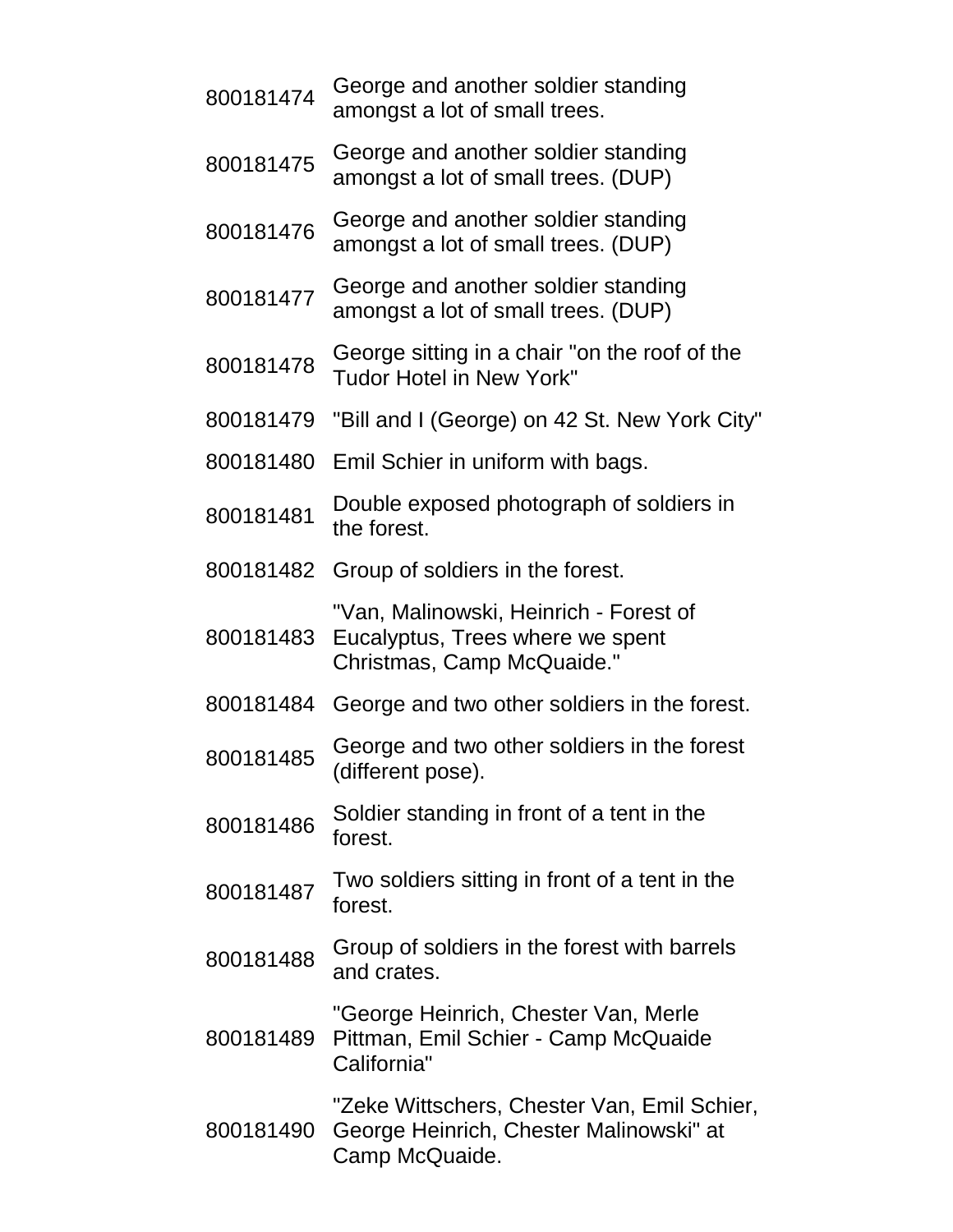| | |
|---|---|
| 800181474 | George and another soldier standing amongst a lot of small trees. |
| 800181475 | George and another soldier standing amongst a lot of small trees. (DUP) |
| 800181476 | George and another soldier standing amongst a lot of small trees. (DUP) |
| 800181477 | George and another soldier standing amongst a lot of small trees. (DUP) |
| 800181478 | George sitting in a chair "on the roof of the Tudor Hotel in New York" |
| 800181479 | "Bill and I (George) on 42 St. New York City" |
| 800181480 | Emil Schier in uniform with bags. |
| 800181481 | Double exposed photograph of soldiers in the forest. |
| 800181482 | Group of soldiers in the forest. |
| 800181483 | "Van, Malinowski, Heinrich - Forest of Eucalyptus, Trees where we spent Christmas, Camp McQuaide." |
| 800181484 | George and two other soldiers in the forest. |
| 800181485 | George and two other soldiers in the forest (different pose). |
| 800181486 | Soldier standing in front of a tent in the forest. |
| 800181487 | Two soldiers sitting in front of a tent in the forest. |
| 800181488 | Group of soldiers in the forest with barrels and crates. |
| 800181489 | "George Heinrich, Chester Van, Merle Pittman, Emil Schier - Camp McQuaide California" |
| 800181490 | "Zeke Wittschers, Chester Van, Emil Schier, George Heinrich, Chester Malinowski" at Camp McQuaide. |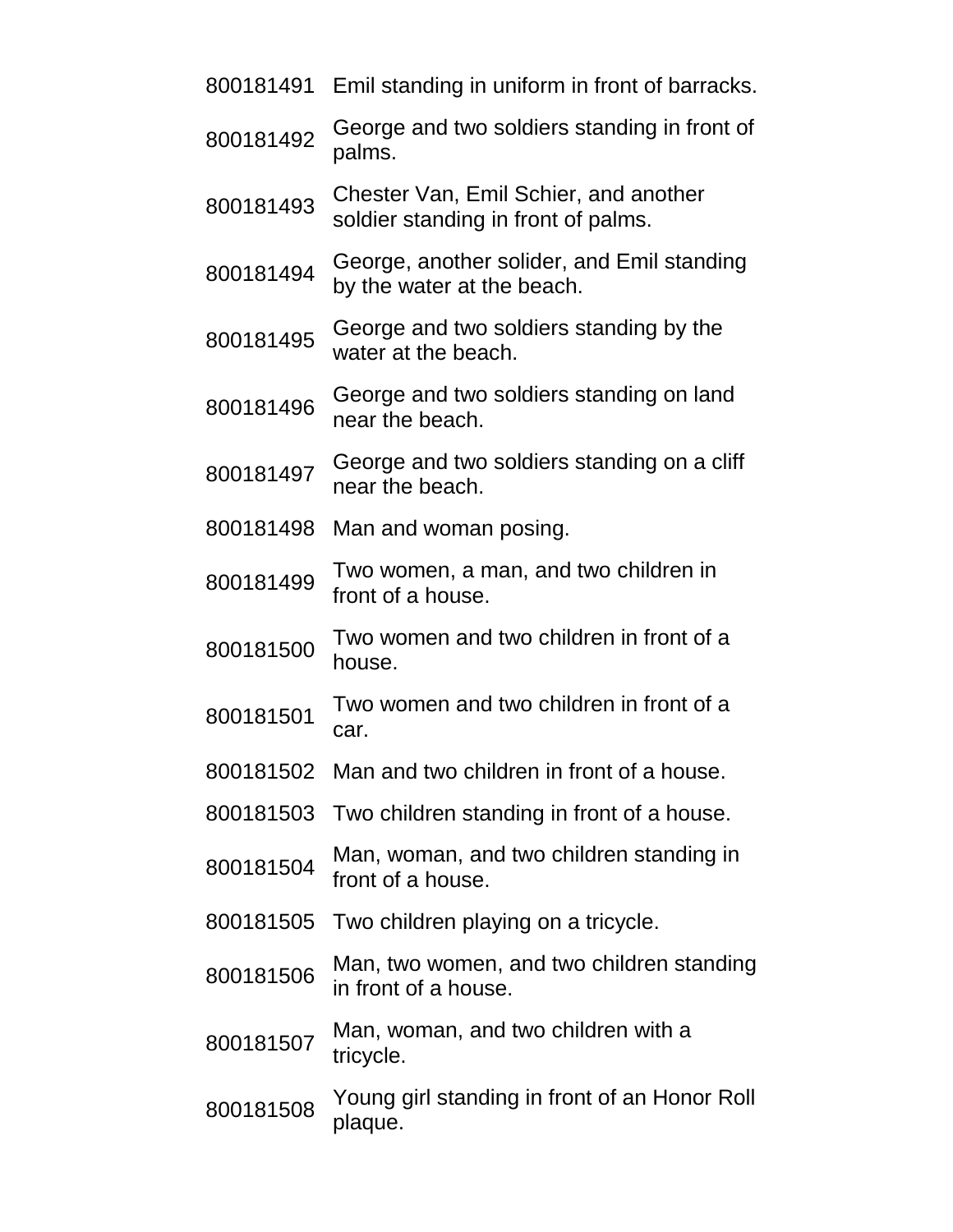| | |
|---|---|
| 800181491 | Emil standing in uniform in front of barracks. |
| 800181492 | George and two soldiers standing in front of palms. |
| 800181493 | Chester Van, Emil Schier, and another soldier standing in front of palms. |
| 800181494 | George, another solider, and Emil standing by the water at the beach. |
| 800181495 | George and two soldiers standing by the water at the beach. |
| 800181496 | George and two soldiers standing on land near the beach. |
| 800181497 | George and two soldiers standing on a cliff near the beach. |
| 800181498 | Man and woman posing. |
| 800181499 | Two women, a man, and two children in front of a house. |
| 800181500 | Two women and two children in front of a house. |
| 800181501 | Two women and two children in front of a car. |
| 800181502 | Man and two children in front of a house. |
| 800181503 | Two children standing in front of a house. |
| 800181504 | Man, woman, and two children standing in front of a house. |
| 800181505 | Two children playing on a tricycle. |
| 800181506 | Man, two women, and two children standing in front of a house. |
| 800181507 | Man, woman, and two children with a tricycle. |
| 800181508 | Young girl standing in front of an Honor Roll plaque. |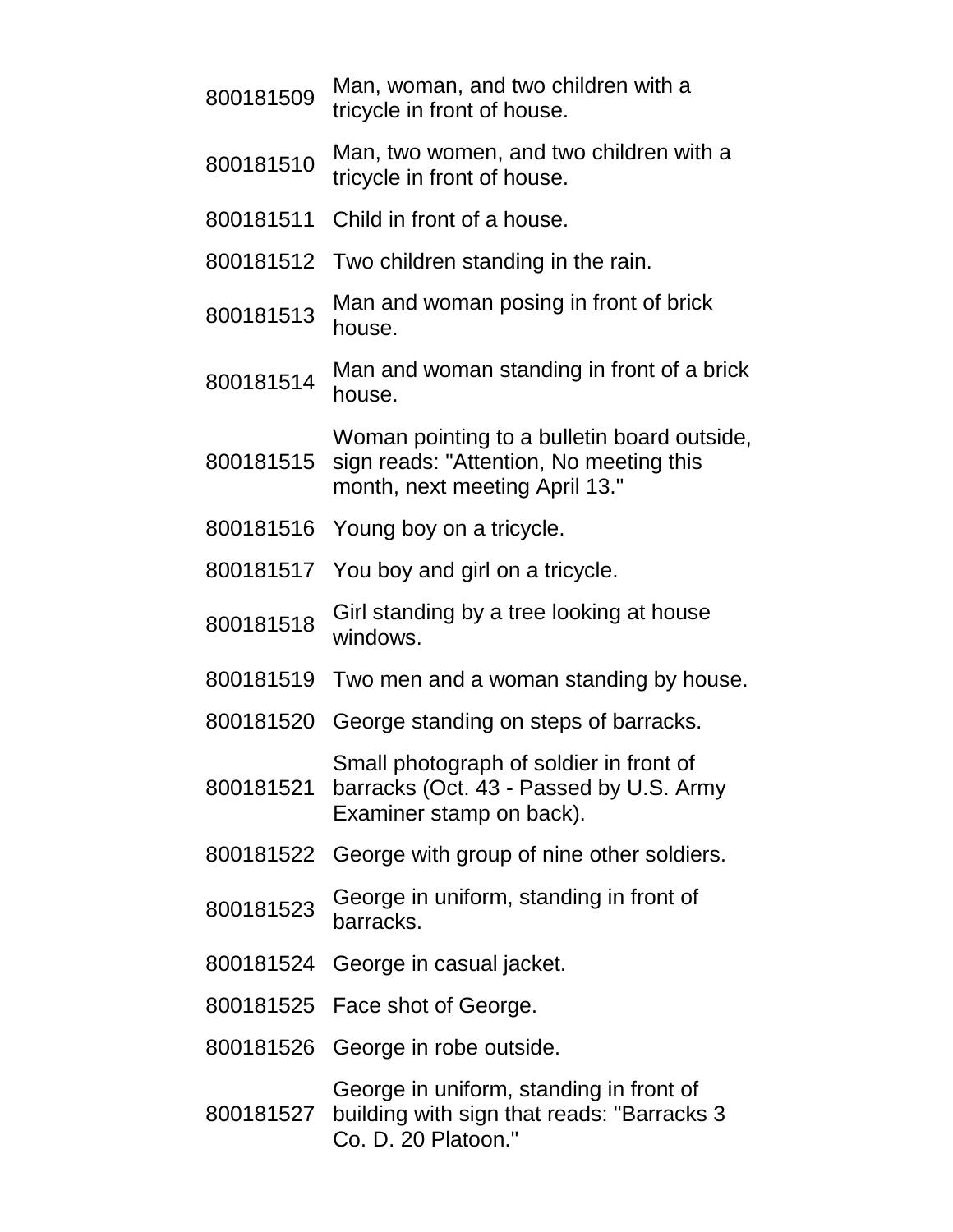| | |
|---|---|
| 800181509 | Man, woman, and two children with a tricycle in front of house. |
| 800181510 | Man, two women, and two children with a tricycle in front of house. |
| 800181511 | Child in front of a house. |
| 800181512 | Two children standing in the rain. |
| 800181513 | Man and woman posing in front of brick house. |
| 800181514 | Man and woman standing in front of a brick house. |
| 800181515 | Woman pointing to a bulletin board outside, sign reads: "Attention, No meeting this month, next meeting April 13." |
| 800181516 | Young boy on a tricycle. |
| 800181517 | You boy and girl on a tricycle. |
| 800181518 | Girl standing by a tree looking at house windows. |
| 800181519 | Two men and a woman standing by house. |
| 800181520 | George standing on steps of barracks. |
| 800181521 | Small photograph of soldier in front of barracks (Oct. 43 - Passed by U.S. Army Examiner stamp on back). |
| 800181522 | George with group of nine other soldiers. |
| 800181523 | George in uniform, standing in front of barracks. |
| 800181524 | George in casual jacket. |
| 800181525 | Face shot of George. |
| 800181526 | George in robe outside. |
| 800181527 | George in uniform, standing in front of building with sign that reads: "Barracks 3 Co. D. 20 Platoon." |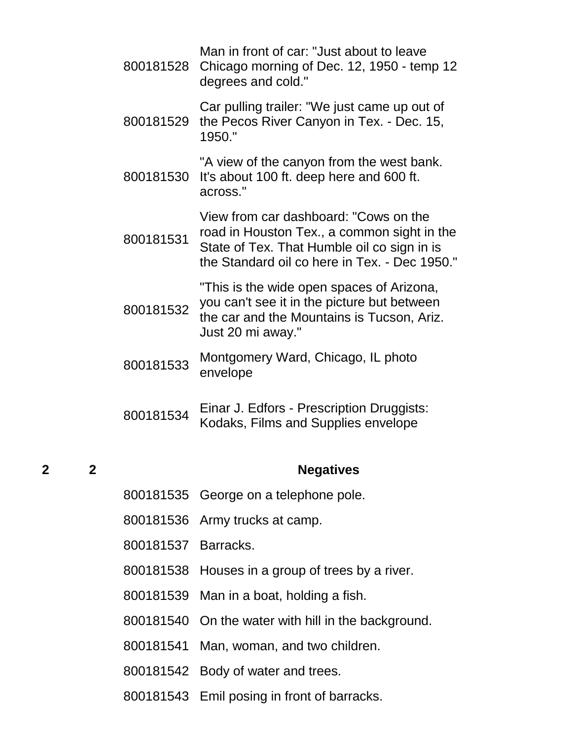| | | | |
|---|---|---|---|
| | | 800181528 | Man in front of car: "Just about to leave Chicago morning of Dec. 12, 1950 - temp 12 degrees and cold." |
| | | 800181529 | Car pulling trailer: "We just came up out of the Pecos River Canyon in Tex. - Dec. 15, 1950." |
| | | 800181530 | "A view of the canyon from the west bank. It's about 100 ft. deep here and 600 ft. across." |
| | | 800181531 | View from car dashboard: "Cows on the road in Houston Tex., a common sight in the State of Tex. That Humble oil co sign in is the Standard oil co here in Tex. - Dec 1950." |
| | | 800181532 | "This is the wide open spaces of Arizona, you can't see it in the picture but between the car and the Mountains is Tucson, Ariz. Just 20 mi away." |
| | | 800181533 | Montgomery Ward, Chicago, IL photo envelope |
| | | 800181534 | Einar J. Edfors - Prescription Druggists: Kodaks, Films and Supplies envelope |
| **2** | **2** | | **Negatives** |
| | | 800181535 | George on a telephone pole. |
| | | 800181536 | Army trucks at camp. |
| | | 800181537 | Barracks. |
| | | 800181538 | Houses in a group of trees by a river. |
| | | 800181539 | Man in a boat, holding a fish. |
| | | 800181540 | On the water with hill in the background. |
| | | 800181541 | Man, woman, and two children. |
| | | 800181542 | Body of water and trees. |
| | | 800181543 | Emil posing in front of barracks. |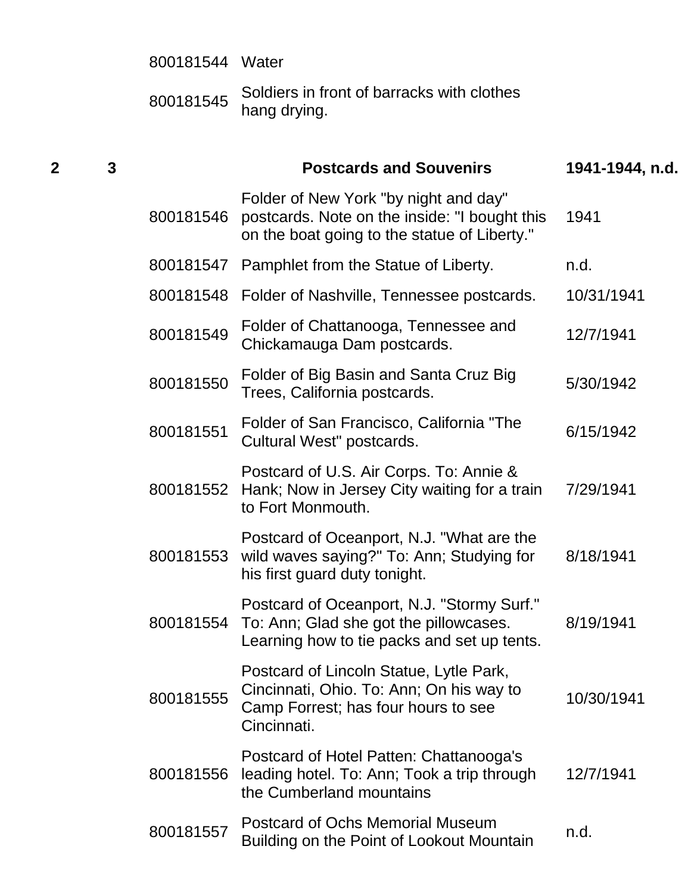| | | | | |
|---|---|---|---|---|
| | | 800181544 | Water | |
| | | 800181545 | Soldiers in front of barracks with clothes hang drying. | |
| **2** | **3** | | **Postcards and Souvenirs** | **1941-1944, n.d.** |
| | | 800181546 | Folder of New York "by night and day" postcards. Note on the inside: "I bought this on the boat going to the statue of Liberty." | 1941 |
| | | 800181547 | Pamphlet from the Statue of Liberty. | n.d. |
| | | 800181548 | Folder of Nashville, Tennessee postcards. | 10/31/1941 |
| | | 800181549 | Folder of Chattanooga, Tennessee and Chickamauga Dam postcards. | 12/7/1941 |
| | | 800181550 | Folder of Big Basin and Santa Cruz Big Trees, California postcards. | 5/30/1942 |
| | | 800181551 | Folder of San Francisco, California "The Cultural West" postcards. | 6/15/1942 |
| | | 800181552 | Postcard of U.S. Air Corps. To: Annie & Hank; Now in Jersey City waiting for a train to Fort Monmouth. | 7/29/1941 |
| | | 800181553 | Postcard of Oceanport, N.J. "What are the wild waves saying?" To: Ann; Studying for his first guard duty tonight. | 8/18/1941 |
| | | 800181554 | Postcard of Oceanport, N.J. "Stormy Surf." To: Ann; Glad she got the pillowcases. Learning how to tie packs and set up tents. | 8/19/1941 |
| | | 800181555 | Postcard of Lincoln Statue, Lytle Park, Cincinnati, Ohio. To: Ann; On his way to Camp Forrest; has four hours to see Cincinnati. | 10/30/1941 |
| | | 800181556 | Postcard of Hotel Patten: Chattanooga's leading hotel. To: Ann; Took a trip through the Cumberland mountains | 12/7/1941 |
| | | 800181557 | Postcard of Ochs Memorial Museum Building on the Point of Lookout Mountain | n.d. |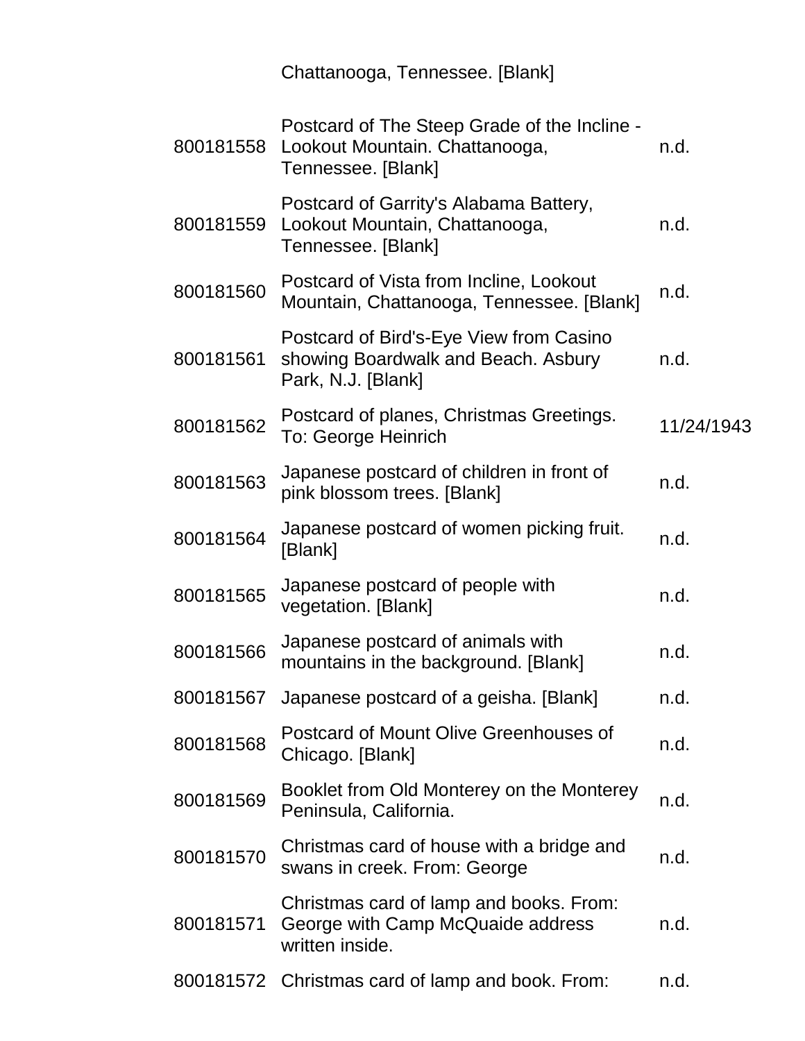| | | |
|---|---|---|
| | Chattanooga, Tennessee. [Blank] | |
| 800181558 | Postcard of The Steep Grade of the Incline - Lookout Mountain. Chattanooga, Tennessee. [Blank] | n.d. |
| 800181559 | Postcard of Garrity's Alabama Battery, Lookout Mountain, Chattanooga, Tennessee. [Blank] | n.d. |
| 800181560 | Postcard of Vista from Incline, Lookout Mountain, Chattanooga, Tennessee. [Blank] | n.d. |
| 800181561 | Postcard of Bird's-Eye View from Casino showing Boardwalk and Beach. Asbury Park, N.J. [Blank] | n.d. |
| 800181562 | Postcard of planes, Christmas Greetings. To: George Heinrich | 11/24/1943 |
| 800181563 | Japanese postcard of children in front of pink blossom trees. [Blank] | n.d. |
| 800181564 | Japanese postcard of women picking fruit. [Blank] | n.d. |
| 800181565 | Japanese postcard of people with vegetation. [Blank] | n.d. |
| 800181566 | Japanese postcard of animals with mountains in the background. [Blank] | n.d. |
| 800181567 | Japanese postcard of a geisha. [Blank] | n.d. |
| 800181568 | Postcard of Mount Olive Greenhouses of Chicago. [Blank] | n.d. |
| 800181569 | Booklet from Old Monterey on the Monterey Peninsula, California. | n.d. |
| 800181570 | Christmas card of house with a bridge and swans in creek. From: George | n.d. |
| 800181571 | Christmas card of lamp and books. From: George with Camp McQuaide address written inside. | n.d. |
| 800181572 | Christmas card of lamp and book. From: | n.d. |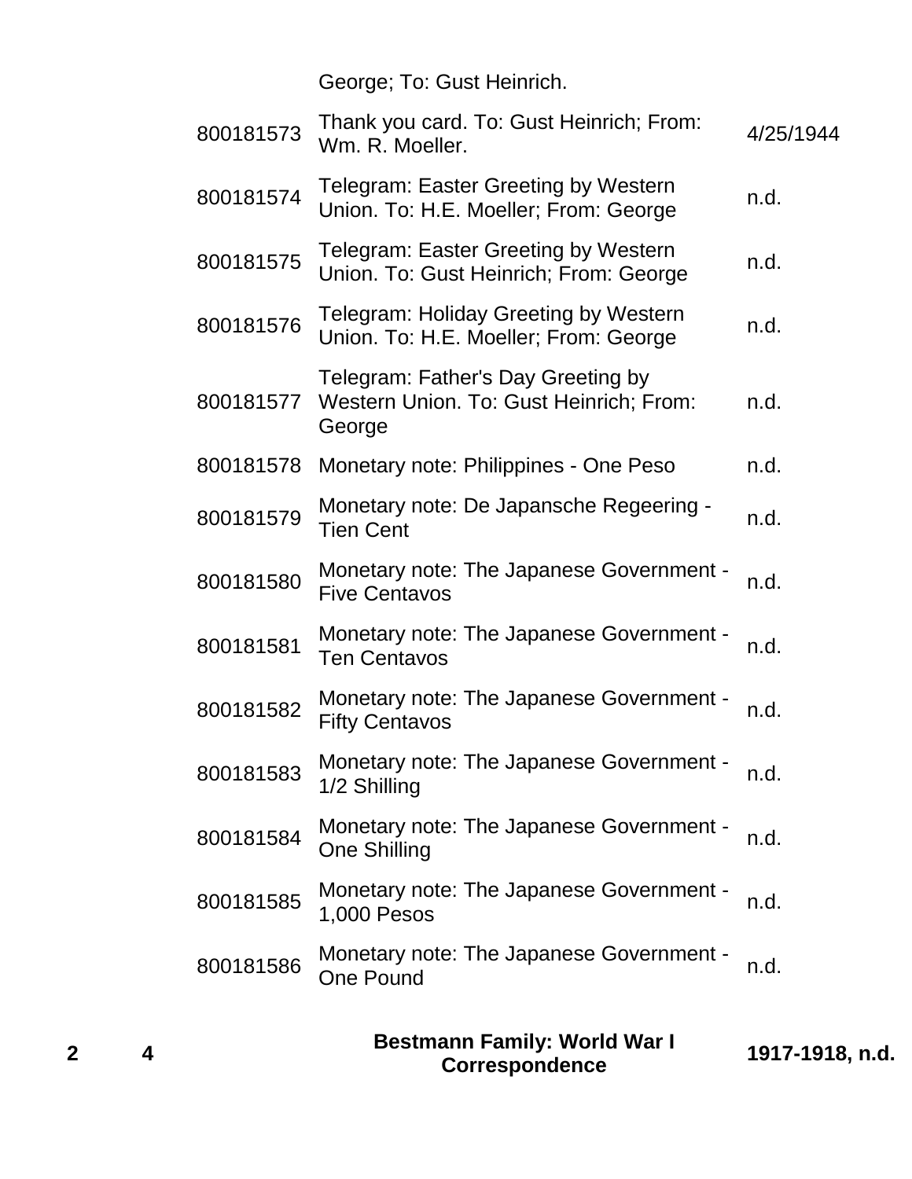| | | | Description | Date |
|---|---|---|---|---|
| | | | George; To: Gust Heinrich. | |
| | | 800181573 | Thank you card. To: Gust Heinrich; From: Wm. R. Moeller. | 4/25/1944 |
| | | 800181574 | Telegram: Easter Greeting by Western Union. To: H.E. Moeller; From: George | n.d. |
| | | 800181575 | Telegram: Easter Greeting by Western Union. To: Gust Heinrich; From: George | n.d. |
| | | 800181576 | Telegram: Holiday Greeting by Western Union. To: H.E. Moeller; From: George | n.d. |
| | | 800181577 | Telegram: Father's Day Greeting by Western Union. To: Gust Heinrich; From: George | n.d. |
| | | 800181578 | Monetary note: Philippines - One Peso | n.d. |
| | | 800181579 | Monetary note: De Japansche Regeering - Tien Cent | n.d. |
| | | 800181580 | Monetary note: The Japanese Government - Five Centavos | n.d. |
| | | 800181581 | Monetary note: The Japanese Government - Ten Centavos | n.d. |
| | | 800181582 | Monetary note: The Japanese Government - Fifty Centavos | n.d. |
| | | 800181583 | Monetary note: The Japanese Government - 1/2 Shilling | n.d. |
| | | 800181584 | Monetary note: The Japanese Government - One Shilling | n.d. |
| | | 800181585 | Monetary note: The Japanese Government - 1,000 Pesos | n.d. |
| | | 800181586 | Monetary note: The Japanese Government - One Pound | n.d. |
| **2** | **4** | | **Bestmann Family: World War I Correspondence** | **1917-1918, n.d.** |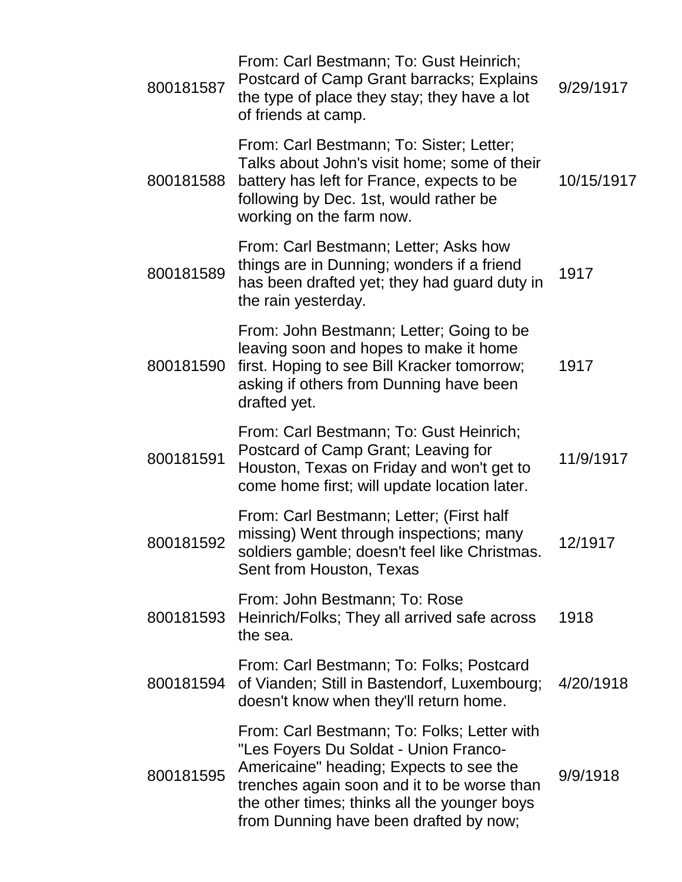| | | |
|---|---|---|
| 800181587 | From: Carl Bestmann; To: Gust Heinrich; Postcard of Camp Grant barracks; Explains the type of place they stay; they have a lot of friends at camp. | 9/29/1917 |
| 800181588 | From: Carl Bestmann; To: Sister; Letter; Talks about John's visit home; some of their battery has left for France, expects to be following by Dec. 1st, would rather be working on the farm now. | 10/15/1917 |
| 800181589 | From: Carl Bestmann; Letter; Asks how things are in Dunning; wonders if a friend has been drafted yet; they had guard duty in the rain yesterday. | 1917 |
| 800181590 | From: John Bestmann; Letter; Going to be leaving soon and hopes to make it home first. Hoping to see Bill Kracker tomorrow; asking if others from Dunning have been drafted yet. | 1917 |
| 800181591 | From: Carl Bestmann; To: Gust Heinrich; Postcard of Camp Grant; Leaving for Houston, Texas on Friday and won't get to come home first; will update location later. | 11/9/1917 |
| 800181592 | From: Carl Bestmann; Letter; (First half missing) Went through inspections; many soldiers gamble; doesn't feel like Christmas. Sent from Houston, Texas | 12/1917 |
| 800181593 | From: John Bestmann; To: Rose Heinrich/Folks; They all arrived safe across the sea. | 1918 |
| 800181594 | From: Carl Bestmann; To: Folks; Postcard of Vianden; Still in Bastendorf, Luxembourg; doesn't know when they'll return home. | 4/20/1918 |
| 800181595 | From: Carl Bestmann; To: Folks; Letter with "Les Foyers Du Soldat - Union Franco-Americaine" heading; Expects to see the trenches again soon and it to be worse than the other times; thinks all the younger boys from Dunning have been drafted by now; | 9/9/1918 |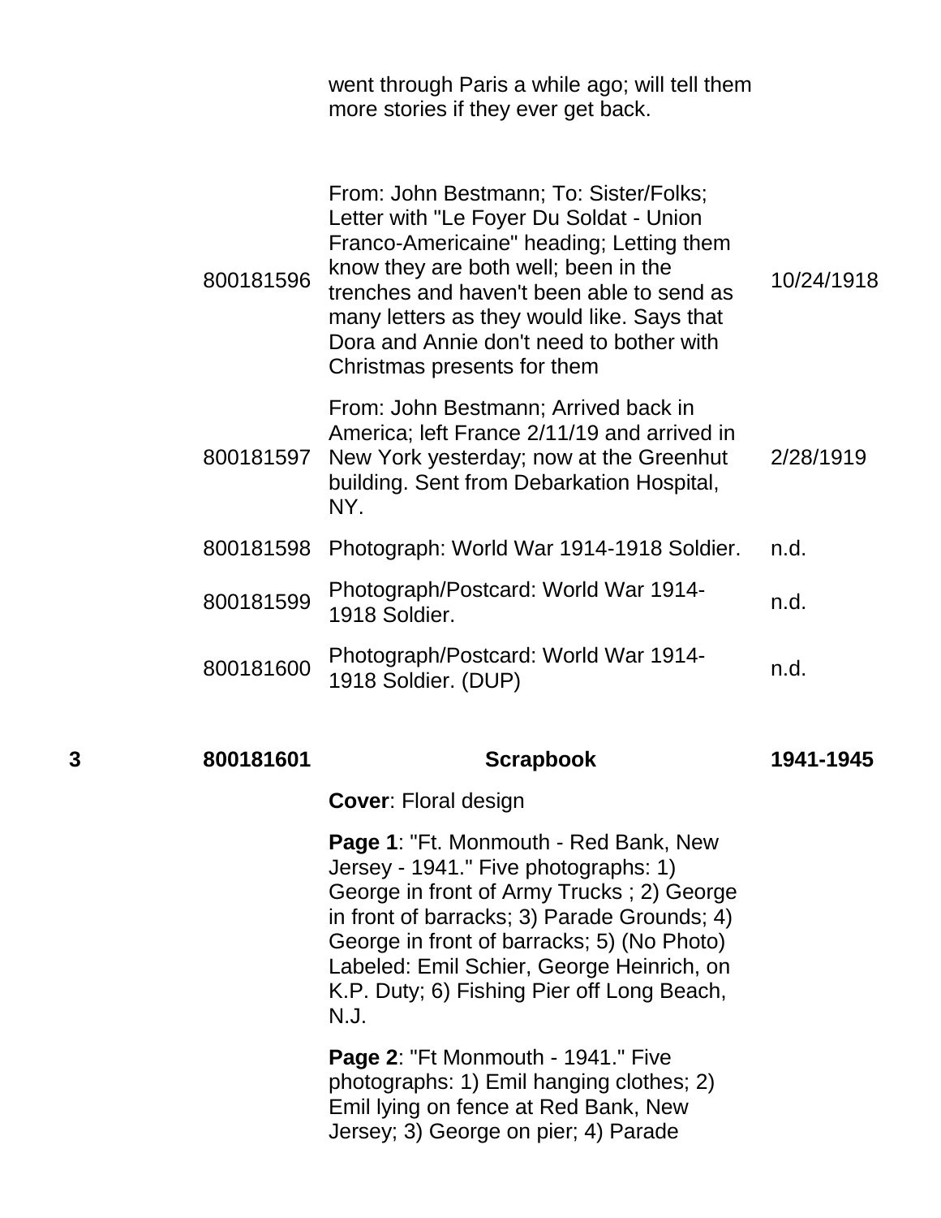| | | | |
|---|---|---|---|
| | | went through Paris a while ago; will tell them more stories if they ever get back. | |
| | 800181596 | From: John Bestmann; To: Sister/Folks; Letter with "Le Foyer Du Soldat - Union Franco-Americaine" heading; Letting them know they are both well; been in the trenches and haven't been able to send as many letters as they would like. Says that Dora and Annie don't need to bother with Christmas presents for them | 10/24/1918 |
| | 800181597 | From: John Bestmann; Arrived back in America; left France 2/11/19 and arrived in New York yesterday; now at the Greenhut building. Sent from Debarkation Hospital, NY. | 2/28/1919 |
| | 800181598 | Photograph: World War 1914-1918 Soldier. | n.d. |
| | 800181599 | Photograph/Postcard: World War 1914-1918 Soldier. | n.d. |
| | 800181600 | Photograph/Postcard: World War 1914-1918 Soldier. (DUP) | n.d. |
| **3** | **800181601** | **Scrapbook** | **1941-1945** |
| | | **Cover**: Floral design | |
| | | **Page 1**: "Ft. Monmouth - Red Bank, New Jersey - 1941." Five photographs: 1) George in front of Army Trucks ; 2) George in front of barracks; 3) Parade Grounds; 4) George in front of barracks; 5) (No Photo) Labeled: Emil Schier, George Heinrich, on K.P. Duty; 6) Fishing Pier off Long Beach, N.J. | |
| | | **Page 2**: "Ft Monmouth - 1941." Five photographs: 1) Emil hanging clothes; 2) Emil lying on fence at Red Bank, New Jersey; 3) George on pier; 4) Parade | |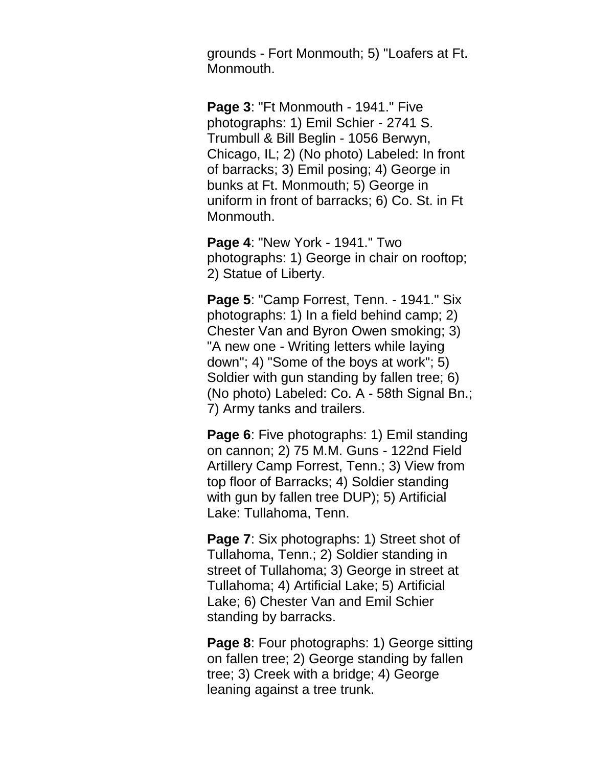grounds - Fort Monmouth; 5) "Loafers at Ft. Monmouth.

**Page 3**: "Ft Monmouth - 1941." Five photographs: 1) Emil Schier - 2741 S. Trumbull & Bill Beglin - 1056 Berwyn, Chicago, IL; 2) (No photo) Labeled: In front of barracks; 3) Emil posing; 4) George in bunks at Ft. Monmouth; 5) George in uniform in front of barracks; 6) Co. St. in Ft Monmouth.

**Page 4**: "New York - 1941." Two photographs: 1) George in chair on rooftop; 2) Statue of Liberty.

**Page 5**: "Camp Forrest, Tenn. - 1941." Six photographs: 1) In a field behind camp; 2) Chester Van and Byron Owen smoking; 3) "A new one - Writing letters while laying down"; 4) "Some of the boys at work"; 5) Soldier with gun standing by fallen tree; 6) (No photo) Labeled: Co. A - 58th Signal Bn.; 7) Army tanks and trailers.

**Page 6**: Five photographs: 1) Emil standing on cannon; 2) 75 M.M. Guns - 122nd Field Artillery Camp Forrest, Tenn.; 3) View from top floor of Barracks; 4) Soldier standing with gun by fallen tree DUP); 5) Artificial Lake: Tullahoma, Tenn.

**Page 7**: Six photographs: 1) Street shot of Tullahoma, Tenn.; 2) Soldier standing in street of Tullahoma; 3) George in street at Tullahoma; 4) Artificial Lake; 5) Artificial Lake; 6) Chester Van and Emil Schier standing by barracks.

**Page 8**: Four photographs: 1) George sitting on fallen tree; 2) George standing by fallen tree; 3) Creek with a bridge; 4) George leaning against a tree trunk.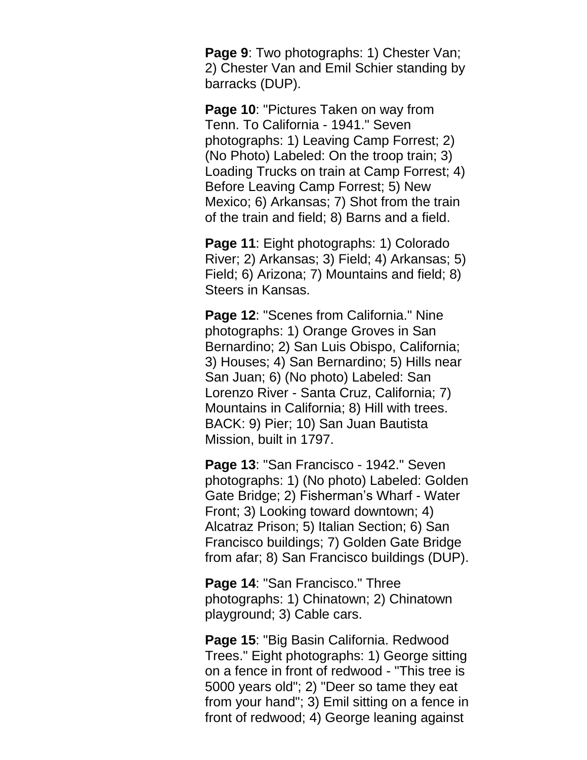**Page 9**: Two photographs: 1) Chester Van; 2) Chester Van and Emil Schier standing by barracks (DUP).

**Page 10**: "Pictures Taken on way from Tenn. To California - 1941." Seven photographs: 1) Leaving Camp Forrest; 2) (No Photo) Labeled: On the troop train; 3) Loading Trucks on train at Camp Forrest; 4) Before Leaving Camp Forrest; 5) New Mexico; 6) Arkansas; 7) Shot from the train of the train and field; 8) Barns and a field.

**Page 11**: Eight photographs: 1) Colorado River; 2) Arkansas; 3) Field; 4) Arkansas; 5) Field; 6) Arizona; 7) Mountains and field; 8) Steers in Kansas.

**Page 12**: "Scenes from California." Nine photographs: 1) Orange Groves in San Bernardino; 2) San Luis Obispo, California; 3) Houses; 4) San Bernardino; 5) Hills near San Juan; 6) (No photo) Labeled: San Lorenzo River - Santa Cruz, California; 7) Mountains in California; 8) Hill with trees. BACK: 9) Pier; 10) San Juan Bautista Mission, built in 1797.

**Page 13**: "San Francisco - 1942." Seven photographs: 1) (No photo) Labeled: Golden Gate Bridge; 2) Fisherman's Wharf - Water Front; 3) Looking toward downtown; 4) Alcatraz Prison; 5) Italian Section; 6) San Francisco buildings; 7) Golden Gate Bridge from afar; 8) San Francisco buildings (DUP).

**Page 14**: "San Francisco." Three photographs: 1) Chinatown; 2) Chinatown playground; 3) Cable cars.

**Page 15**: "Big Basin California. Redwood Trees." Eight photographs: 1) George sitting on a fence in front of redwood - "This tree is 5000 years old"; 2) "Deer so tame they eat from your hand"; 3) Emil sitting on a fence in front of redwood; 4) George leaning against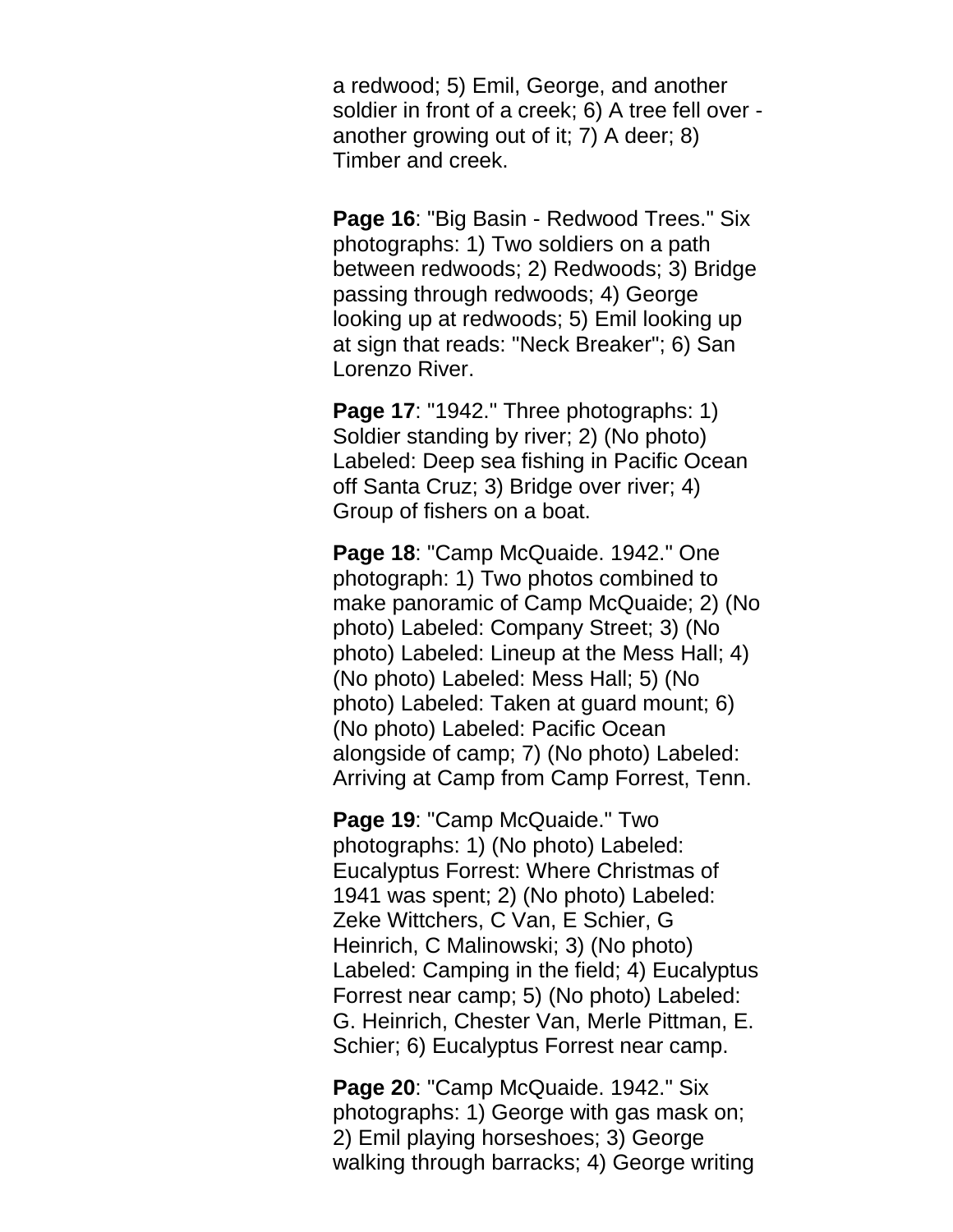a redwood; 5) Emil, George, and another soldier in front of a creek; 6) A tree fell over - another growing out of it; 7) A deer; 8) Timber and creek.

**Page 16**: "Big Basin - Redwood Trees." Six photographs: 1) Two soldiers on a path between redwoods; 2) Redwoods; 3) Bridge passing through redwoods; 4) George looking up at redwoods; 5) Emil looking up at sign that reads: "Neck Breaker"; 6) San Lorenzo River.

**Page 17**: "1942." Three photographs: 1) Soldier standing by river; 2) (No photo) Labeled: Deep sea fishing in Pacific Ocean off Santa Cruz; 3) Bridge over river; 4) Group of fishers on a boat.

**Page 18**: "Camp McQuaide. 1942." One photograph: 1) Two photos combined to make panoramic of Camp McQuaide; 2) (No photo) Labeled: Company Street; 3) (No photo) Labeled: Lineup at the Mess Hall; 4) (No photo) Labeled: Mess Hall; 5) (No photo) Labeled: Taken at guard mount; 6) (No photo) Labeled: Pacific Ocean alongside of camp; 7) (No photo) Labeled: Arriving at Camp from Camp Forrest, Tenn.

**Page 19**: "Camp McQuaide." Two photographs: 1) (No photo) Labeled: Eucalyptus Forrest: Where Christmas of 1941 was spent; 2) (No photo) Labeled: Zeke Wittchers, C Van, E Schier, G Heinrich, C Malinowski; 3) (No photo) Labeled: Camping in the field; 4) Eucalyptus Forrest near camp; 5) (No photo) Labeled: G. Heinrich, Chester Van, Merle Pittman, E. Schier; 6) Eucalyptus Forrest near camp.

**Page 20**: "Camp McQuaide. 1942." Six photographs: 1) George with gas mask on; 2) Emil playing horseshoes; 3) George walking through barracks; 4) George writing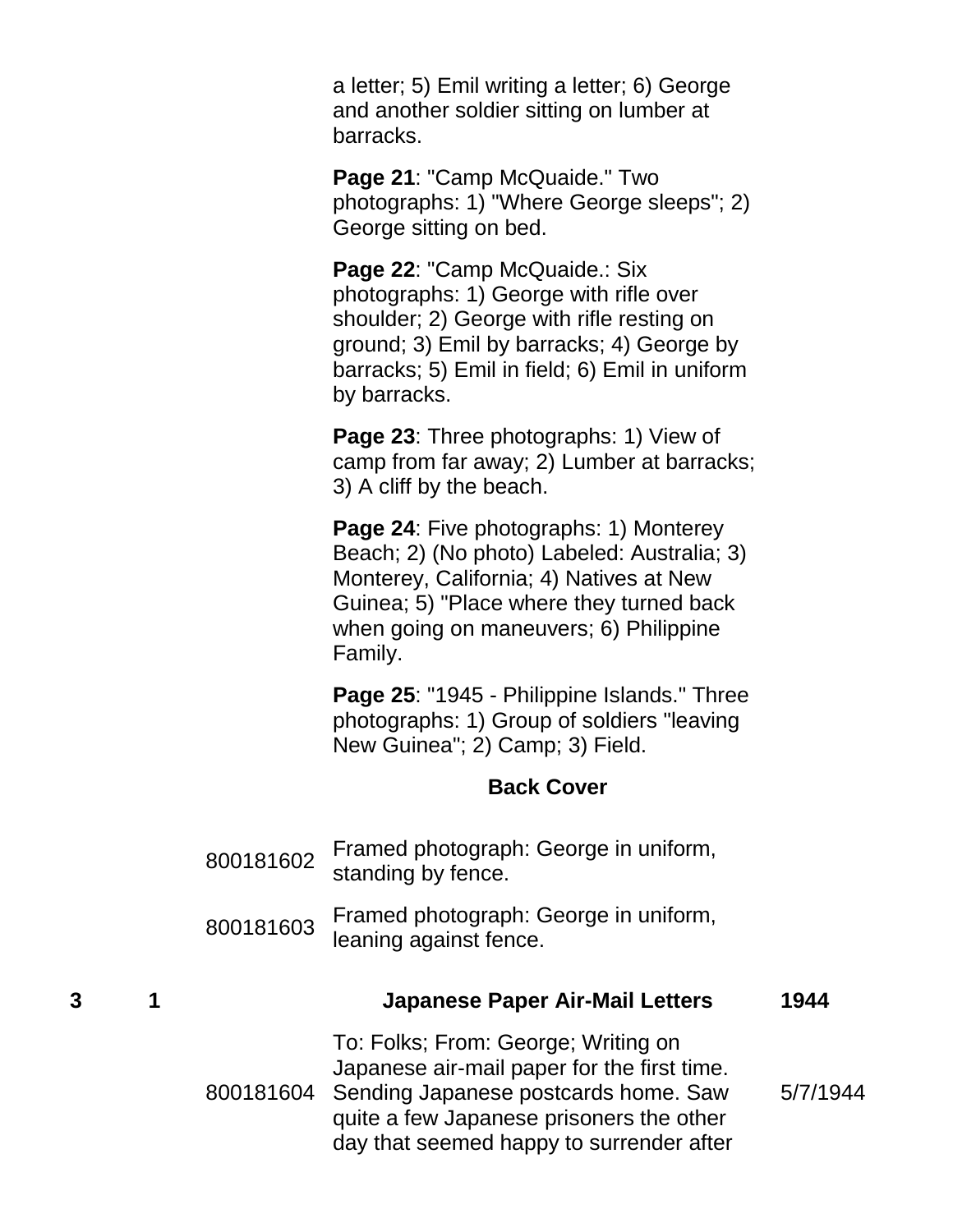a letter; 5) Emil writing a letter; 6) George and another soldier sitting on lumber at barracks.

**Page 21**: "Camp McQuaide." Two photographs: 1) "Where George sleeps"; 2) George sitting on bed.

**Page 22**: "Camp McQuaide.: Six photographs: 1) George with rifle over shoulder; 2) George with rifle resting on ground; 3) Emil by barracks; 4) George by barracks; 5) Emil in field; 6) Emil in uniform by barracks.

**Page 23**: Three photographs: 1) View of camp from far away; 2) Lumber at barracks; 3) A cliff by the beach.

**Page 24**: Five photographs: 1) Monterey Beach; 2) (No photo) Labeled: Australia; 3) Monterey, California; 4) Natives at New Guinea; 5) "Place where they turned back when going on maneuvers; 6) Philippine Family.

**Page 25**: "1945 - Philippine Islands." Three photographs: 1) Group of soldiers "leaving New Guinea"; 2) Camp; 3) Field.

**Back Cover**

| | | | | |
|---|---|---|---|---|
| | | 800181602 | Framed photograph: George in uniform, standing by fence. | |
| | | 800181603 | Framed photograph: George in uniform, leaning against fence. | |
| **3** | **1** | | **Japanese Paper Air-Mail Letters** | **1944** |
| | | 800181604 | To: Folks; From: George; Writing on Japanese air-mail paper for the first time. Sending Japanese postcards home. Saw quite a few Japanese prisoners the other day that seemed happy to surrender after | 5/7/1944 |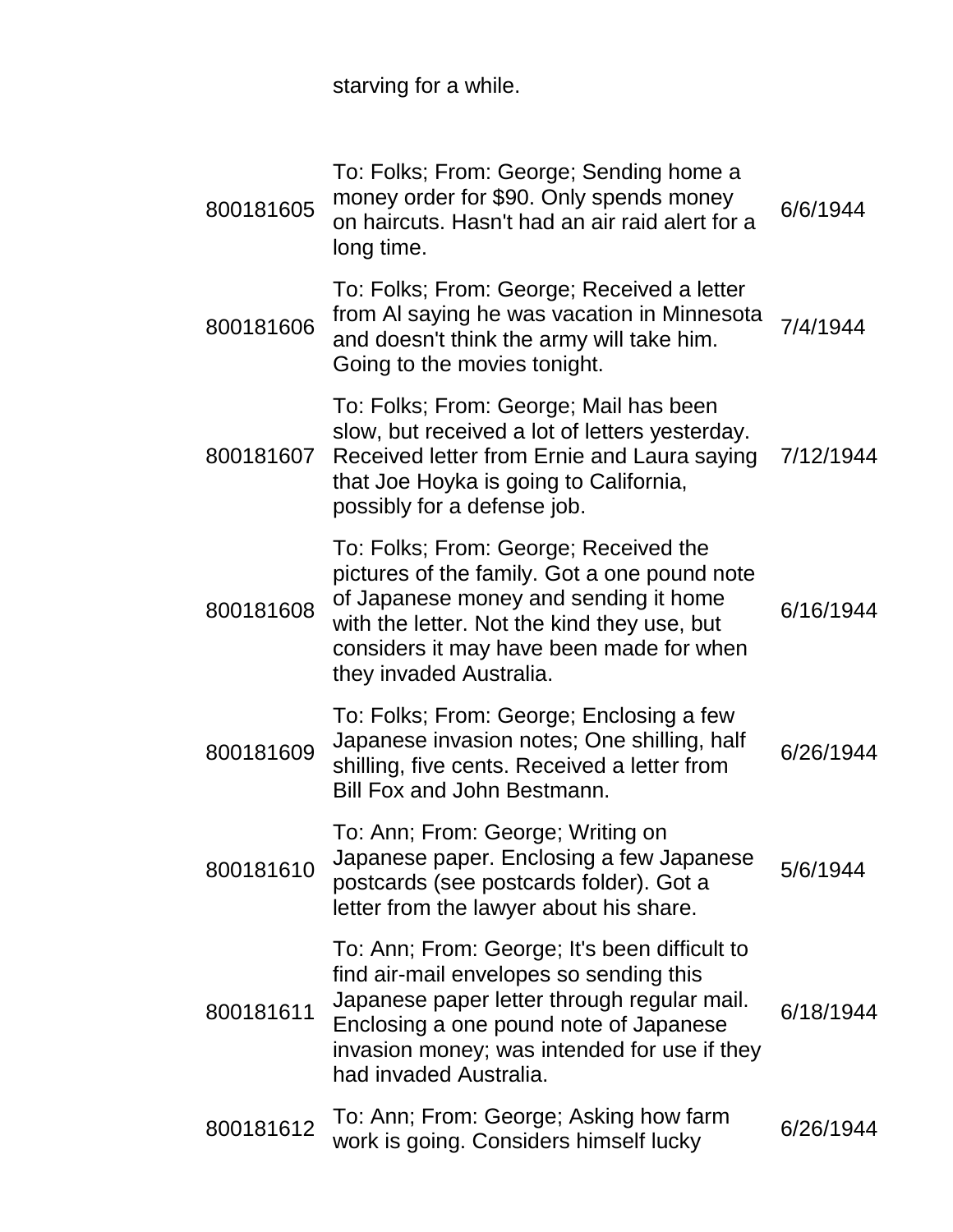| | starving for a while. | |
|---|---|---|
| 800181605 | To: Folks; From: George; Sending home a money order for $90. Only spends money on haircuts. Hasn't had an air raid alert for a long time. | 6/6/1944 |
| 800181606 | To: Folks; From: George; Received a letter from Al saying he was vacation in Minnesota and doesn't think the army will take him. Going to the movies tonight. | 7/4/1944 |
| 800181607 | To: Folks; From: George; Mail has been slow, but received a lot of letters yesterday. Received letter from Ernie and Laura saying that Joe Hoyka is going to California, possibly for a defense job. | 7/12/1944 |
| 800181608 | To: Folks; From: George; Received the pictures of the family. Got a one pound note of Japanese money and sending it home with the letter. Not the kind they use, but considers it may have been made for when they invaded Australia. | 6/16/1944 |
| 800181609 | To: Folks; From: George; Enclosing a few Japanese invasion notes; One shilling, half shilling, five cents. Received a letter from Bill Fox and John Bestmann. | 6/26/1944 |
| 800181610 | To: Ann; From: George; Writing on Japanese paper. Enclosing a few Japanese postcards (see postcards folder). Got a letter from the lawyer about his share. | 5/6/1944 |
| 800181611 | To: Ann; From: George; It's been difficult to find air-mail envelopes so sending this Japanese paper letter through regular mail. Enclosing a one pound note of Japanese invasion money; was intended for use if they had invaded Australia. | 6/18/1944 |
| 800181612 | To: Ann; From: George; Asking how farm work is going. Considers himself lucky | 6/26/1944 |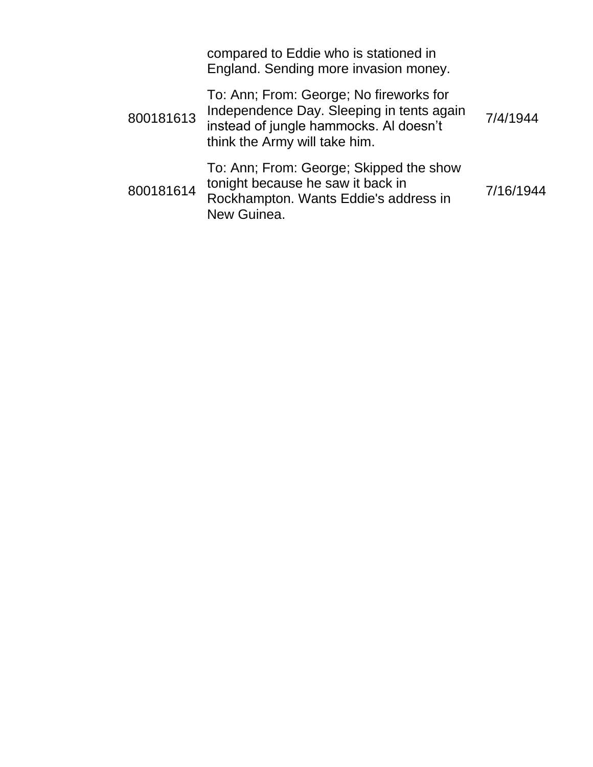| | | |
|---|---|---|
| | compared to Eddie who is stationed in England. Sending more invasion money. | |
| 800181613 | To: Ann; From: George; No fireworks for Independence Day. Sleeping in tents again instead of jungle hammocks. Al doesn't think the Army will take him. | 7/4/1944 |
| 800181614 | To: Ann; From: George; Skipped the show tonight because he saw it back in Rockhampton. Wants Eddie's address in New Guinea. | 7/16/1944 |